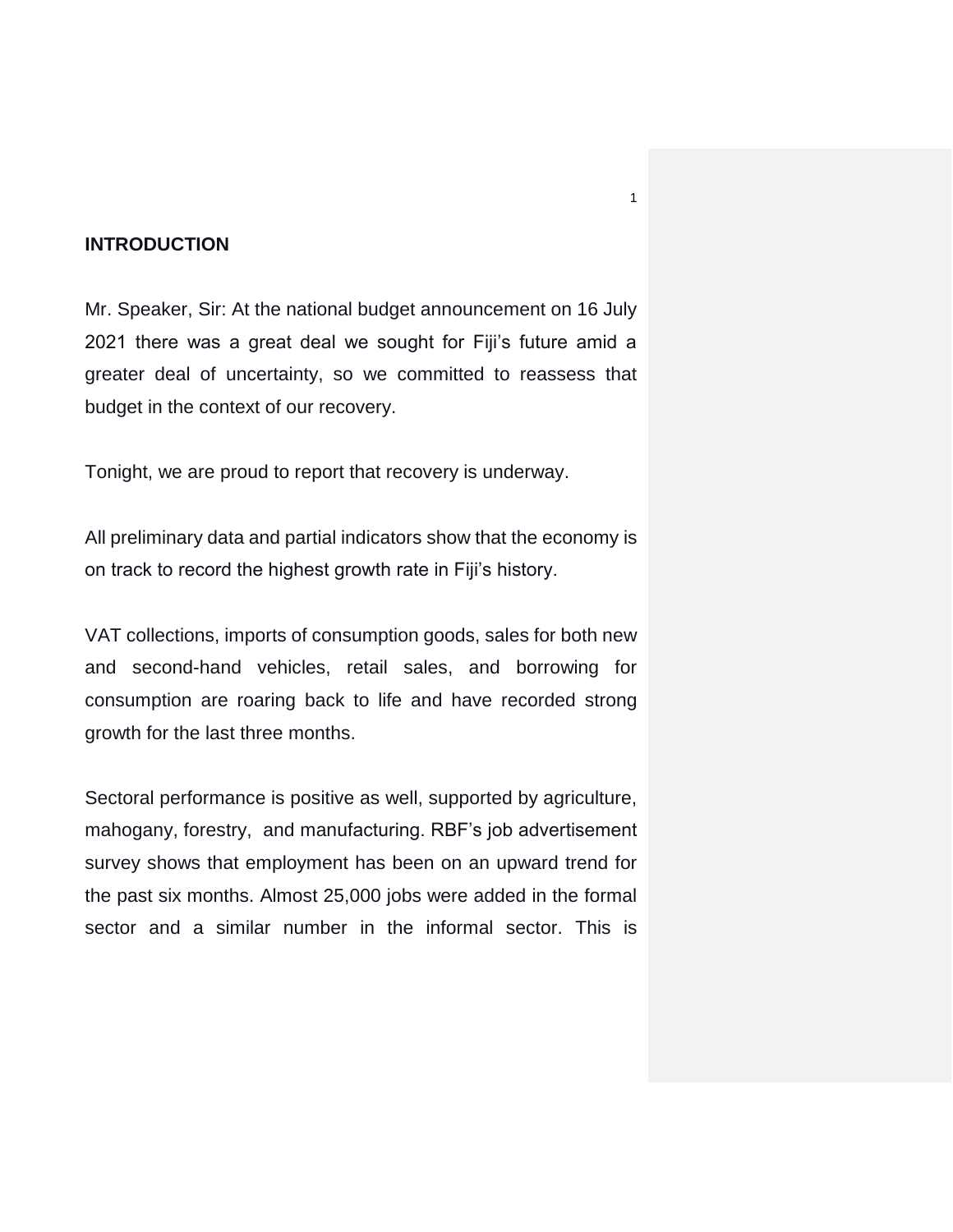## INTRODUCTION

Mr. Speaker, Sir: At the national budget announcement on 16 July 2021 there was a great deal we sought for Fiji's future amid a greater deal of uncertainty, so we committed to reassess that budget in the context of our recovery.

Tonight, we are proud to report that recovery is underway.

All preliminary data and partial indicators show that the economy is on track to record the highest growth rate in Fiji's history.

VAT collections, imports of consumption goods, sales for both new and second-hand vehicles, retail sales, and borrowing for consumption are roaring back to life and have recorded strong growth for the last three months.

Sectoral performance is positive as well, supported by agriculture, mahogany, forestry, and manufacturing. RBF's job advertisement survey shows that employment has been on an upward trend for the past six months. Almost 25,000 jobs were added in the formal sector and a similar number in the informal sector. This is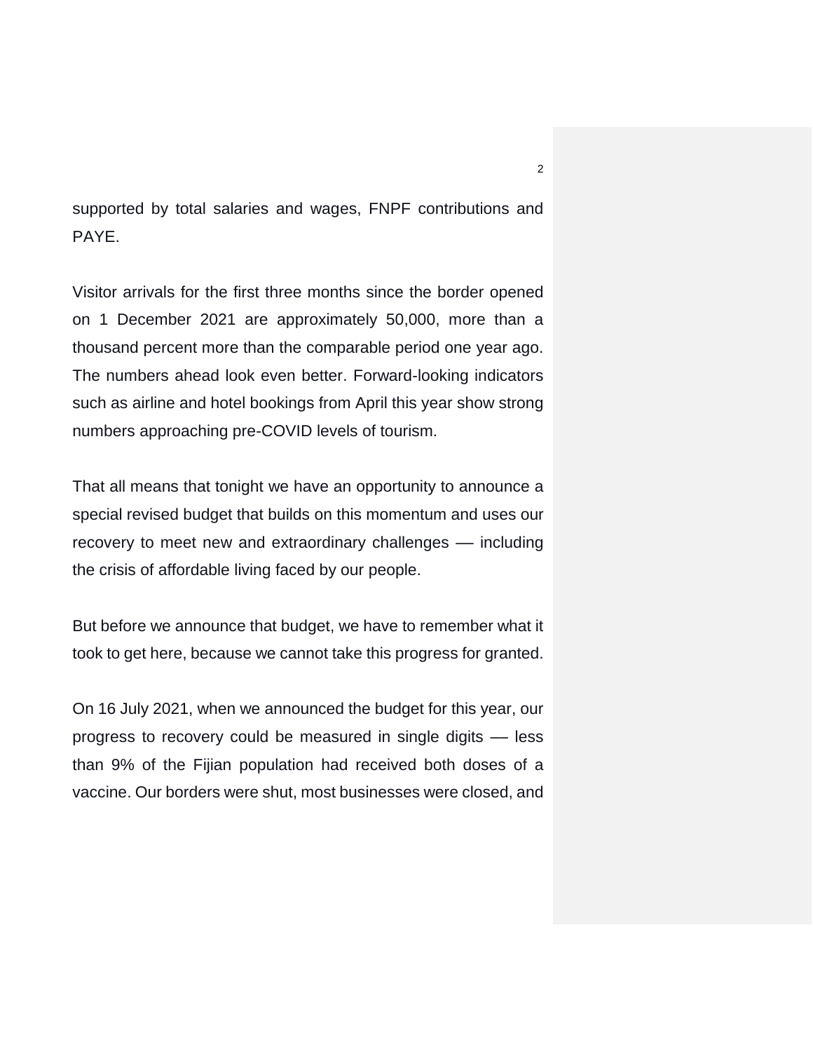supported by total salaries and wages, FNPF contributions and PAYE.

Visitor arrivals for the first three months since the border opened on 1 December 2021 are approximately 50,000, more than a thousand percent more than the comparable period one year ago. The numbers ahead look even better. Forward-looking indicators such as airline and hotel bookings from April this year show strong numbers approaching pre-COVID levels of tourism.

That all means that tonight we have an opportunity to announce a special revised budget that builds on this momentum and uses our recovery to meet new and extraordinary challenges — including the crisis of affordable living faced by our people.

But before we announce that budget, we have to remember what it took to get here, because we cannot take this progress for granted.

On 16 July 2021, when we announced the budget for this year, our progress to recovery could be measured in single digits — less than 9% of the Fijian population had received both doses of a vaccine. Our borders were shut, most businesses were closed, and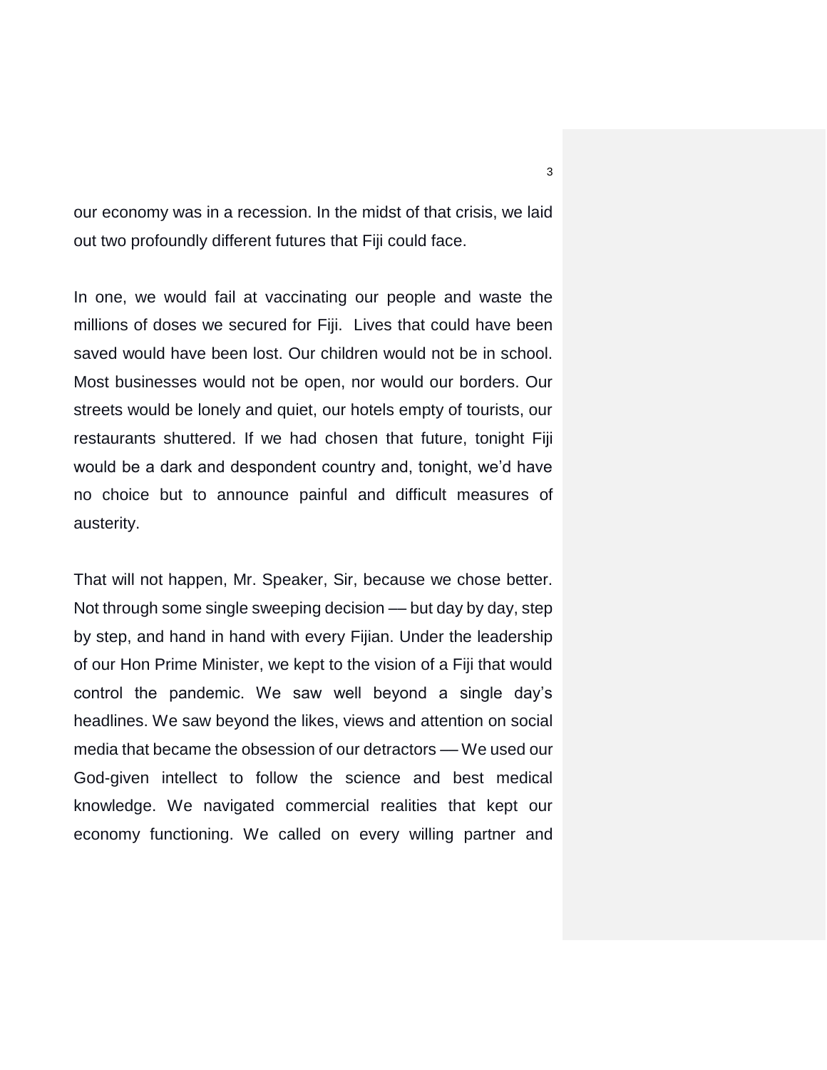our economy was in a recession. In the midst of that crisis, we laid out two profoundly different futures that Fiji could face.

In one, we would fail at vaccinating our people and waste the millions of doses we secured for Fiji. Lives that could have been saved would have been lost. Our children would not be in school. Most businesses would not be open, nor would our borders. Our streets would be lonely and quiet, our hotels empty of tourists, our restaurants shuttered. If we had chosen that future, tonight Fiji would be a dark and despondent country and, tonight, we'd have no choice but to announce painful and difficult measures of austerity.

That will not happen, Mr. Speaker, Sir, because we chose better. Not through some single sweeping decision — but day by day, step by step, and hand in hand with every Fijian. Under the leadership of our Hon Prime Minister, we kept to the vision of a Fiji that would control the pandemic. We saw well beyond a single day's headlines. We saw beyond the likes, views and attention on social media that became the obsession of our detractors — We used our God-given intellect to follow the science and best medical knowledge. We navigated commercial realities that kept our economy functioning. We called on every willing partner and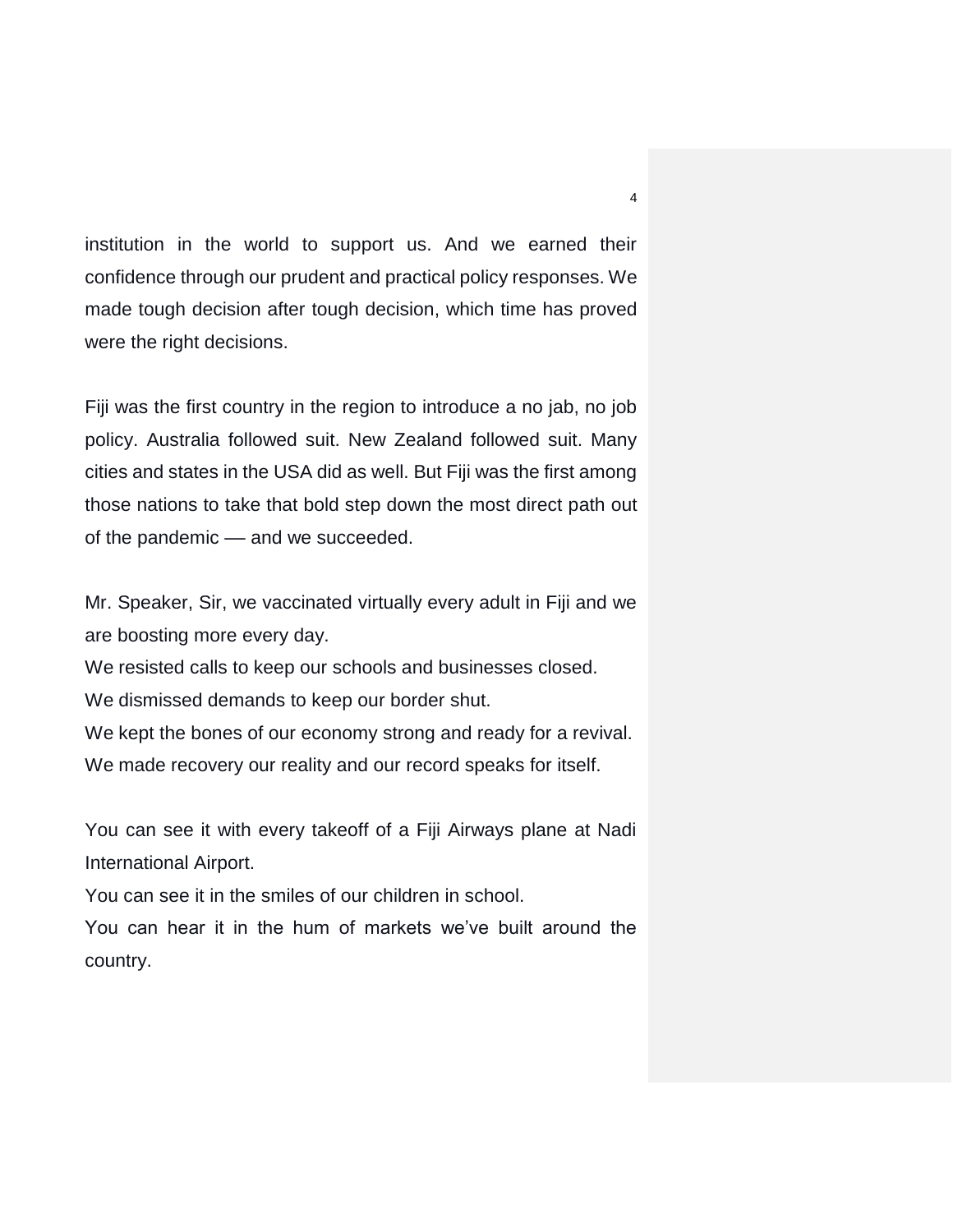institution in the world to support us. And we earned their confidence through our prudent and practical policy responses. We made tough decision after tough decision, which time has proved were the right decisions.

Fiji was the first country in the region to introduce a no jab, no job policy. Australia followed suit. New Zealand followed suit. Many cities and states in the USA did as well. But Fiji was the first among those nations to take that bold step down the most direct path out of the pandemic — and we succeeded.

Mr. Speaker, Sir, we vaccinated virtually every adult in Fiji and we are boosting more every day.

We resisted calls to keep our schools and businesses closed.

We dismissed demands to keep our border shut.

We kept the bones of our economy strong and ready for a revival.

We made recovery our reality and our record speaks for itself.

You can see it with every takeoff of a Fiji Airways plane at Nadi International Airport.

You can see it in the smiles of our children in school.

You can hear it in the hum of markets we've built around the country.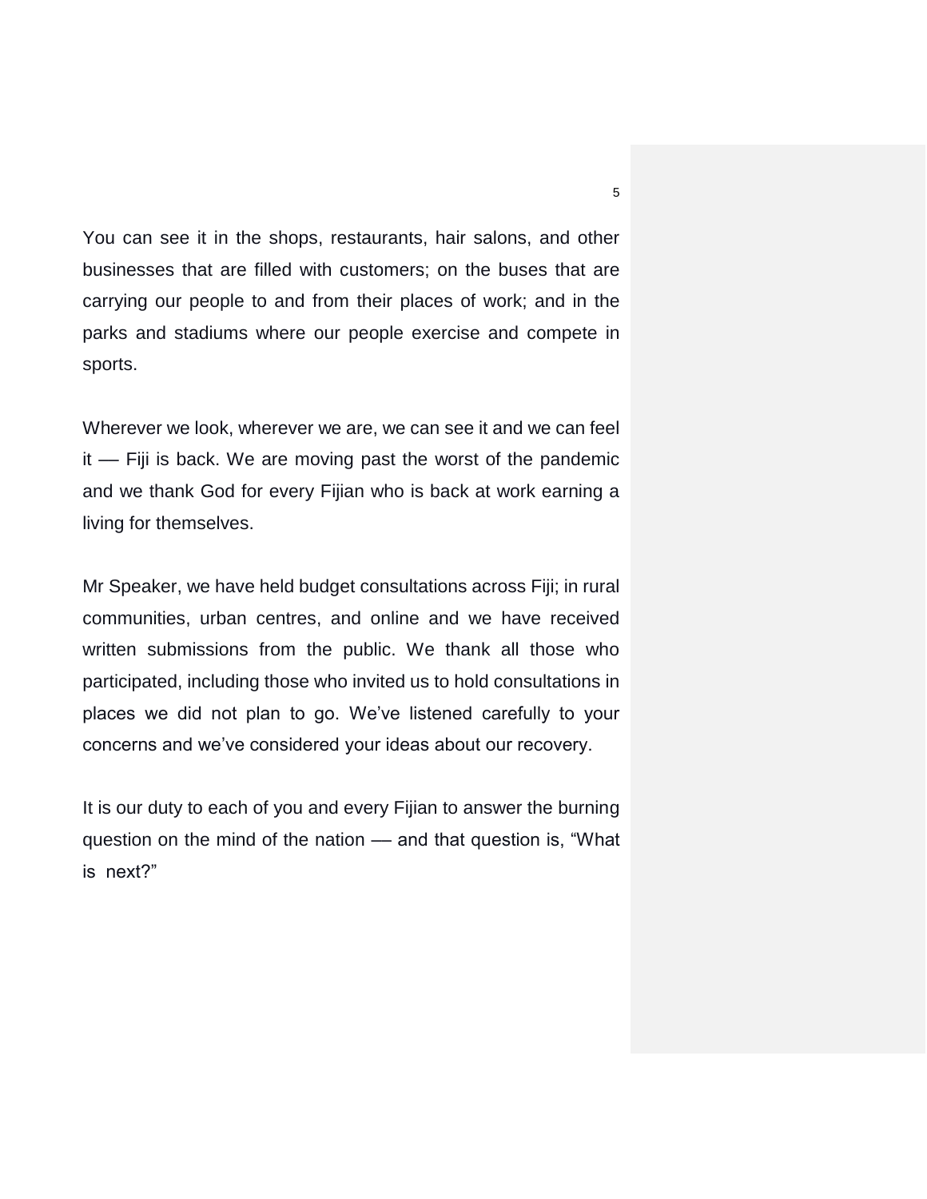You can see it in the shops, restaurants, hair salons, and other businesses that are filled with customers; on the buses that are carrying our people to and from their places of work; and in the parks and stadiums where our people exercise and compete in sports.

Wherever we look, wherever we are, we can see it and we can feel it — Fiji is back. We are moving past the worst of the pandemic and we thank God for every Fijian who is back at work earning a living for themselves.

Mr Speaker, we have held budget consultations across Fiji; in rural communities, urban centres, and online and we have received written submissions from the public. We thank all those who participated, including those who invited us to hold consultations in places we did not plan to go. We've listened carefully to your concerns and we've considered your ideas about our recovery.

It is our duty to each of you and every Fijian to answer the burning question on the mind of the nation — and that question is, "What is next?"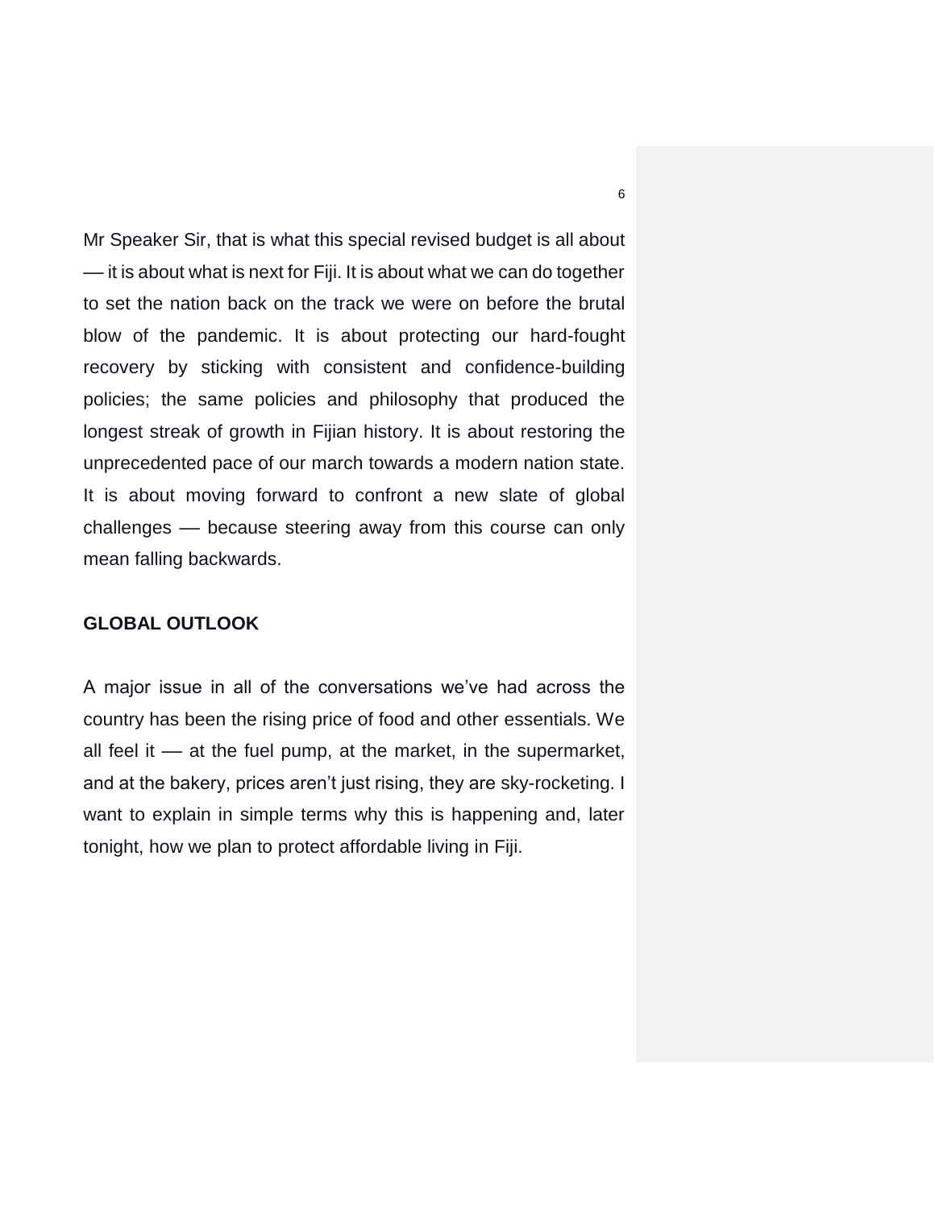Mr Speaker Sir, that is what this special revised budget is all about — it is about what is next for Fiji. It is about what we can do together to set the nation back on the track we were on before the brutal blow of the pandemic. It is about protecting our hard-fought recovery by sticking with consistent and confidence-building policies; the same policies and philosophy that produced the longest streak of growth in Fijian history. It is about restoring the unprecedented pace of our march towards a modern nation state. It is about moving forward to confront a new slate of global challenges — because steering away from this course can only mean falling backwards.

## GLOBAL OUTLOOK

A major issue in all of the conversations we've had across the country has been the rising price of food and other essentials. We all feel it — at the fuel pump, at the market, in the supermarket, and at the bakery, prices aren't just rising, they are sky-rocketing. I want to explain in simple terms why this is happening and, later tonight, how we plan to protect affordable living in Fiji.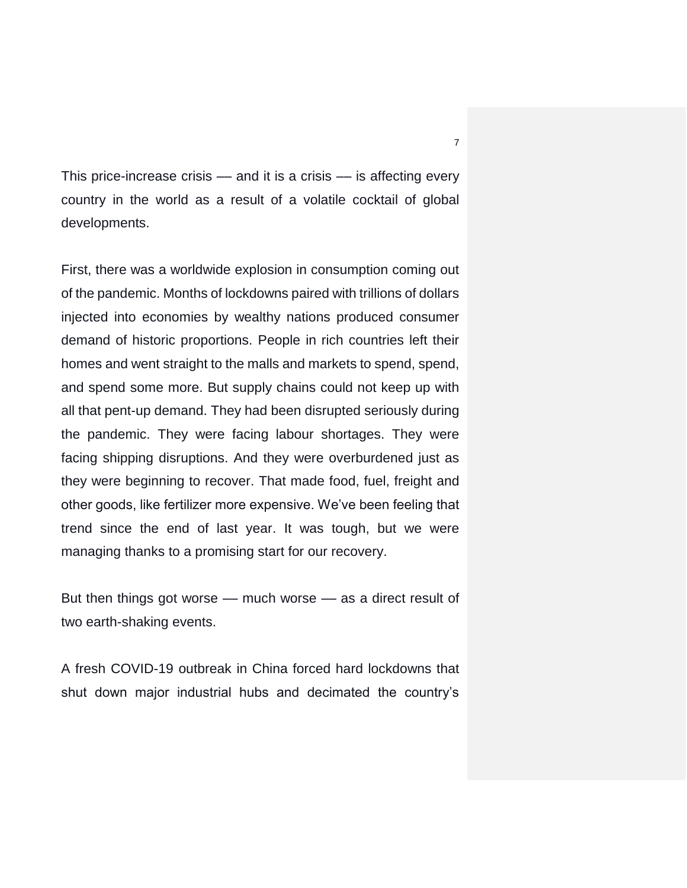This price-increase crisis — and it is a crisis –– is affecting every country in the world as a result of a volatile cocktail of global developments.

First, there was a worldwide explosion in consumption coming out of the pandemic. Months of lockdowns paired with trillions of dollars injected into economies by wealthy nations produced consumer demand of historic proportions. People in rich countries left their homes and went straight to the malls and markets to spend, spend, and spend some more. But supply chains could not keep up with all that pent-up demand. They had been disrupted seriously during the pandemic. They were facing labour shortages. They were facing shipping disruptions. And they were overburdened just as they were beginning to recover. That made food, fuel, freight and other goods, like fertilizer more expensive. We've been feeling that trend since the end of last year. It was tough, but we were managing thanks to a promising start for our recovery.

But then things got worse — much worse — as a direct result of two earth-shaking events.

A fresh COVID-19 outbreak in China forced hard lockdowns that shut down major industrial hubs and decimated the country's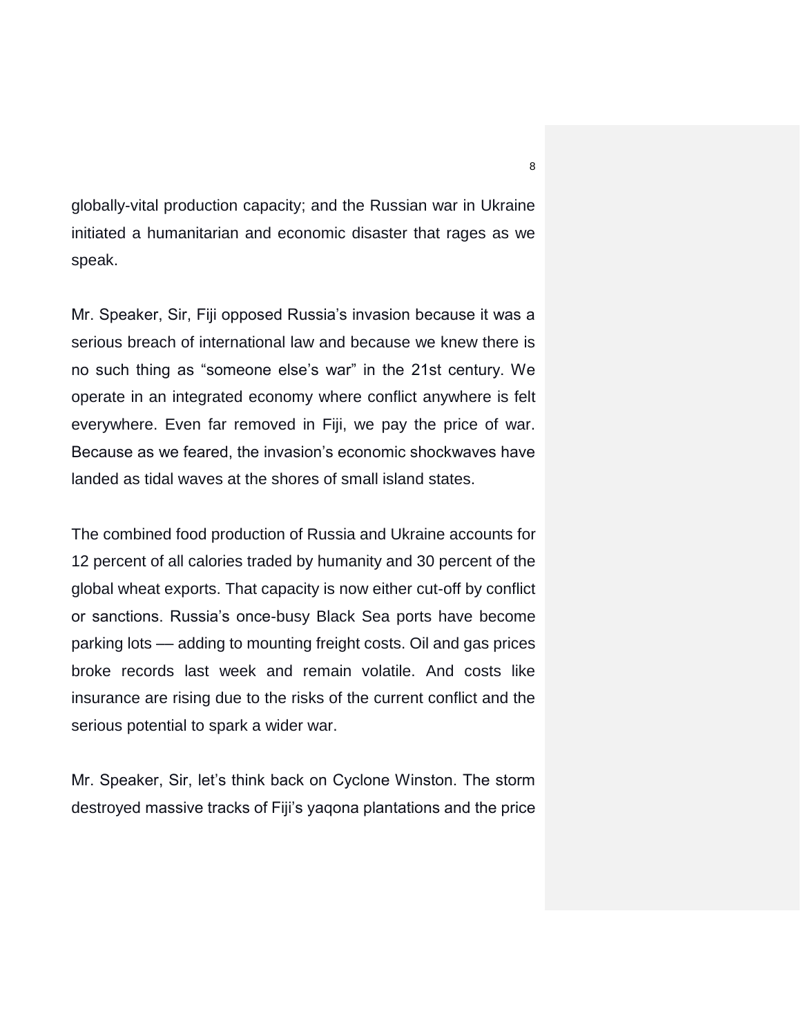globally-vital production capacity; and the Russian war in Ukraine initiated a humanitarian and economic disaster that rages as we speak.

Mr. Speaker, Sir, Fiji opposed Russia's invasion because it was a serious breach of international law and because we knew there is no such thing as "someone else's war" in the 21st century. We operate in an integrated economy where conflict anywhere is felt everywhere. Even far removed in Fiji, we pay the price of war. Because as we feared, the invasion's economic shockwaves have landed as tidal waves at the shores of small island states.

The combined food production of Russia and Ukraine accounts for 12 percent of all calories traded by humanity and 30 percent of the global wheat exports. That capacity is now either cut-off by conflict or sanctions. Russia's once-busy Black Sea ports have become parking lots — adding to mounting freight costs. Oil and gas prices broke records last week and remain volatile. And costs like insurance are rising due to the risks of the current conflict and the serious potential to spark a wider war.

Mr. Speaker, Sir, let's think back on Cyclone Winston. The storm destroyed massive tracks of Fiji's yaqona plantations and the price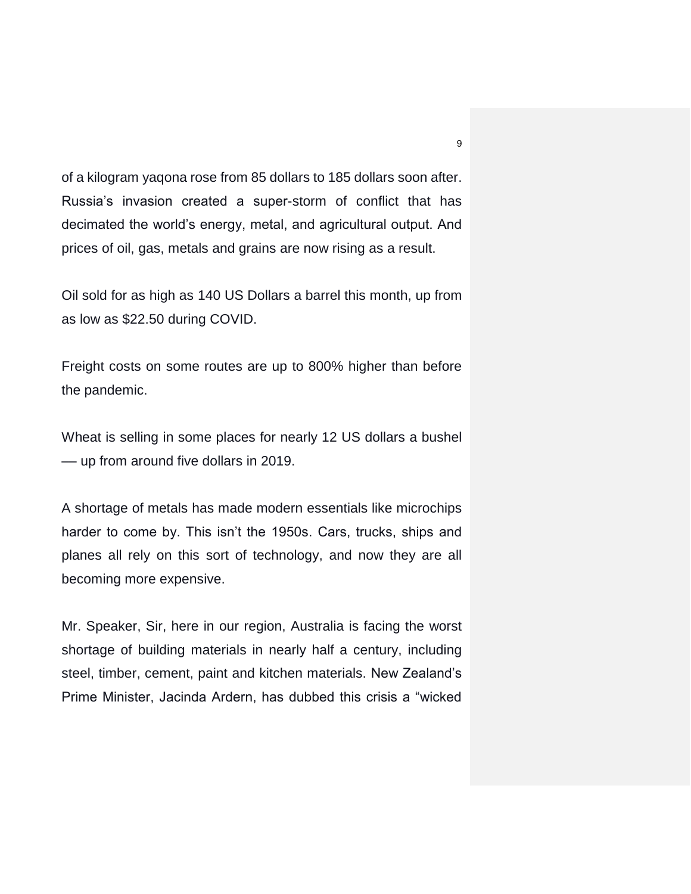of a kilogram yaqona rose from 85 dollars to 185 dollars soon after. Russia's invasion created a super-storm of conflict that has decimated the world's energy, metal, and agricultural output. And prices of oil, gas, metals and grains are now rising as a result.

Oil sold for as high as 140 US Dollars a barrel this month, up from as low as $22.50 during COVID.

Freight costs on some routes are up to 800% higher than before the pandemic.

Wheat is selling in some places for nearly 12 US dollars a bushel — up from around five dollars in 2019.

A shortage of metals has made modern essentials like microchips harder to come by. This isn't the 1950s. Cars, trucks, ships and planes all rely on this sort of technology, and now they are all becoming more expensive.

Mr. Speaker, Sir, here in our region, Australia is facing the worst shortage of building materials in nearly half a century, including steel, timber, cement, paint and kitchen materials. New Zealand's Prime Minister, Jacinda Ardern, has dubbed this crisis a "wicked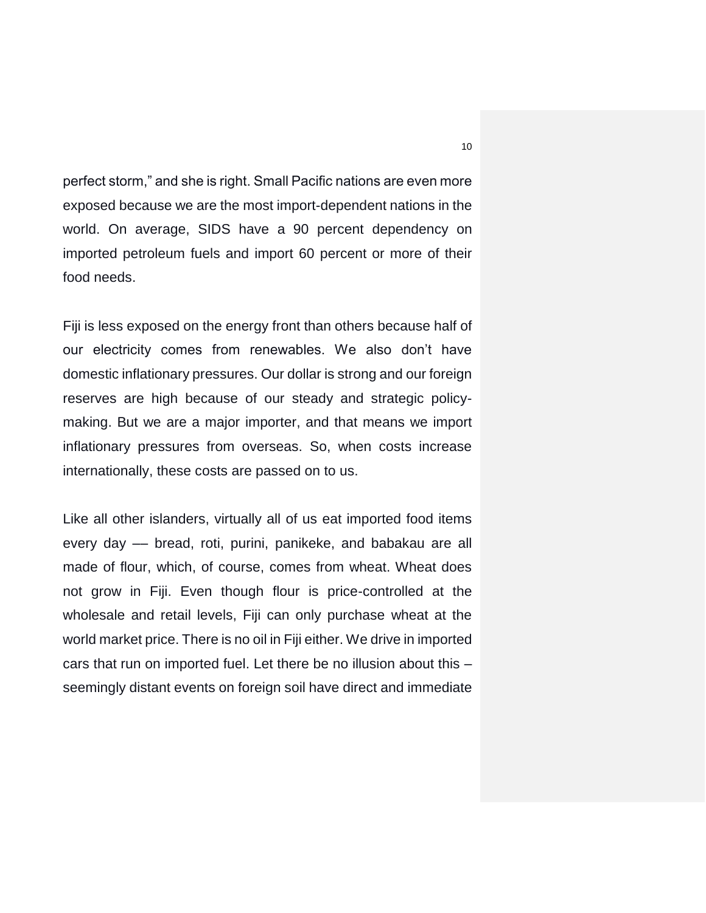perfect storm," and she is right. Small Pacific nations are even more exposed because we are the most import-dependent nations in the world. On average, SIDS have a 90 percent dependency on imported petroleum fuels and import 60 percent or more of their food needs.

Fiji is less exposed on the energy front than others because half of our electricity comes from renewables. We also don't have domestic inflationary pressures. Our dollar is strong and our foreign reserves are high because of our steady and strategic policy-making. But we are a major importer, and that means we import inflationary pressures from overseas. So, when costs increase internationally, these costs are passed on to us.

Like all other islanders, virtually all of us eat imported food items every day –– bread, roti, purini, panikeke, and babakau are all made of flour, which, of course, comes from wheat. Wheat does not grow in Fiji. Even though flour is price-controlled at the wholesale and retail levels, Fiji can only purchase wheat at the world market price. There is no oil in Fiji either. We drive in imported cars that run on imported fuel. Let there be no illusion about this – seemingly distant events on foreign soil have direct and immediate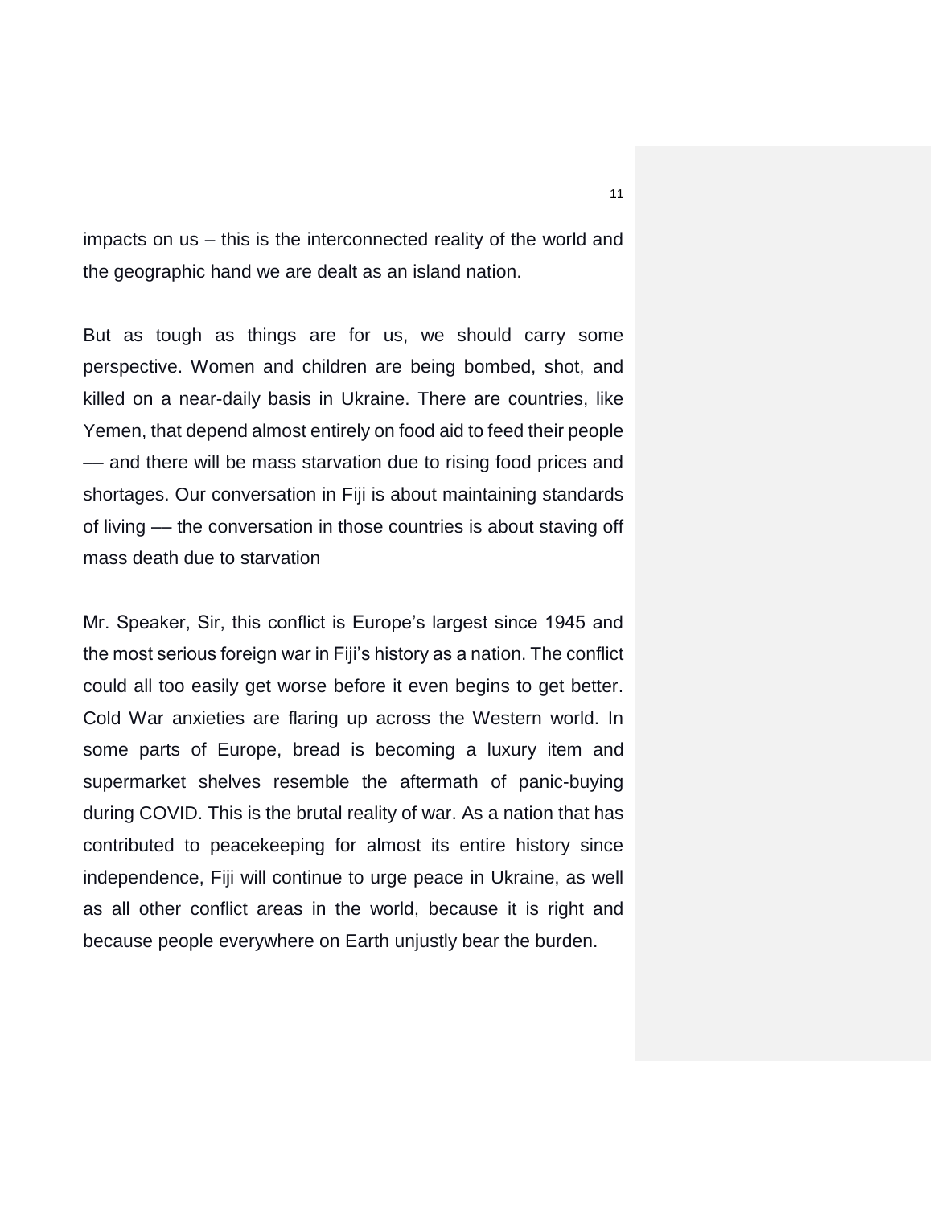impacts on us – this is the interconnected reality of the world and the geographic hand we are dealt as an island nation.

But as tough as things are for us, we should carry some perspective. Women and children are being bombed, shot, and killed on a near-daily basis in Ukraine. There are countries, like Yemen, that depend almost entirely on food aid to feed their people — and there will be mass starvation due to rising food prices and shortages. Our conversation in Fiji is about maintaining standards of living — the conversation in those countries is about staving off mass death due to starvation

Mr. Speaker, Sir, this conflict is Europe's largest since 1945 and the most serious foreign war in Fiji's history as a nation. The conflict could all too easily get worse before it even begins to get better. Cold War anxieties are flaring up across the Western world. In some parts of Europe, bread is becoming a luxury item and supermarket shelves resemble the aftermath of panic-buying during COVID. This is the brutal reality of war. As a nation that has contributed to peacekeeping for almost its entire history since independence, Fiji will continue to urge peace in Ukraine, as well as all other conflict areas in the world, because it is right and because people everywhere on Earth unjustly bear the burden.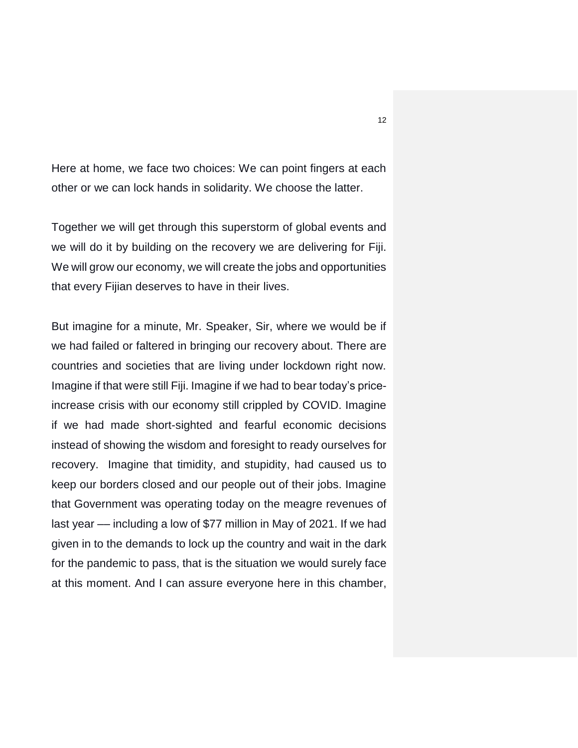Here at home, we face two choices: We can point fingers at each other or we can lock hands in solidarity. We choose the latter.

Together we will get through this superstorm of global events and we will do it by building on the recovery we are delivering for Fiji. We will grow our economy, we will create the jobs and opportunities that every Fijian deserves to have in their lives.

But imagine for a minute, Mr. Speaker, Sir, where we would be if we had failed or faltered in bringing our recovery about. There are countries and societies that are living under lockdown right now. Imagine if that were still Fiji. Imagine if we had to bear today's price-increase crisis with our economy still crippled by COVID. Imagine if we had made short-sighted and fearful economic decisions instead of showing the wisdom and foresight to ready ourselves for recovery. Imagine that timidity, and stupidity, had caused us to keep our borders closed and our people out of their jobs. Imagine that Government was operating today on the meagre revenues of last year — including a low of $77 million in May of 2021. If we had given in to the demands to lock up the country and wait in the dark for the pandemic to pass, that is the situation we would surely face at this moment. And I can assure everyone here in this chamber,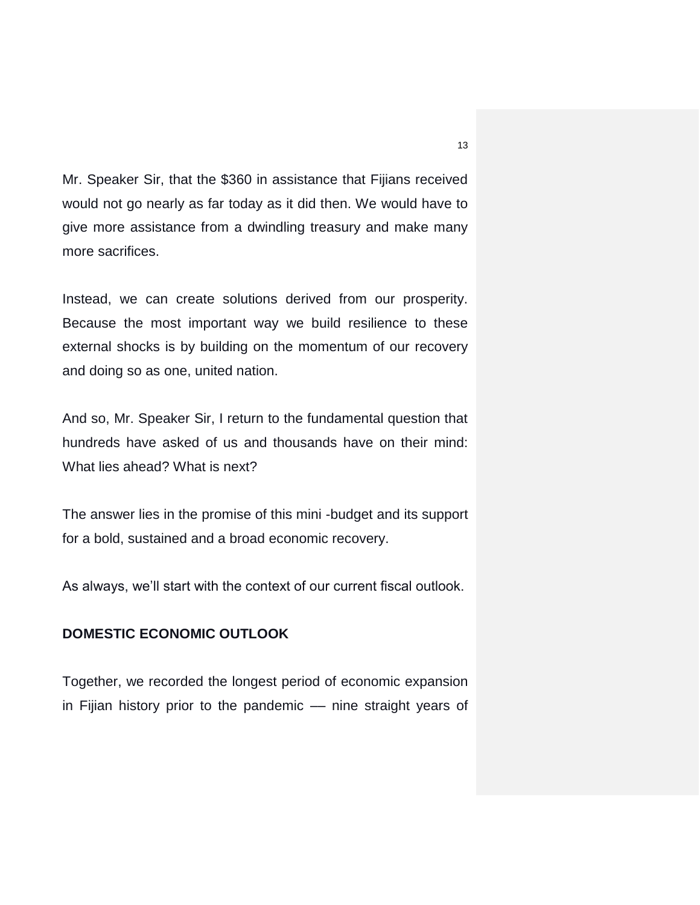Mr. Speaker Sir, that the $360 in assistance that Fijians received would not go nearly as far today as it did then. We would have to give more assistance from a dwindling treasury and make many more sacrifices.

Instead, we can create solutions derived from our prosperity. Because the most important way we build resilience to these external shocks is by building on the momentum of our recovery and doing so as one, united nation.

And so, Mr. Speaker Sir, I return to the fundamental question that hundreds have asked of us and thousands have on their mind: What lies ahead? What is next?

The answer lies in the promise of this mini -budget and its support for a bold, sustained and a broad economic recovery.

As always, we'll start with the context of our current fiscal outlook.

**DOMESTIC ECONOMIC OUTLOOK**

Together, we recorded the longest period of economic expansion in Fijian history prior to the pandemic — nine straight years of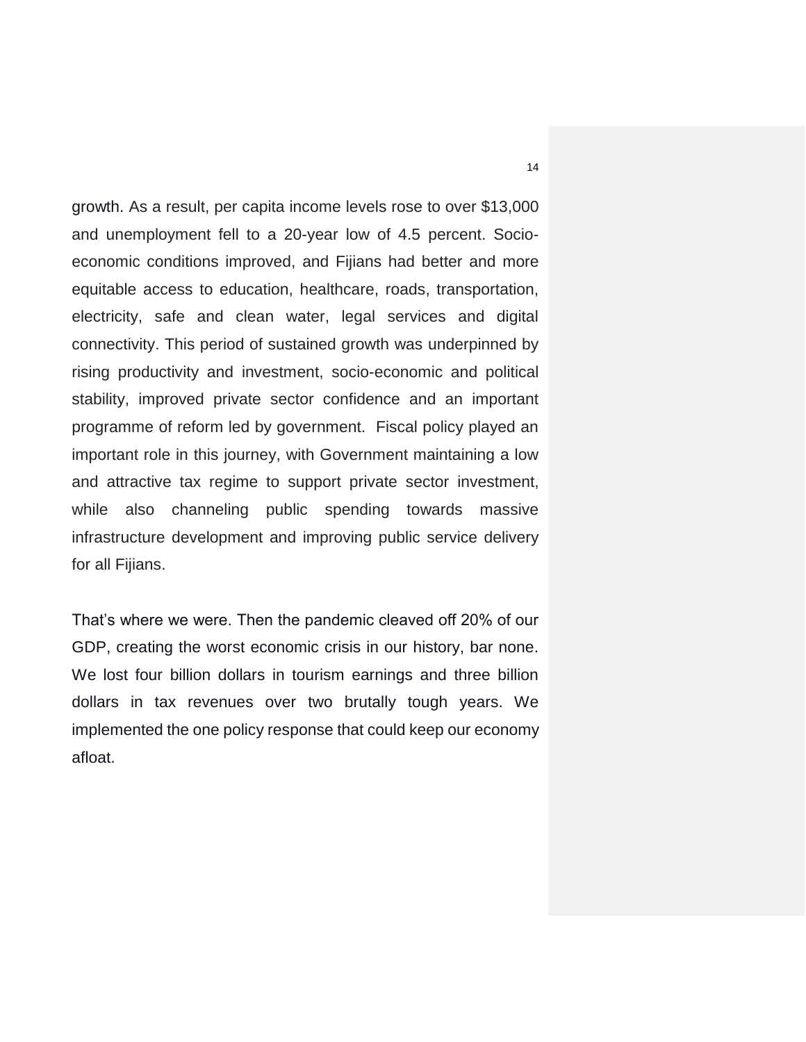growth. As a result, per capita income levels rose to over $13,000 and unemployment fell to a 20-year low of 4.5 percent. Socio-economic conditions improved, and Fijians had better and more equitable access to education, healthcare, roads, transportation, electricity, safe and clean water, legal services and digital connectivity. This period of sustained growth was underpinned by rising productivity and investment, socio-economic and political stability, improved private sector confidence and an important programme of reform led by government. Fiscal policy played an important role in this journey, with Government maintaining a low and attractive tax regime to support private sector investment, while also channeling public spending towards massive infrastructure development and improving public service delivery for all Fijians.

That's where we were. Then the pandemic cleaved off 20% of our GDP, creating the worst economic crisis in our history, bar none. We lost four billion dollars in tourism earnings and three billion dollars in tax revenues over two brutally tough years. We implemented the one policy response that could keep our economy afloat.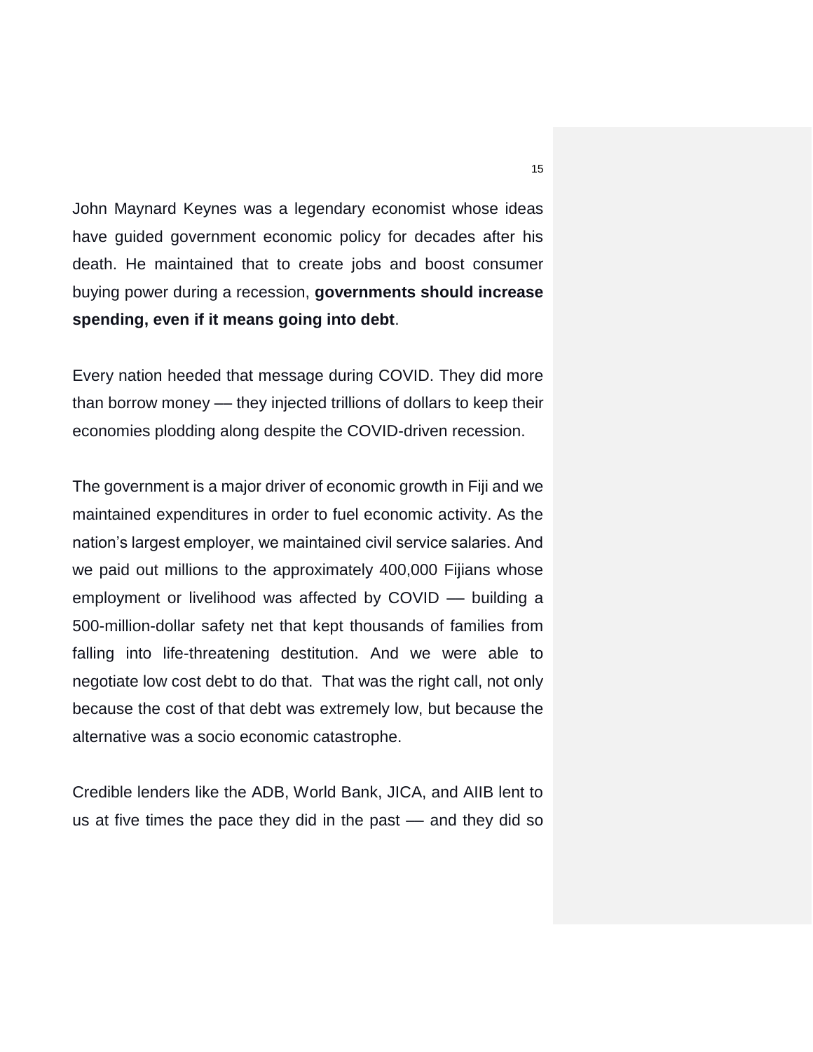John Maynard Keynes was a legendary economist whose ideas have guided government economic policy for decades after his death. He maintained that to create jobs and boost consumer buying power during a recession, **governments should increase spending, even if it means going into debt**.

Every nation heeded that message during COVID. They did more than borrow money — they injected trillions of dollars to keep their economies plodding along despite the COVID-driven recession.

The government is a major driver of economic growth in Fiji and we maintained expenditures in order to fuel economic activity. As the nation's largest employer, we maintained civil service salaries. And we paid out millions to the approximately 400,000 Fijians whose employment or livelihood was affected by COVID — building a 500-million-dollar safety net that kept thousands of families from falling into life-threatening destitution. And we were able to negotiate low cost debt to do that. That was the right call, not only because the cost of that debt was extremely low, but because the alternative was a socio economic catastrophe.

Credible lenders like the ADB, World Bank, JICA, and AIIB lent to us at five times the pace they did in the past — and they did so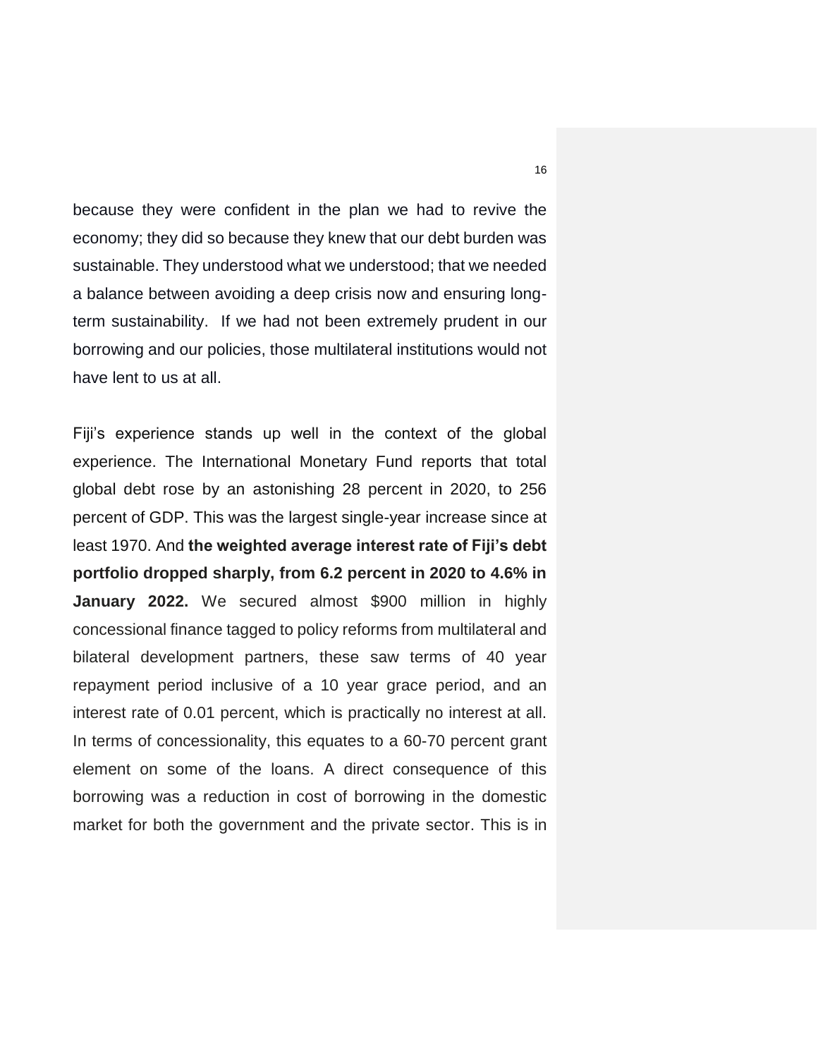because they were confident in the plan we had to revive the economy; they did so because they knew that our debt burden was sustainable. They understood what we understood; that we needed a balance between avoiding a deep crisis now and ensuring long-term sustainability. If we had not been extremely prudent in our borrowing and our policies, those multilateral institutions would not have lent to us at all.

Fiji's experience stands up well in the context of the global experience. The International Monetary Fund reports that total global debt rose by an astonishing 28 percent in 2020, to 256 percent of GDP. This was the largest single-year increase since at least 1970. And **the weighted average interest rate of Fiji's debt portfolio dropped sharply, from 6.2 percent in 2020 to 4.6% in January 2022.** We secured almost $900 million in highly concessional finance tagged to policy reforms from multilateral and bilateral development partners, these saw terms of 40 year repayment period inclusive of a 10 year grace period, and an interest rate of 0.01 percent, which is practically no interest at all. In terms of concessionality, this equates to a 60-70 percent grant element on some of the loans. A direct consequence of this borrowing was a reduction in cost of borrowing in the domestic market for both the government and the private sector. This is in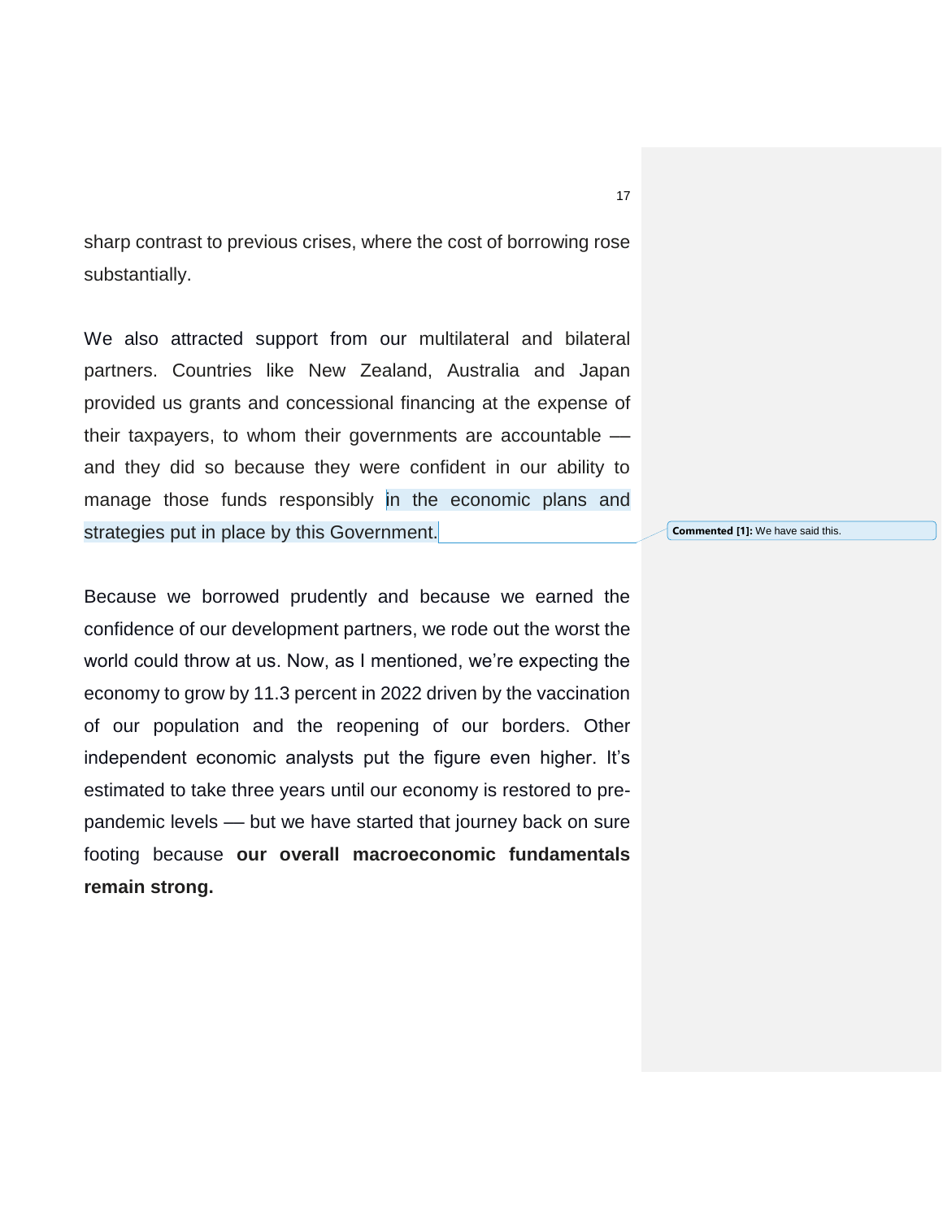sharp contrast to previous crises, where the cost of borrowing rose substantially.

We also attracted support from our multilateral and bilateral partners. Countries like New Zealand, Australia and Japan provided us grants and concessional financing at the expense of their taxpayers, to whom their governments are accountable — and they did so because they were confident in our ability to manage those funds responsibly in the economic plans and strategies put in place by this Government.

Because we borrowed prudently and because we earned the confidence of our development partners, we rode out the worst the world could throw at us. Now, as I mentioned, we're expecting the economy to grow by 11.3 percent in 2022 driven by the vaccination of our population and the reopening of our borders. Other independent economic analysts put the figure even higher. It's estimated to take three years until our economy is restored to pre-pandemic levels — but we have started that journey back on sure footing because **our overall macroeconomic fundamentals remain strong.**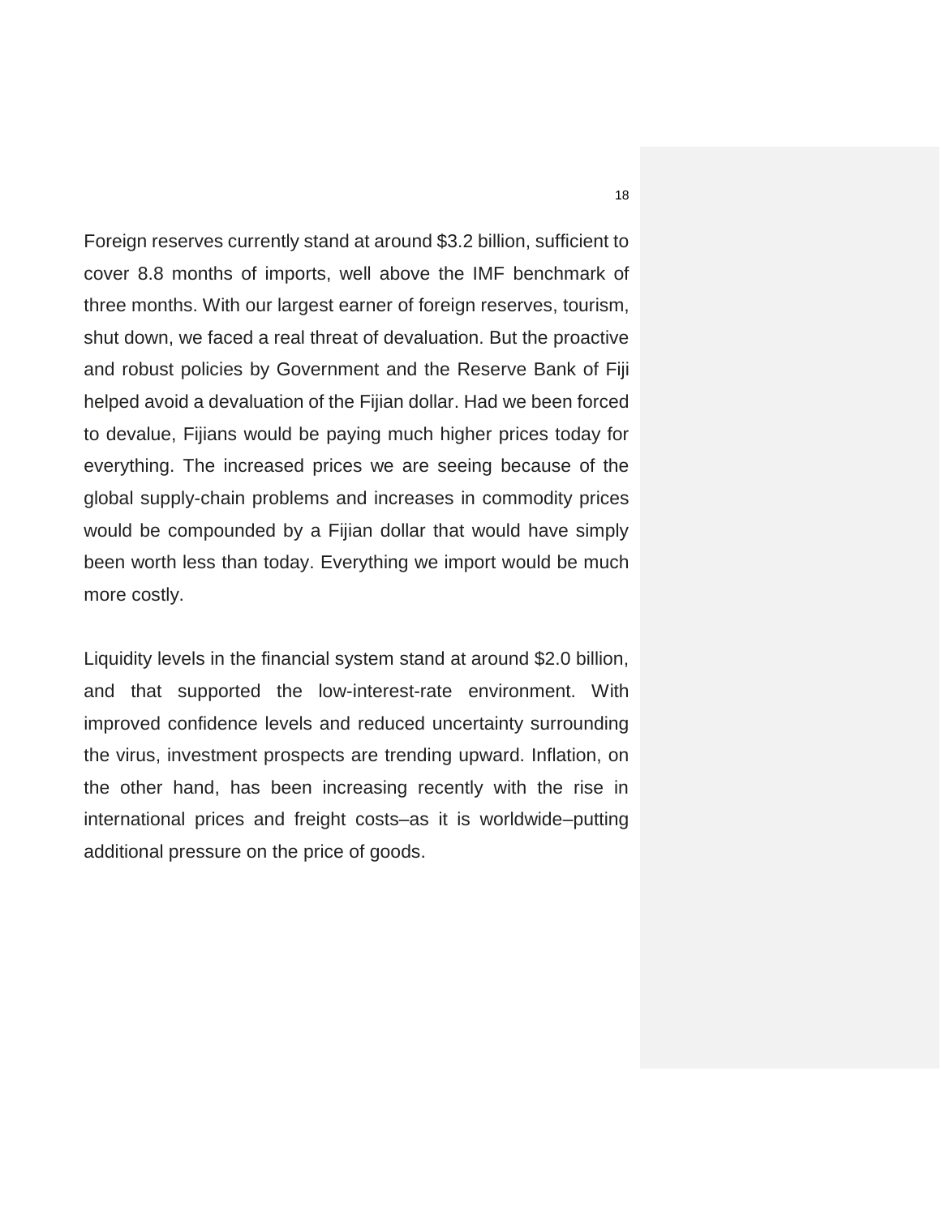Foreign reserves currently stand at around $3.2 billion, sufficient to cover 8.8 months of imports, well above the IMF benchmark of three months. With our largest earner of foreign reserves, tourism, shut down, we faced a real threat of devaluation. But the proactive and robust policies by Government and the Reserve Bank of Fiji helped avoid a devaluation of the Fijian dollar. Had we been forced to devalue, Fijians would be paying much higher prices today for everything. The increased prices we are seeing because of the global supply-chain problems and increases in commodity prices would be compounded by a Fijian dollar that would have simply been worth less than today. Everything we import would be much more costly.

Liquidity levels in the financial system stand at around $2.0 billion, and that supported the low-interest-rate environment. With improved confidence levels and reduced uncertainty surrounding the virus, investment prospects are trending upward. Inflation, on the other hand, has been increasing recently with the rise in international prices and freight costs–as it is worldwide–putting additional pressure on the price of goods.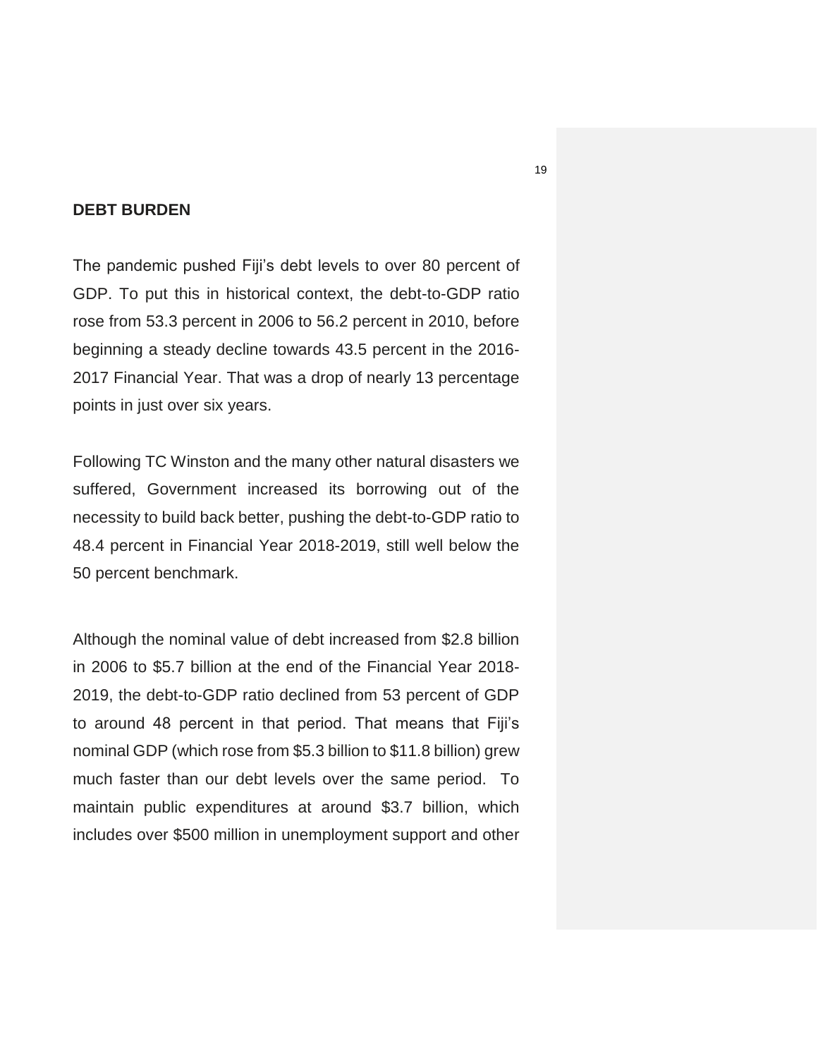## DEBT BURDEN

The pandemic pushed Fiji's debt levels to over 80 percent of GDP. To put this in historical context, the debt-to-GDP ratio rose from 53.3 percent in 2006 to 56.2 percent in 2010, before beginning a steady decline towards 43.5 percent in the 2016-2017 Financial Year. That was a drop of nearly 13 percentage points in just over six years.

Following TC Winston and the many other natural disasters we suffered, Government increased its borrowing out of the necessity to build back better, pushing the debt-to-GDP ratio to 48.4 percent in Financial Year 2018-2019, still well below the 50 percent benchmark.

Although the nominal value of debt increased from $2.8 billion in 2006 to $5.7 billion at the end of the Financial Year 2018-2019, the debt-to-GDP ratio declined from 53 percent of GDP to around 48 percent in that period. That means that Fiji's nominal GDP (which rose from $5.3 billion to $11.8 billion) grew much faster than our debt levels over the same period. To maintain public expenditures at around $3.7 billion, which includes over $500 million in unemployment support and other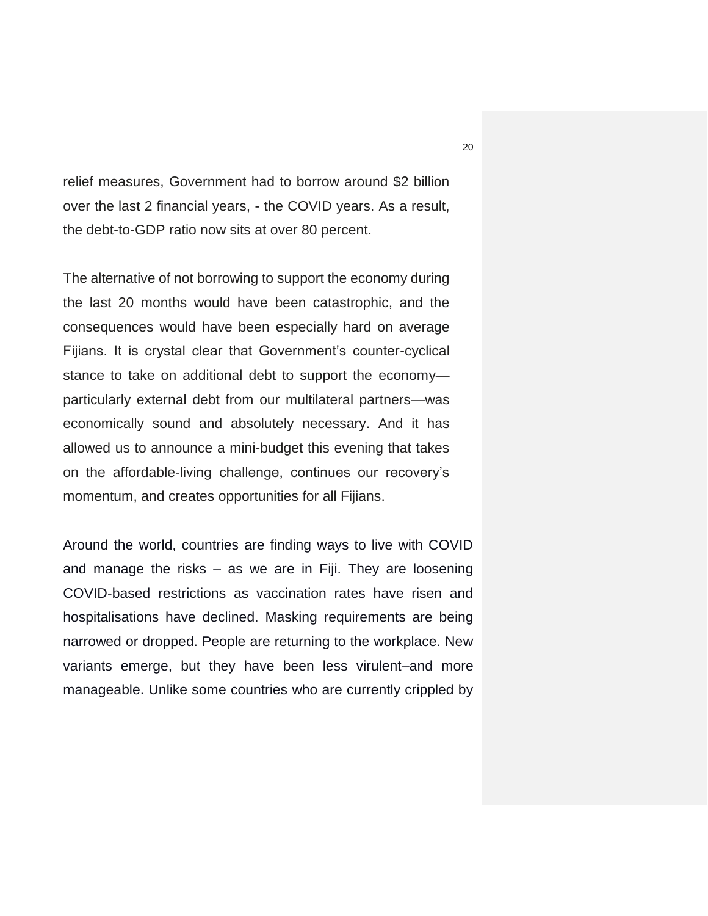relief measures, Government had to borrow around $2 billion over the last 2 financial years, - the COVID years. As a result, the debt-to-GDP ratio now sits at over 80 percent.

The alternative of not borrowing to support the economy during the last 20 months would have been catastrophic, and the consequences would have been especially hard on average Fijians. It is crystal clear that Government's counter-cyclical stance to take on additional debt to support the economy—particularly external debt from our multilateral partners—was economically sound and absolutely necessary. And it has allowed us to announce a mini-budget this evening that takes on the affordable-living challenge, continues our recovery's momentum, and creates opportunities for all Fijians.

Around the world, countries are finding ways to live with COVID and manage the risks – as we are in Fiji. They are loosening COVID-based restrictions as vaccination rates have risen and hospitalisations have declined. Masking requirements are being narrowed or dropped. People are returning to the workplace. New variants emerge, but they have been less virulent–and more manageable. Unlike some countries who are currently crippled by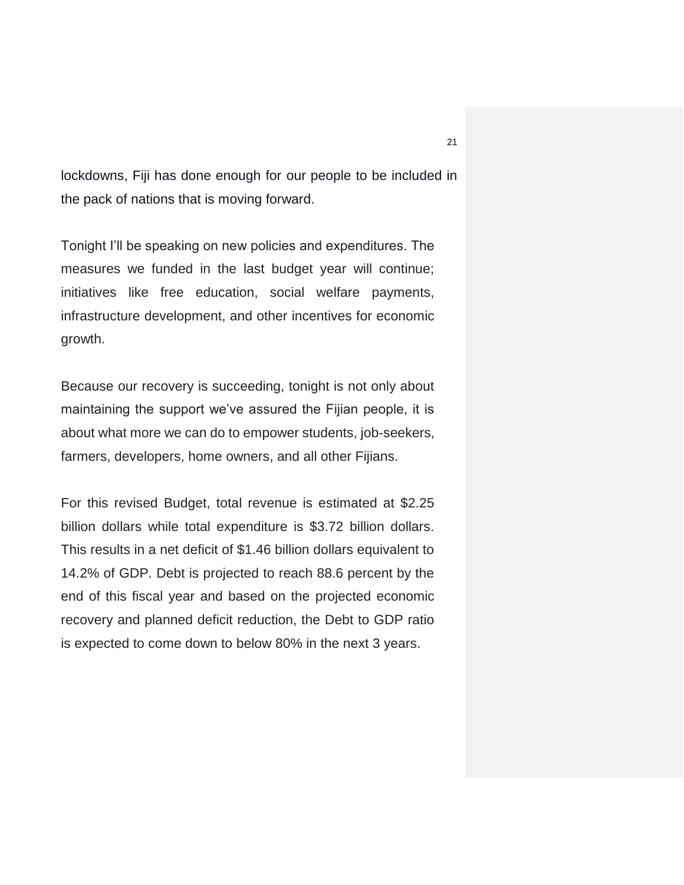lockdowns, Fiji has done enough for our people to be included in the pack of nations that is moving forward.

Tonight I'll be speaking on new policies and expenditures. The measures we funded in the last budget year will continue; initiatives like free education, social welfare payments, infrastructure development, and other incentives for economic growth.

Because our recovery is succeeding, tonight is not only about maintaining the support we've assured the Fijian people, it is about what more we can do to empower students, job-seekers, farmers, developers, home owners, and all other Fijians.

For this revised Budget, total revenue is estimated at $2.25 billion dollars while total expenditure is $3.72 billion dollars. This results in a net deficit of $1.46 billion dollars equivalent to 14.2% of GDP. Debt is projected to reach 88.6 percent by the end of this fiscal year and based on the projected economic recovery and planned deficit reduction, the Debt to GDP ratio is expected to come down to below 80% in the next 3 years.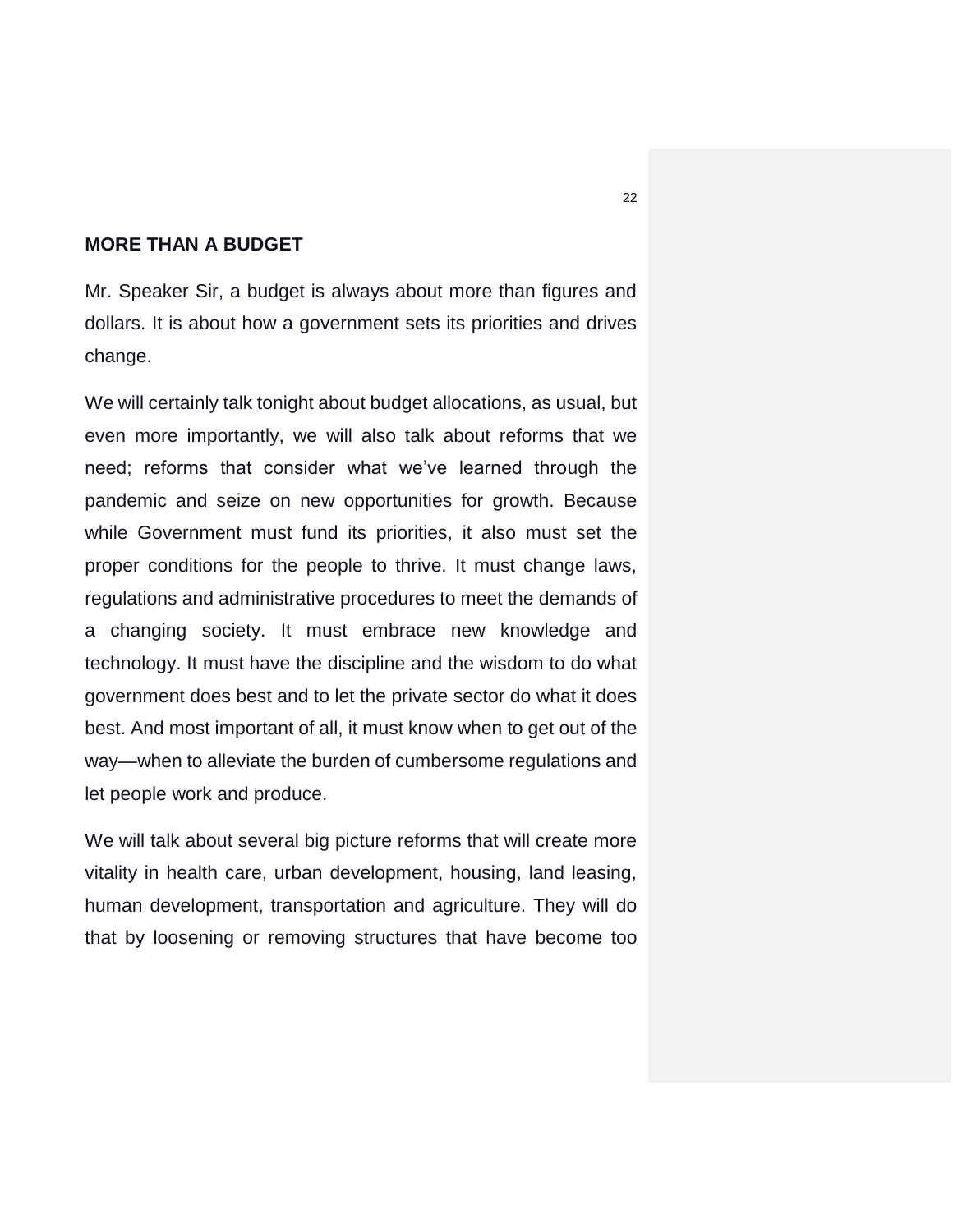## MORE THAN A BUDGET

Mr. Speaker Sir, a budget is always about more than figures and dollars. It is about how a government sets its priorities and drives change.

We will certainly talk tonight about budget allocations, as usual, but even more importantly, we will also talk about reforms that we need; reforms that consider what we've learned through the pandemic and seize on new opportunities for growth. Because while Government must fund its priorities, it also must set the proper conditions for the people to thrive. It must change laws, regulations and administrative procedures to meet the demands of a changing society. It must embrace new knowledge and technology. It must have the discipline and the wisdom to do what government does best and to let the private sector do what it does best. And most important of all, it must know when to get out of the way—when to alleviate the burden of cumbersome regulations and let people work and produce.

We will talk about several big picture reforms that will create more vitality in health care, urban development, housing, land leasing, human development, transportation and agriculture. They will do that by loosening or removing structures that have become too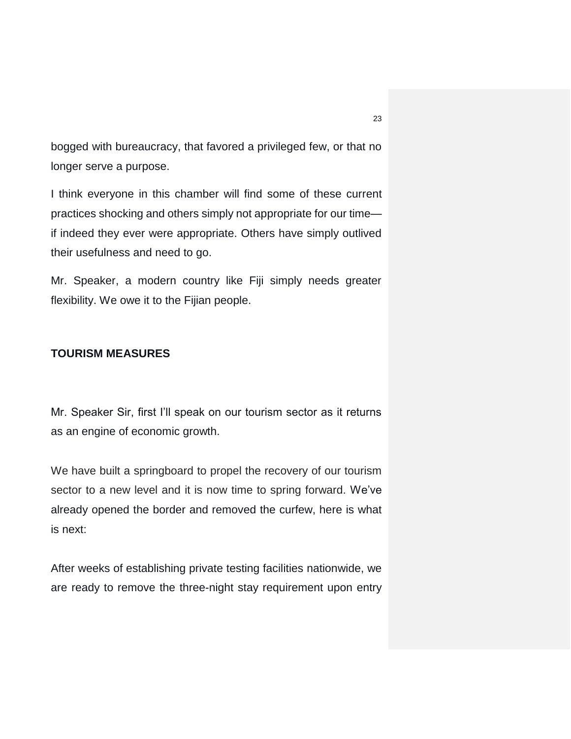bogged with bureaucracy, that favored a privileged few, or that no longer serve a purpose.

I think everyone in this chamber will find some of these current practices shocking and others simply not appropriate for our time—if indeed they ever were appropriate. Others have simply outlived their usefulness and need to go.

Mr. Speaker, a modern country like Fiji simply needs greater flexibility. We owe it to the Fijian people.

**TOURISM MEASURES**

Mr. Speaker Sir, first I'll speak on our tourism sector as it returns as an engine of economic growth.

We have built a springboard to propel the recovery of our tourism sector to a new level and it is now time to spring forward. We've already opened the border and removed the curfew, here is what is next:

After weeks of establishing private testing facilities nationwide, we are ready to remove the three-night stay requirement upon entry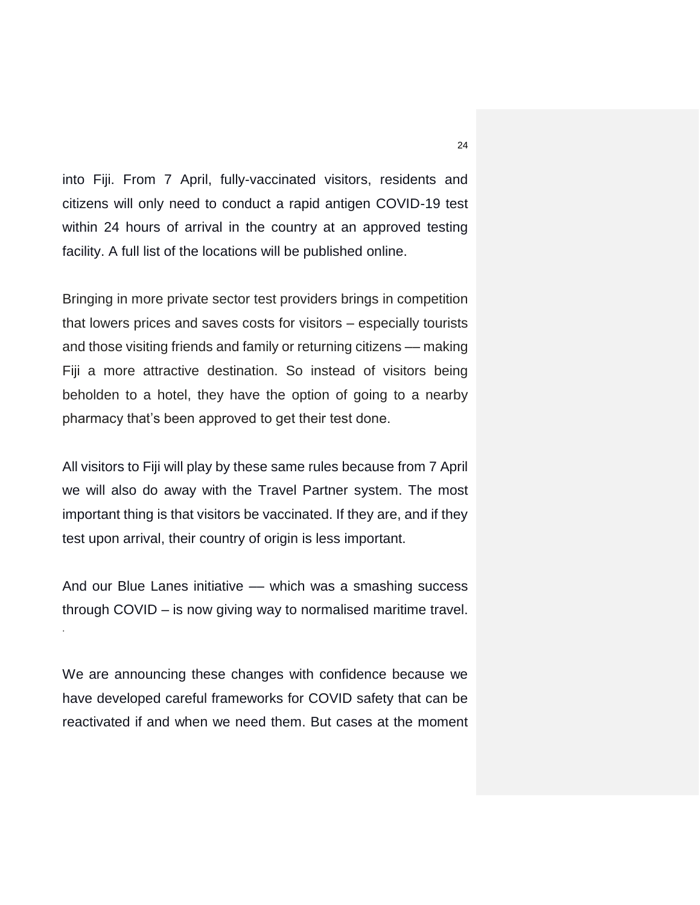into Fiji. From 7 April, fully-vaccinated visitors, residents and citizens will only need to conduct a rapid antigen COVID-19 test within 24 hours of arrival in the country at an approved testing facility. A full list of the locations will be published online.

Bringing in more private sector test providers brings in competition that lowers prices and saves costs for visitors – especially tourists and those visiting friends and family or returning citizens — making Fiji a more attractive destination. So instead of visitors being beholden to a hotel, they have the option of going to a nearby pharmacy that's been approved to get their test done.

All visitors to Fiji will play by these same rules because from 7 April we will also do away with the Travel Partner system. The most important thing is that visitors be vaccinated. If they are, and if they test upon arrival, their country of origin is less important.

And our Blue Lanes initiative — which was a smashing success through COVID – is now giving way to normalised maritime travel.

We are announcing these changes with confidence because we have developed careful frameworks for COVID safety that can be reactivated if and when we need them. But cases at the moment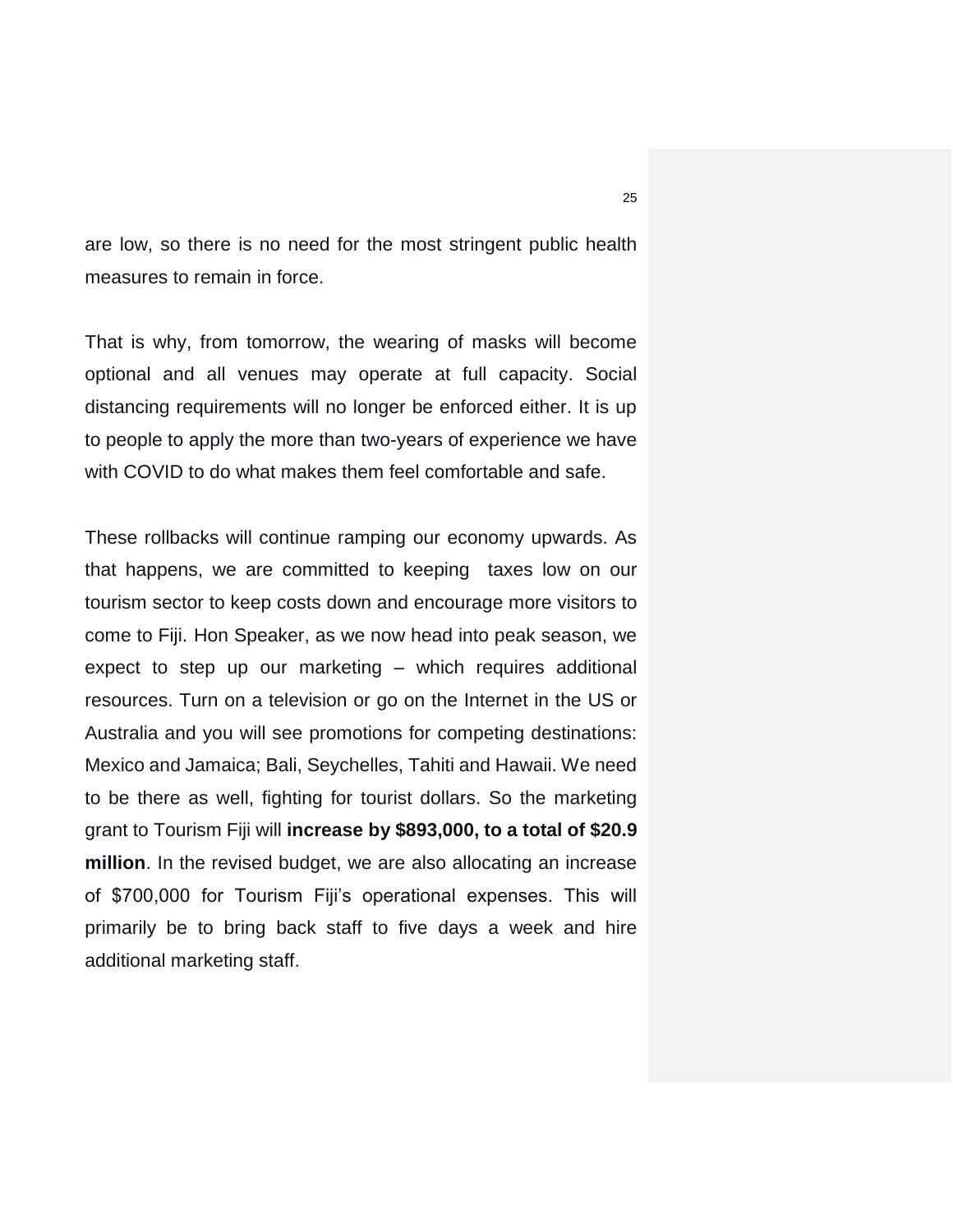are low, so there is no need for the most stringent public health measures to remain in force.

That is why, from tomorrow, the wearing of masks will become optional and all venues may operate at full capacity. Social distancing requirements will no longer be enforced either. It is up to people to apply the more than two-years of experience we have with COVID to do what makes them feel comfortable and safe.

These rollbacks will continue ramping our economy upwards. As that happens, we are committed to keeping taxes low on our tourism sector to keep costs down and encourage more visitors to come to Fiji. Hon Speaker, as we now head into peak season, we expect to step up our marketing – which requires additional resources. Turn on a television or go on the Internet in the US or Australia and you will see promotions for competing destinations: Mexico and Jamaica; Bali, Seychelles, Tahiti and Hawaii. We need to be there as well, fighting for tourist dollars. So the marketing grant to Tourism Fiji will **increase by $893,000, to a total of $20.9 million**. In the revised budget, we are also allocating an increase of $700,000 for Tourism Fiji's operational expenses. This will primarily be to bring back staff to five days a week and hire additional marketing staff.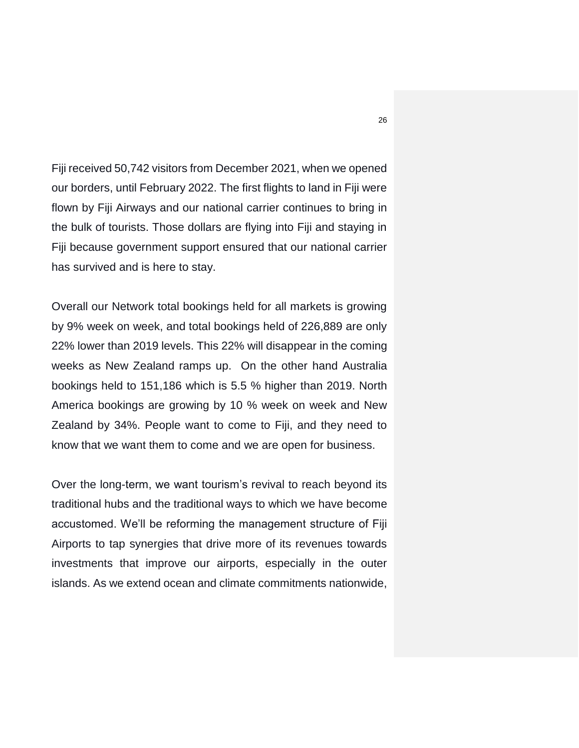Fiji received 50,742 visitors from December 2021, when we opened our borders, until February 2022. The first flights to land in Fiji were flown by Fiji Airways and our national carrier continues to bring in the bulk of tourists. Those dollars are flying into Fiji and staying in Fiji because government support ensured that our national carrier has survived and is here to stay.

Overall our Network total bookings held for all markets is growing by 9% week on week, and total bookings held of 226,889 are only 22% lower than 2019 levels. This 22% will disappear in the coming weeks as New Zealand ramps up. On the other hand Australia bookings held to 151,186 which is 5.5 % higher than 2019. North America bookings are growing by 10 % week on week and New Zealand by 34%. People want to come to Fiji, and they need to know that we want them to come and we are open for business.

Over the long-term, we want tourism's revival to reach beyond its traditional hubs and the traditional ways to which we have become accustomed. We'll be reforming the management structure of Fiji Airports to tap synergies that drive more of its revenues towards investments that improve our airports, especially in the outer islands. As we extend ocean and climate commitments nationwide,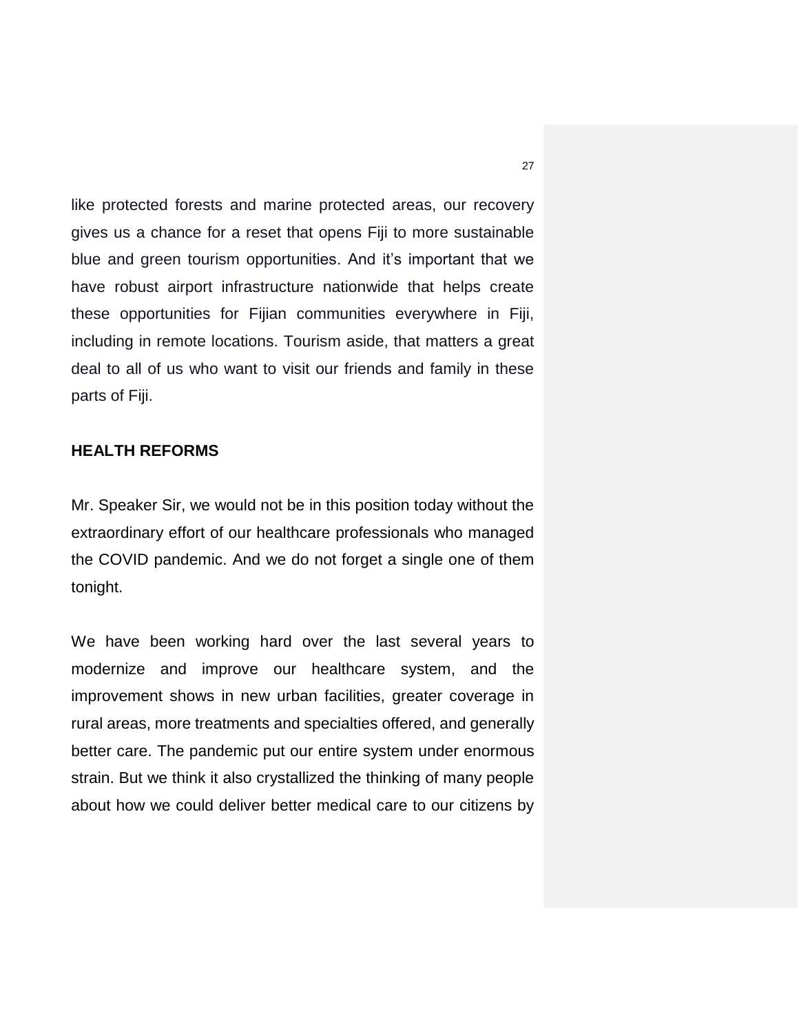like protected forests and marine protected areas, our recovery gives us a chance for a reset that opens Fiji to more sustainable blue and green tourism opportunities. And it's important that we have robust airport infrastructure nationwide that helps create these opportunities for Fijian communities everywhere in Fiji, including in remote locations. Tourism aside, that matters a great deal to all of us who want to visit our friends and family in these parts of Fiji.

## HEALTH REFORMS

Mr. Speaker Sir, we would not be in this position today without the extraordinary effort of our healthcare professionals who managed the COVID pandemic. And we do not forget a single one of them tonight.

We have been working hard over the last several years to modernize and improve our healthcare system, and the improvement shows in new urban facilities, greater coverage in rural areas, more treatments and specialties offered, and generally better care. The pandemic put our entire system under enormous strain. But we think it also crystallized the thinking of many people about how we could deliver better medical care to our citizens by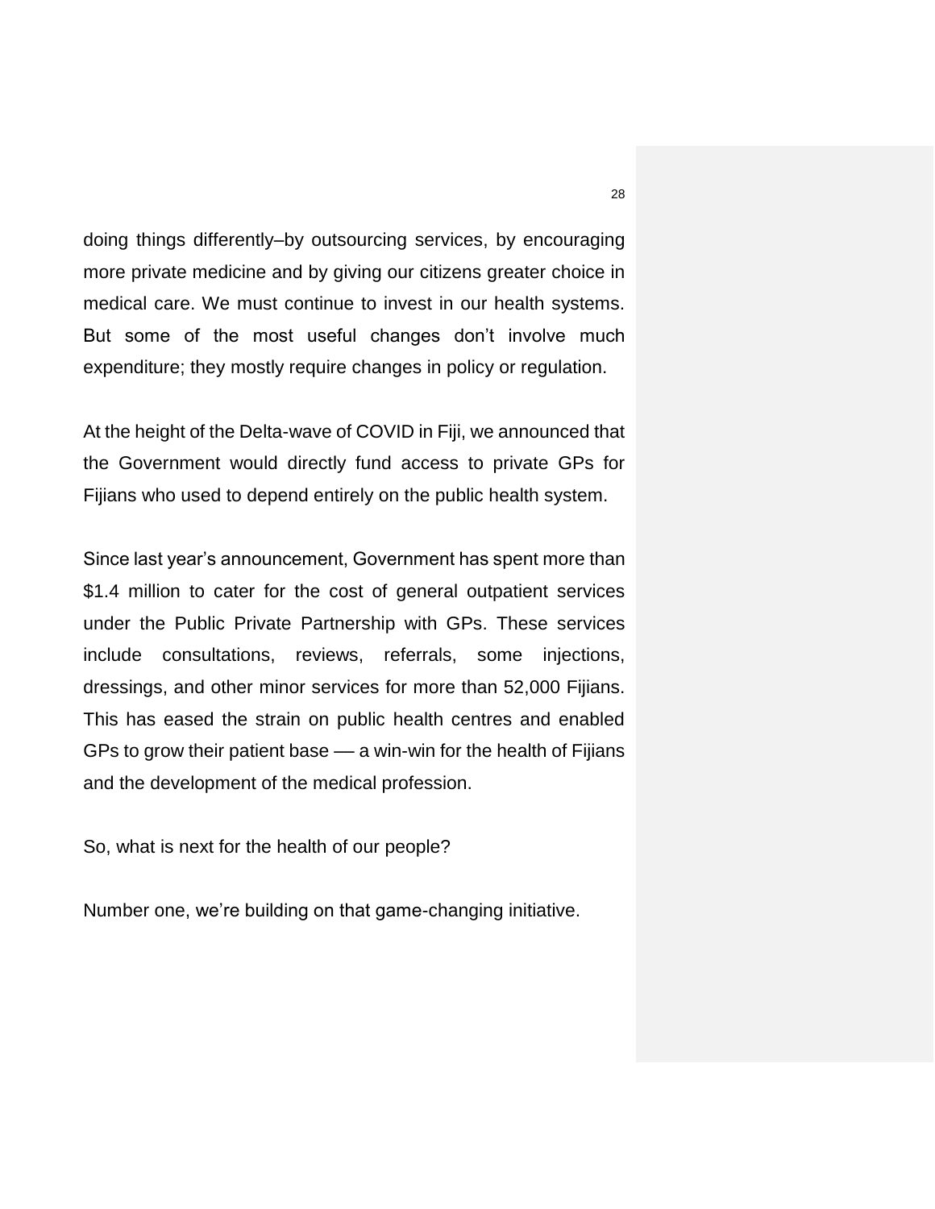doing things differently–by outsourcing services, by encouraging more private medicine and by giving our citizens greater choice in medical care. We must continue to invest in our health systems. But some of the most useful changes don't involve much expenditure; they mostly require changes in policy or regulation.

At the height of the Delta-wave of COVID in Fiji, we announced that the Government would directly fund access to private GPs for Fijians who used to depend entirely on the public health system.

Since last year's announcement, Government has spent more than $1.4 million to cater for the cost of general outpatient services under the Public Private Partnership with GPs. These services include consultations, reviews, referrals, some injections, dressings, and other minor services for more than 52,000 Fijians. This has eased the strain on public health centres and enabled GPs to grow their patient base — a win-win for the health of Fijians and the development of the medical profession.

So, what is next for the health of our people?

Number one, we're building on that game-changing initiative.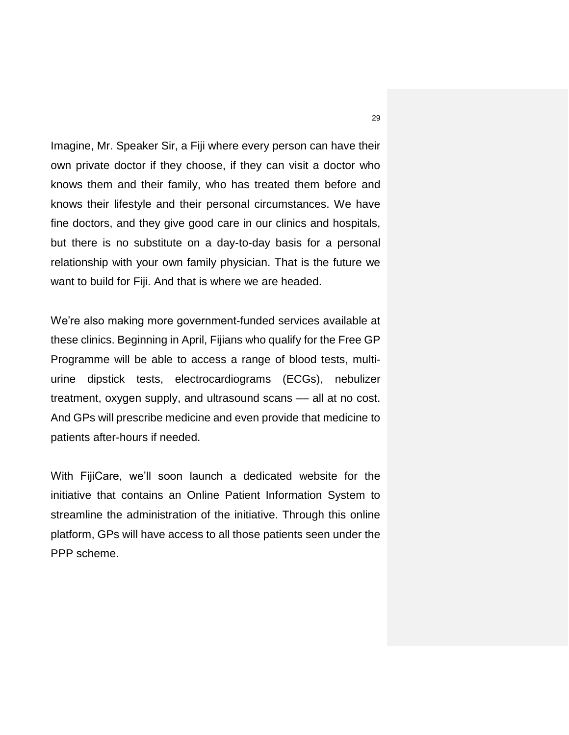Imagine, Mr. Speaker Sir, a Fiji where every person can have their own private doctor if they choose, if they can visit a doctor who knows them and their family, who has treated them before and knows their lifestyle and their personal circumstances. We have fine doctors, and they give good care in our clinics and hospitals, but there is no substitute on a day-to-day basis for a personal relationship with your own family physician. That is the future we want to build for Fiji. And that is where we are headed.

We're also making more government-funded services available at these clinics. Beginning in April, Fijians who qualify for the Free GP Programme will be able to access a range of blood tests, multi-urine dipstick tests, electrocardiograms (ECGs), nebulizer treatment, oxygen supply, and ultrasound scans — all at no cost. And GPs will prescribe medicine and even provide that medicine to patients after-hours if needed.

With FijiCare, we'll soon launch a dedicated website for the initiative that contains an Online Patient Information System to streamline the administration of the initiative. Through this online platform, GPs will have access to all those patients seen under the PPP scheme.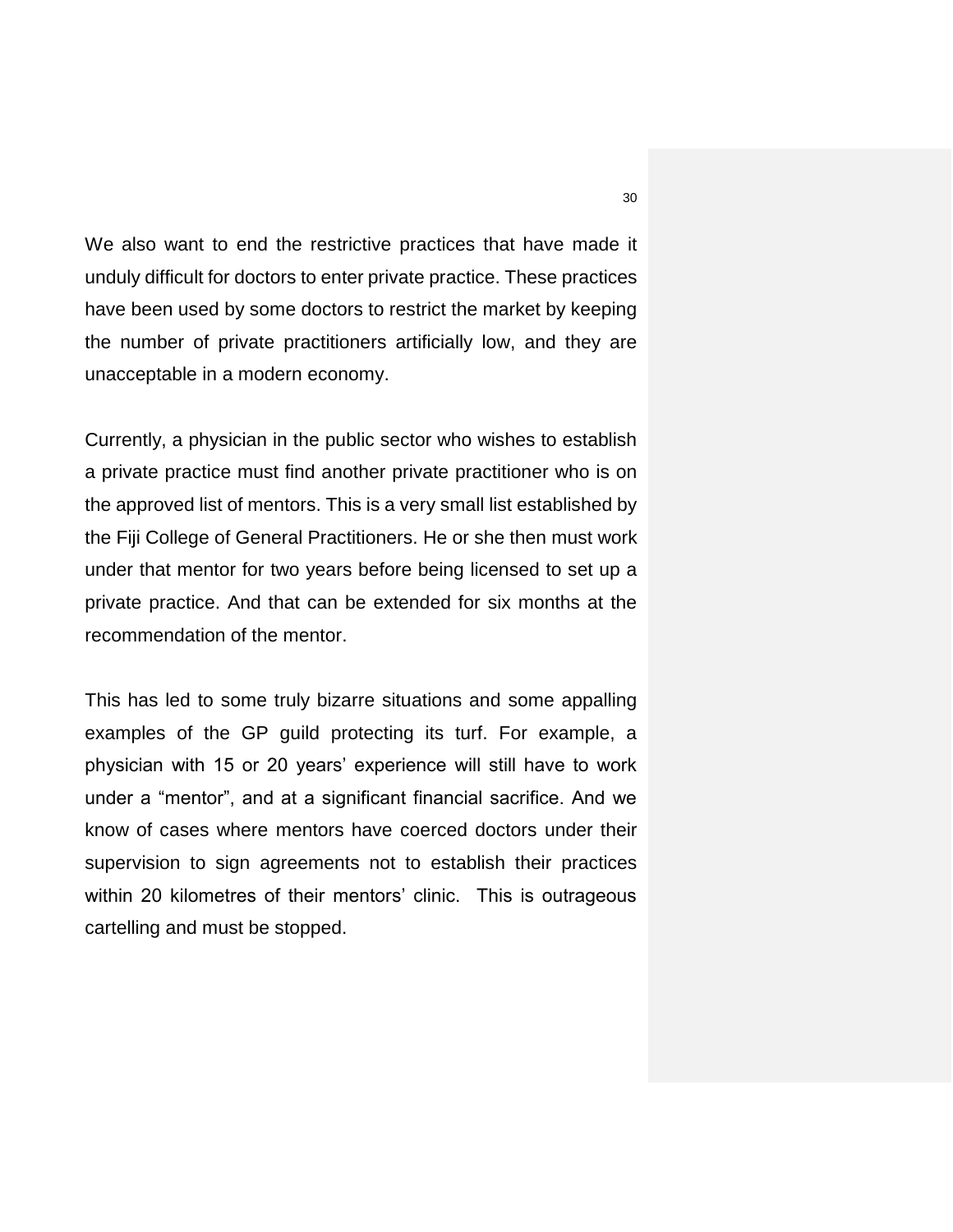We also want to end the restrictive practices that have made it unduly difficult for doctors to enter private practice. These practices have been used by some doctors to restrict the market by keeping the number of private practitioners artificially low, and they are unacceptable in a modern economy.

Currently, a physician in the public sector who wishes to establish a private practice must find another private practitioner who is on the approved list of mentors. This is a very small list established by the Fiji College of General Practitioners. He or she then must work under that mentor for two years before being licensed to set up a private practice. And that can be extended for six months at the recommendation of the mentor.

This has led to some truly bizarre situations and some appalling examples of the GP guild protecting its turf. For example, a physician with 15 or 20 years' experience will still have to work under a "mentor", and at a significant financial sacrifice. And we know of cases where mentors have coerced doctors under their supervision to sign agreements not to establish their practices within 20 kilometres of their mentors' clinic. This is outrageous cartelling and must be stopped.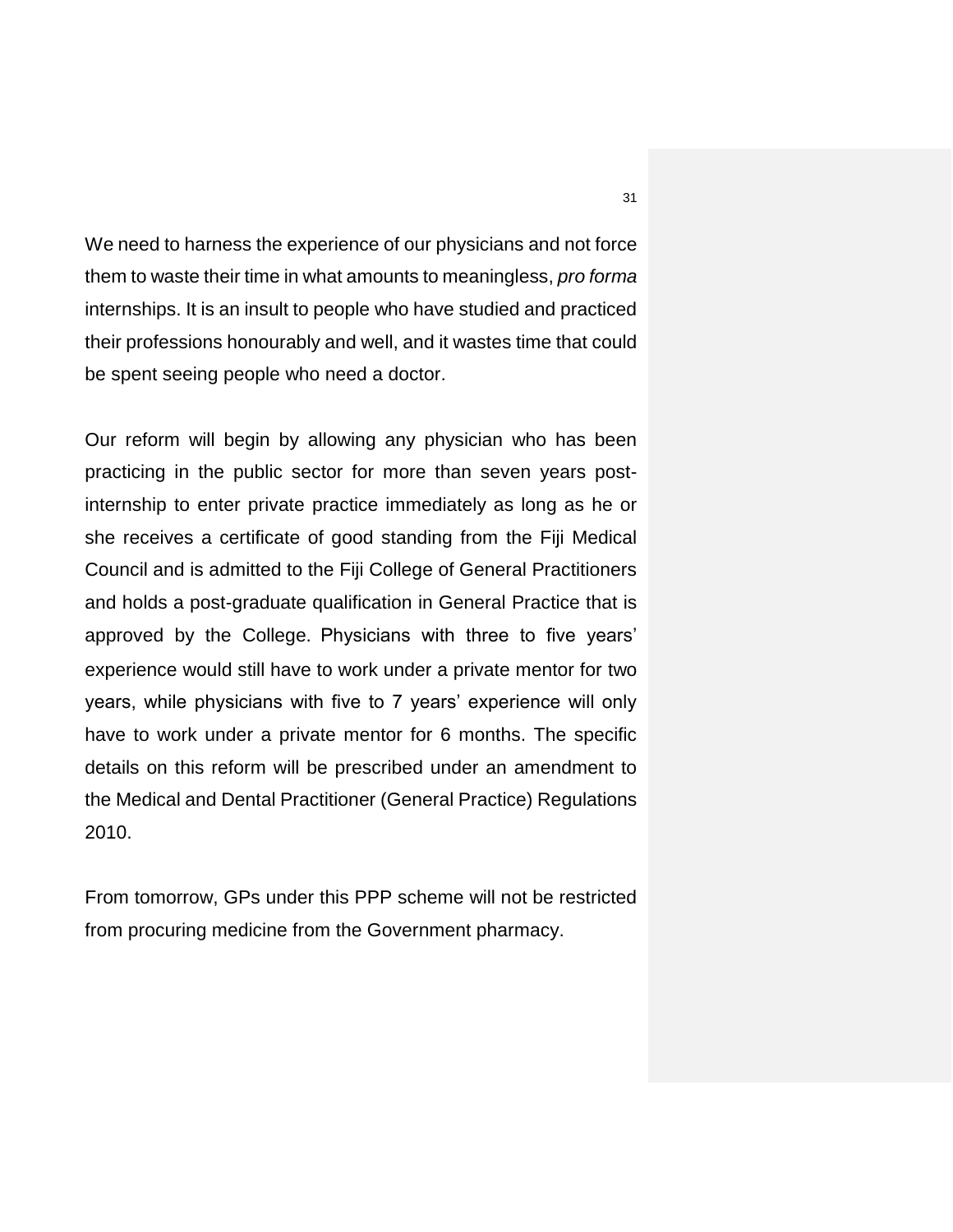We need to harness the experience of our physicians and not force them to waste their time in what amounts to meaningless, *pro forma* internships. It is an insult to people who have studied and practiced their professions honourably and well, and it wastes time that could be spent seeing people who need a doctor.

Our reform will begin by allowing any physician who has been practicing in the public sector for more than seven years post-internship to enter private practice immediately as long as he or she receives a certificate of good standing from the Fiji Medical Council and is admitted to the Fiji College of General Practitioners and holds a post-graduate qualification in General Practice that is approved by the College. Physicians with three to five years' experience would still have to work under a private mentor for two years, while physicians with five to 7 years' experience will only have to work under a private mentor for 6 months. The specific details on this reform will be prescribed under an amendment to the Medical and Dental Practitioner (General Practice) Regulations 2010.

From tomorrow, GPs under this PPP scheme will not be restricted from procuring medicine from the Government pharmacy.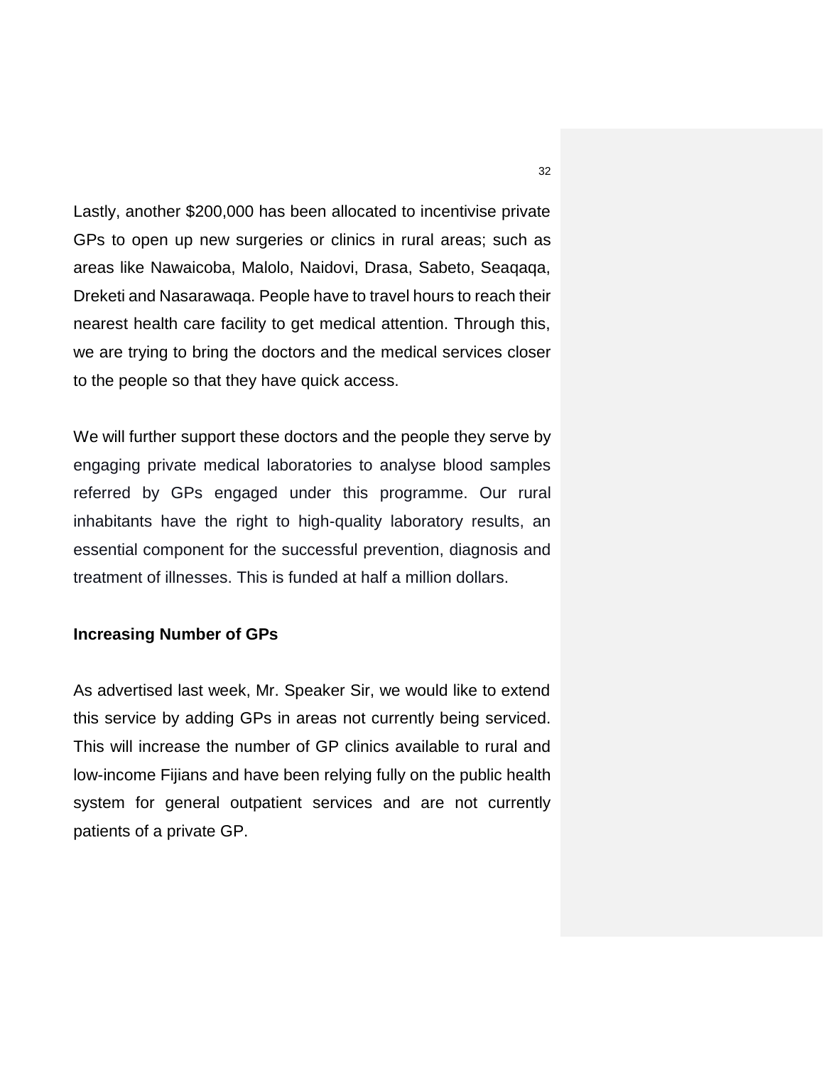Lastly, another $200,000 has been allocated to incentivise private GPs to open up new surgeries or clinics in rural areas; such as areas like Nawaicoba, Malolo, Naidovi, Drasa, Sabeto, Seaqaqa, Dreketi and Nasarawaqa. People have to travel hours to reach their nearest health care facility to get medical attention. Through this, we are trying to bring the doctors and the medical services closer to the people so that they have quick access.

We will further support these doctors and the people they serve by engaging private medical laboratories to analyse blood samples referred by GPs engaged under this programme. Our rural inhabitants have the right to high-quality laboratory results, an essential component for the successful prevention, diagnosis and treatment of illnesses. This is funded at half a million dollars.

**Increasing Number of GPs**

As advertised last week, Mr. Speaker Sir, we would like to extend this service by adding GPs in areas not currently being serviced. This will increase the number of GP clinics available to rural and low-income Fijians and have been relying fully on the public health system for general outpatient services and are not currently patients of a private GP.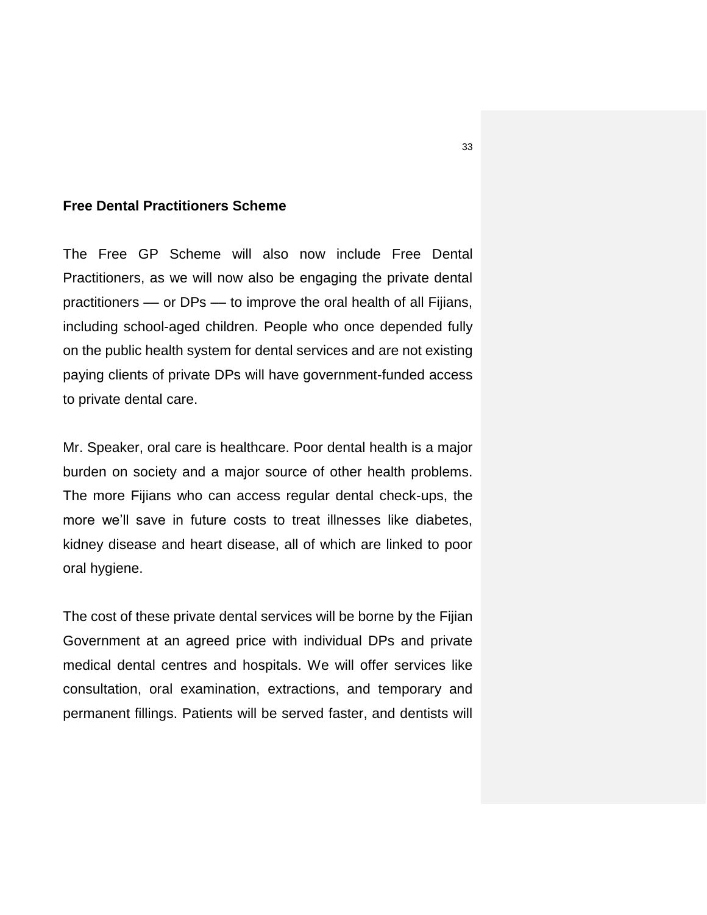**Free Dental Practitioners Scheme**

The Free GP Scheme will also now include Free Dental Practitioners, as we will now also be engaging the private dental practitioners — or DPs — to improve the oral health of all Fijians, including school-aged children. People who once depended fully on the public health system for dental services and are not existing paying clients of private DPs will have government-funded access to private dental care.

Mr. Speaker, oral care is healthcare. Poor dental health is a major burden on society and a major source of other health problems. The more Fijians who can access regular dental check-ups, the more we'll save in future costs to treat illnesses like diabetes, kidney disease and heart disease, all of which are linked to poor oral hygiene.

The cost of these private dental services will be borne by the Fijian Government at an agreed price with individual DPs and private medical dental centres and hospitals. We will offer services like consultation, oral examination, extractions, and temporary and permanent fillings. Patients will be served faster, and dentists will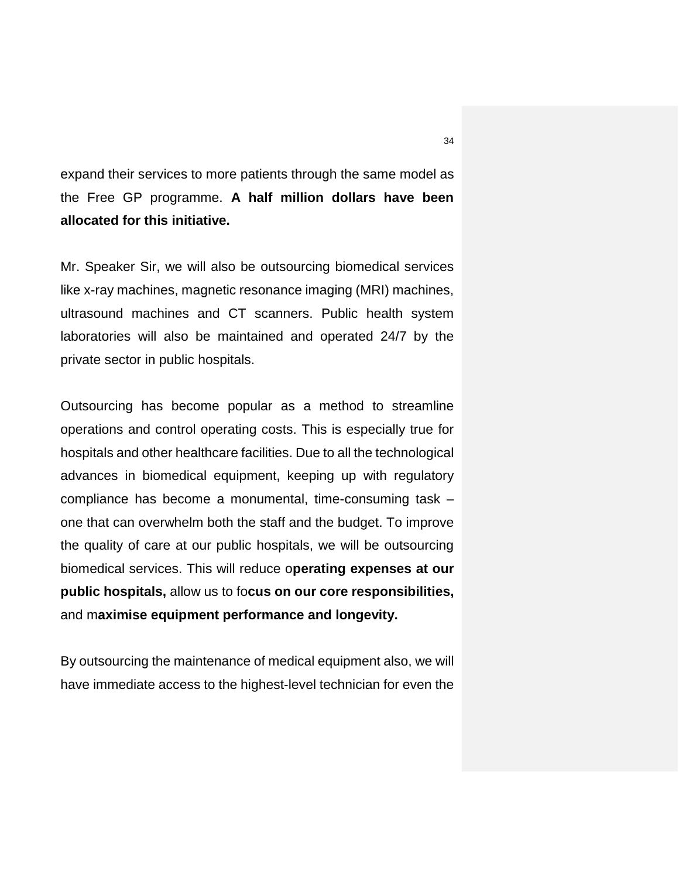expand their services to more patients through the same model as the Free GP programme. **A half million dollars have been allocated for this initiative.**

Mr. Speaker Sir, we will also be outsourcing biomedical services like x-ray machines, magnetic resonance imaging (MRI) machines, ultrasound machines and CT scanners. Public health system laboratories will also be maintained and operated 24/7 by the private sector in public hospitals.

Outsourcing has become popular as a method to streamline operations and control operating costs. This is especially true for hospitals and other healthcare facilities. Due to all the technological advances in biomedical equipment, keeping up with regulatory compliance has become a monumental, time-consuming task – one that can overwhelm both the staff and the budget. To improve the quality of care at our public hospitals, we will be outsourcing biomedical services. This will reduce o**perating expenses at our public hospitals,** allow us to fo**cus on our core responsibilities,** and m**aximise equipment performance and longevity.**

By outsourcing the maintenance of medical equipment also, we will have immediate access to the highest-level technician for even the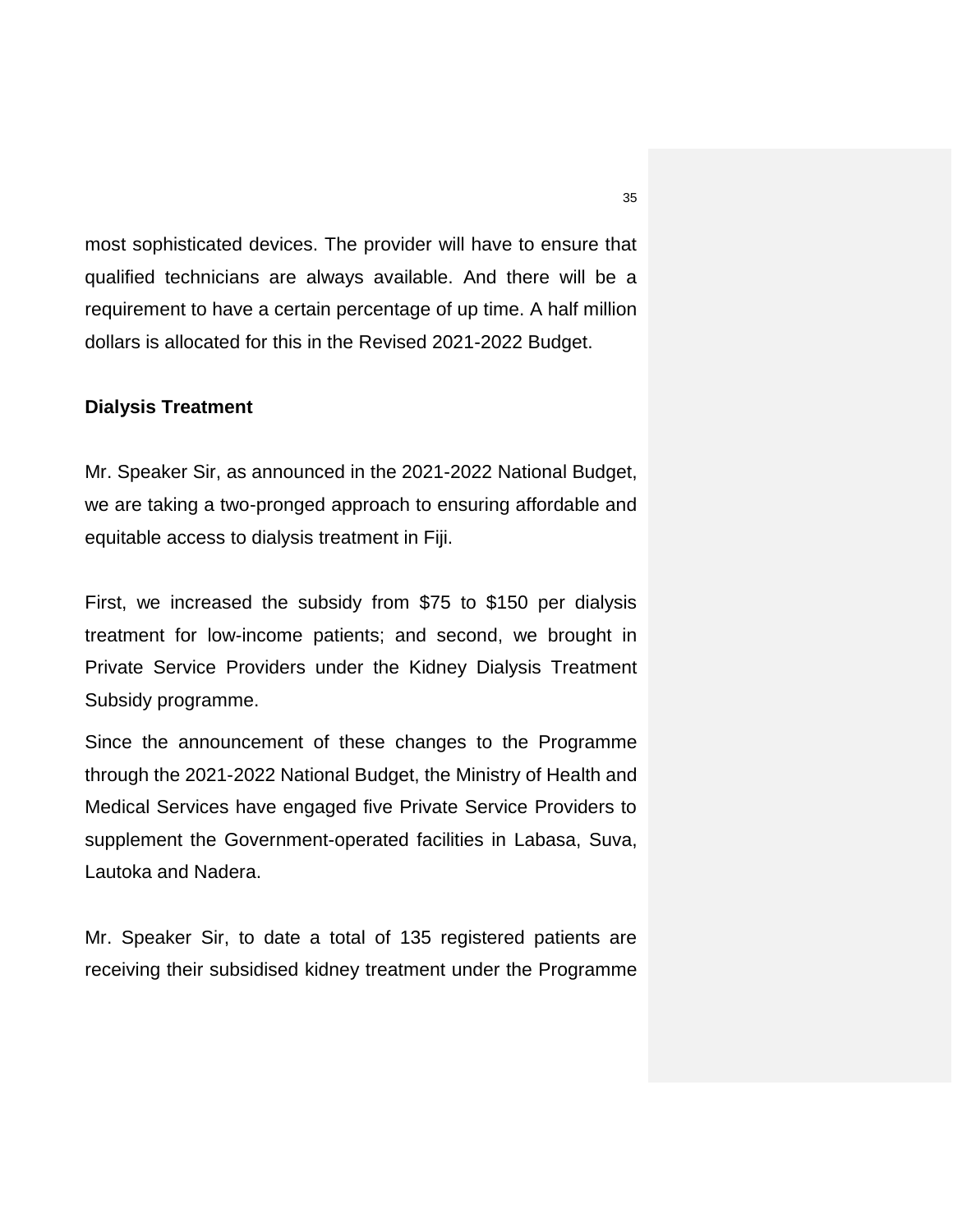most sophisticated devices. The provider will have to ensure that qualified technicians are always available. And there will be a requirement to have a certain percentage of up time. A half million dollars is allocated for this in the Revised 2021-2022 Budget.

**Dialysis Treatment**

Mr. Speaker Sir, as announced in the 2021-2022 National Budget, we are taking a two-pronged approach to ensuring affordable and equitable access to dialysis treatment in Fiji.

First, we increased the subsidy from $75 to $150 per dialysis treatment for low-income patients; and second, we brought in Private Service Providers under the Kidney Dialysis Treatment Subsidy programme.

Since the announcement of these changes to the Programme through the 2021-2022 National Budget, the Ministry of Health and Medical Services have engaged five Private Service Providers to supplement the Government-operated facilities in Labasa, Suva, Lautoka and Nadera.

Mr. Speaker Sir, to date a total of 135 registered patients are receiving their subsidised kidney treatment under the Programme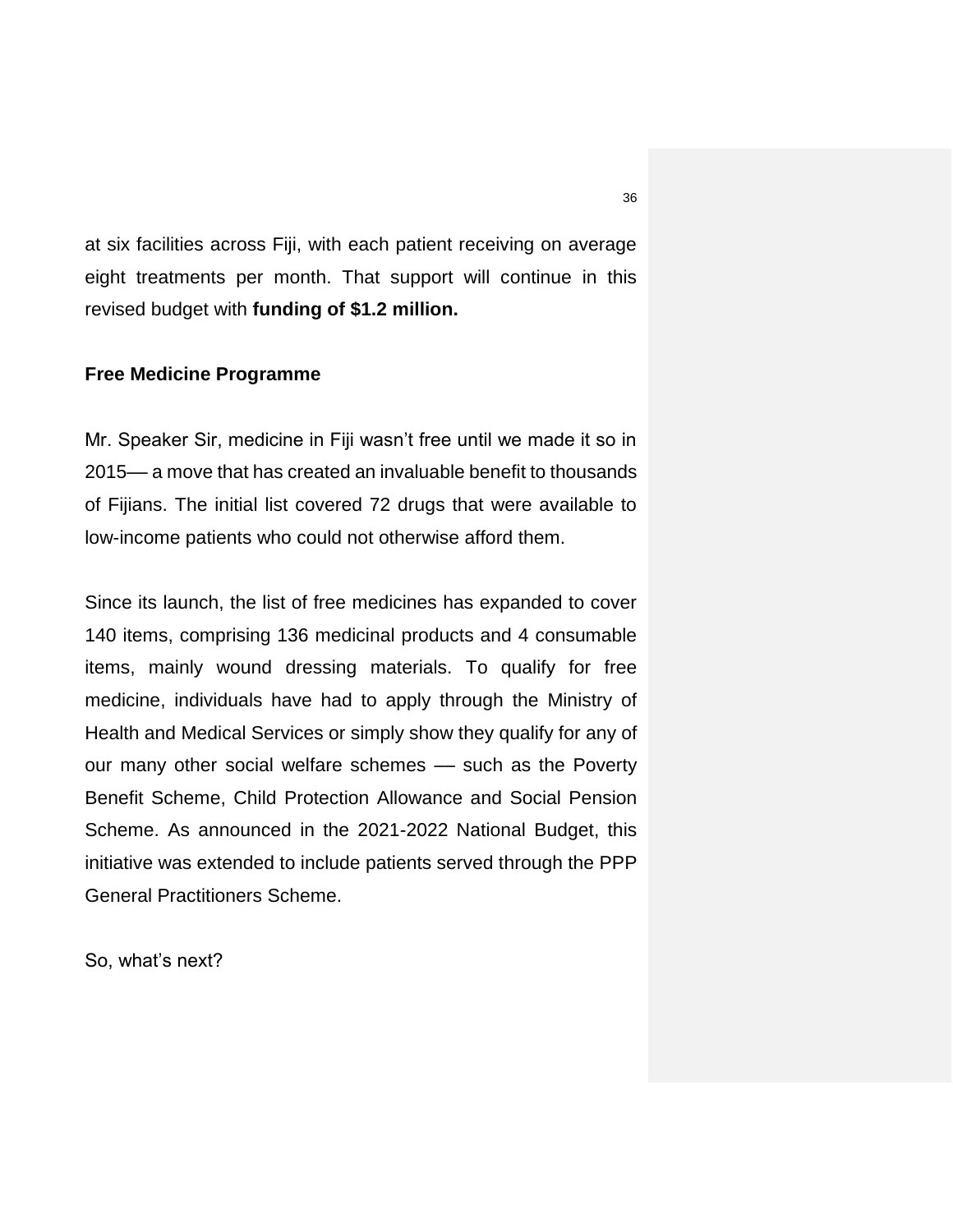at six facilities across Fiji, with each patient receiving on average eight treatments per month. That support will continue in this revised budget with **funding of $1.2 million.**

### Free Medicine Programme

Mr. Speaker Sir, medicine in Fiji wasn't free until we made it so in 2015— a move that has created an invaluable benefit to thousands of Fijians. The initial list covered 72 drugs that were available to low-income patients who could not otherwise afford them.

Since its launch, the list of free medicines has expanded to cover 140 items, comprising 136 medicinal products and 4 consumable items, mainly wound dressing materials. To qualify for free medicine, individuals have had to apply through the Ministry of Health and Medical Services or simply show they qualify for any of our many other social welfare schemes — such as the Poverty Benefit Scheme, Child Protection Allowance and Social Pension Scheme. As announced in the 2021-2022 National Budget, this initiative was extended to include patients served through the PPP General Practitioners Scheme.

So, what's next?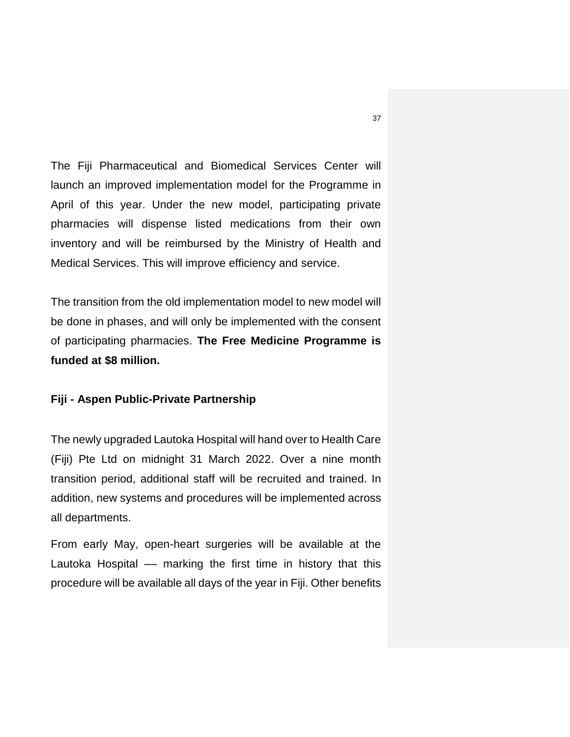The Fiji Pharmaceutical and Biomedical Services Center will launch an improved implementation model for the Programme in April of this year. Under the new model, participating private pharmacies will dispense listed medications from their own inventory and will be reimbursed by the Ministry of Health and Medical Services. This will improve efficiency and service.

The transition from the old implementation model to new model will be done in phases, and will only be implemented with the consent of participating pharmacies. **The Free Medicine Programme is funded at $8 million.**

**Fiji - Aspen Public-Private Partnership**

The newly upgraded Lautoka Hospital will hand over to Health Care (Fiji) Pte Ltd on midnight 31 March 2022. Over a nine month transition period, additional staff will be recruited and trained. In addition, new systems and procedures will be implemented across all departments.

From early May, open-heart surgeries will be available at the Lautoka Hospital –– marking the first time in history that this procedure will be available all days of the year in Fiji. Other benefits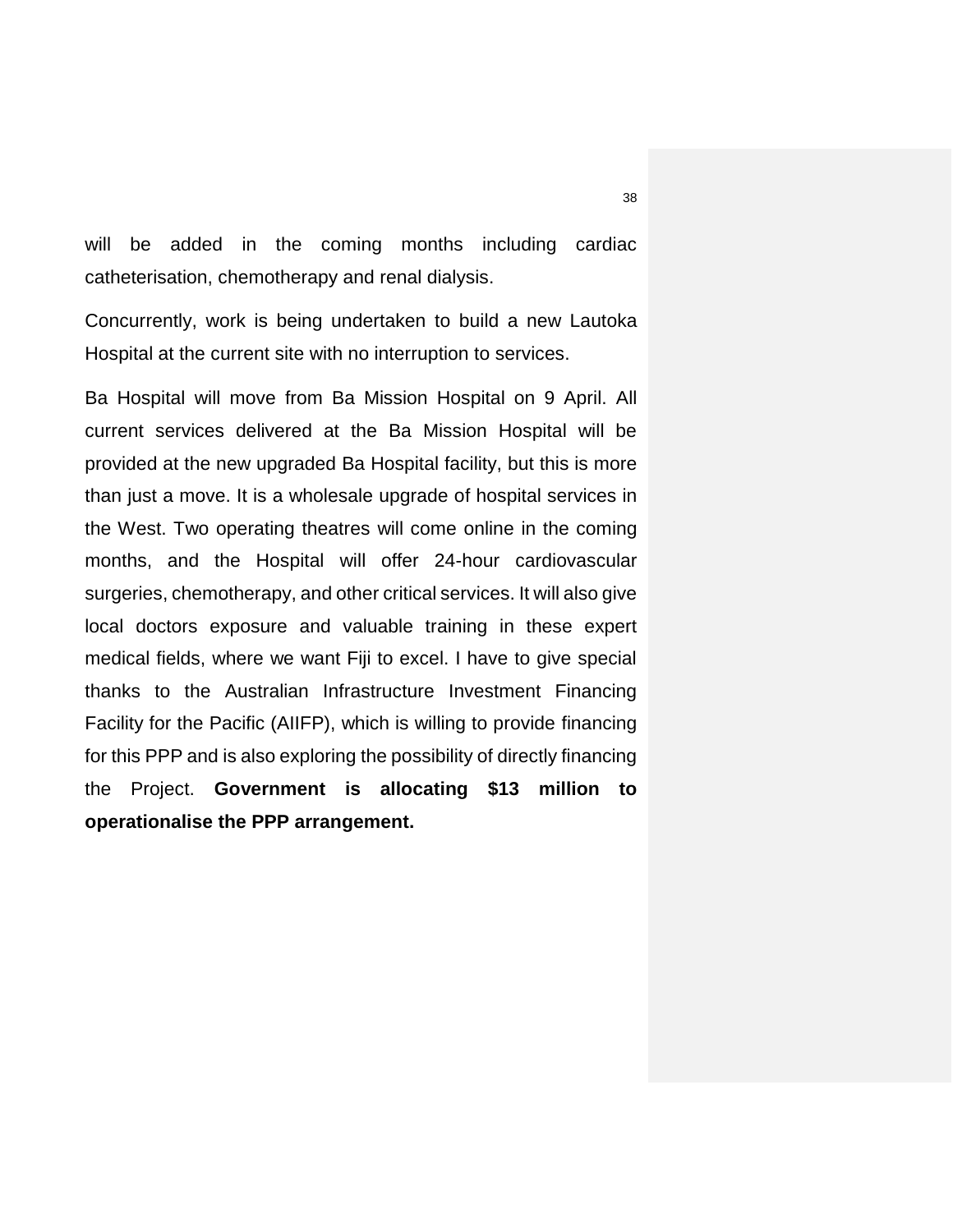will be added in the coming months including cardiac catheterisation, chemotherapy and renal dialysis.

Concurrently, work is being undertaken to build a new Lautoka Hospital at the current site with no interruption to services.

Ba Hospital will move from Ba Mission Hospital on 9 April. All current services delivered at the Ba Mission Hospital will be provided at the new upgraded Ba Hospital facility, but this is more than just a move. It is a wholesale upgrade of hospital services in the West. Two operating theatres will come online in the coming months, and the Hospital will offer 24-hour cardiovascular surgeries, chemotherapy, and other critical services. It will also give local doctors exposure and valuable training in these expert medical fields, where we want Fiji to excel. I have to give special thanks to the Australian Infrastructure Investment Financing Facility for the Pacific (AIIFP), which is willing to provide financing for this PPP and is also exploring the possibility of directly financing the Project. **Government is allocating $13 million to operationalise the PPP arrangement.**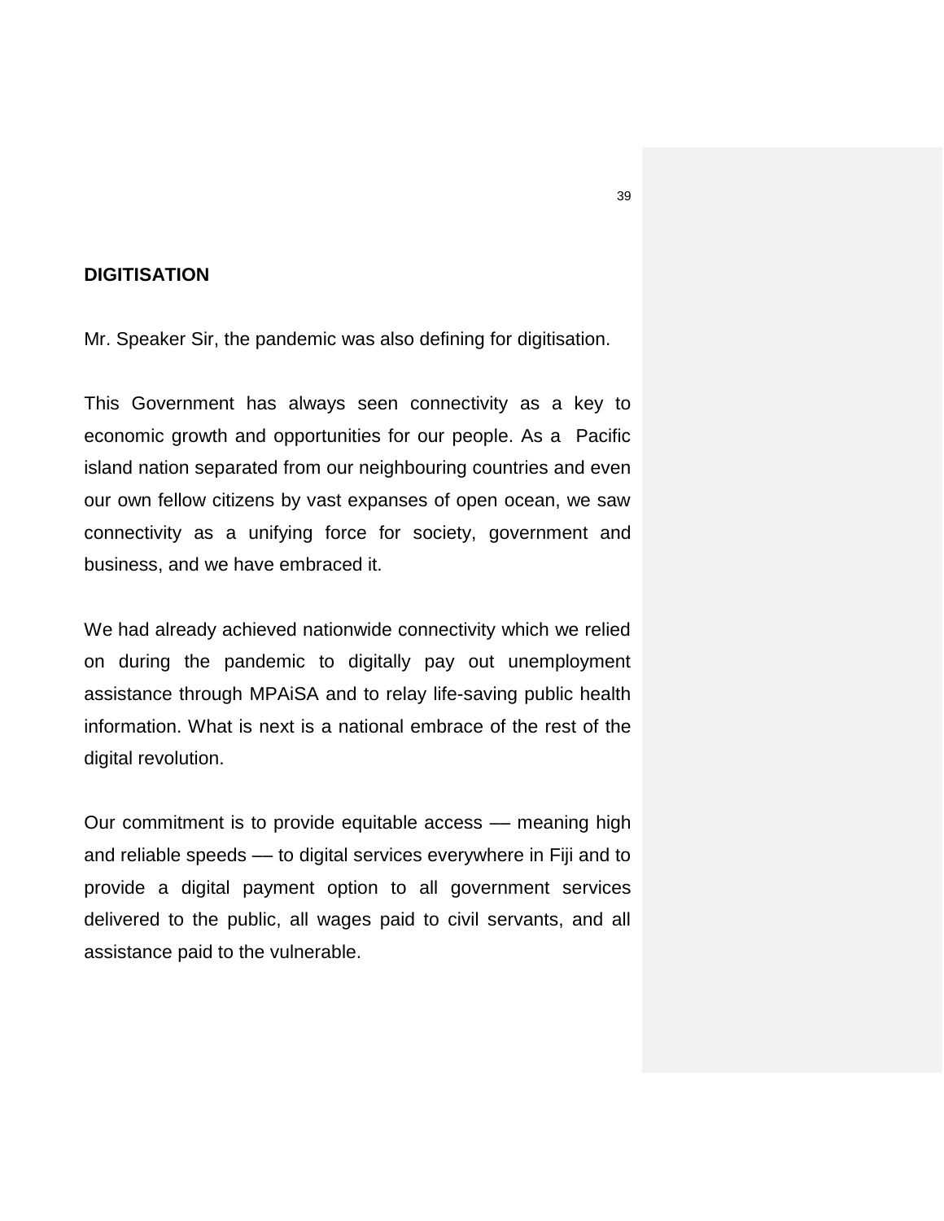## DIGITISATION

Mr. Speaker Sir, the pandemic was also defining for digitisation.

This Government has always seen connectivity as a key to economic growth and opportunities for our people. As a Pacific island nation separated from our neighbouring countries and even our own fellow citizens by vast expanses of open ocean, we saw connectivity as a unifying force for society, government and business, and we have embraced it.

We had already achieved nationwide connectivity which we relied on during the pandemic to digitally pay out unemployment assistance through MPAiSA and to relay life-saving public health information. What is next is a national embrace of the rest of the digital revolution.

Our commitment is to provide equitable access — meaning high and reliable speeds — to digital services everywhere in Fiji and to provide a digital payment option to all government services delivered to the public, all wages paid to civil servants, and all assistance paid to the vulnerable.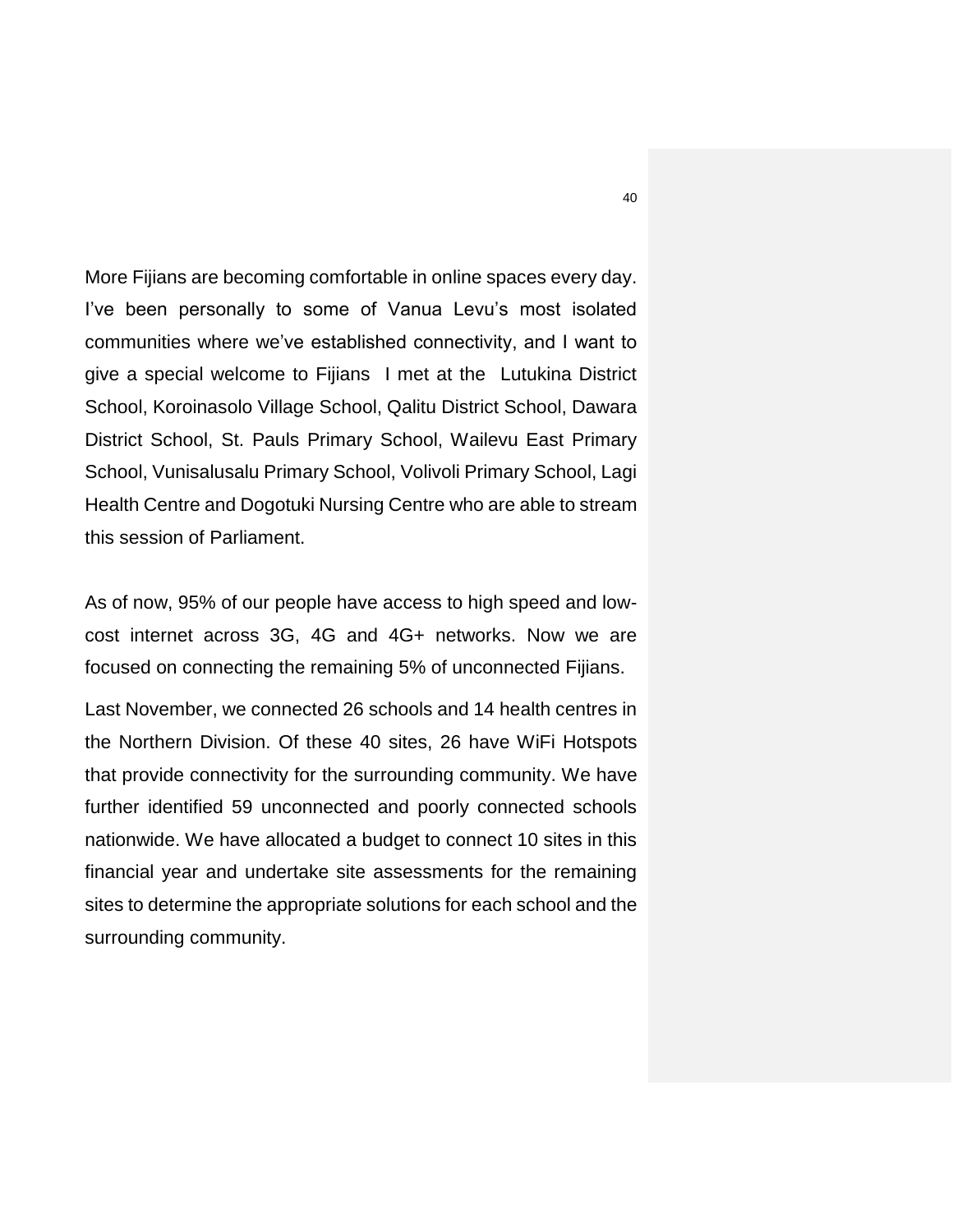More Fijians are becoming comfortable in online spaces every day. I've been personally to some of Vanua Levu's most isolated communities where we've established connectivity, and I want to give a special welcome to Fijians I met at the Lutukina District School, Koroinasolo Village School, Qalitu District School, Dawara District School, St. Pauls Primary School, Wailevu East Primary School, Vunisalusalu Primary School, Volivoli Primary School, Lagi Health Centre and Dogotuki Nursing Centre who are able to stream this session of Parliament.

As of now, 95% of our people have access to high speed and low-cost internet across 3G, 4G and 4G+ networks. Now we are focused on connecting the remaining 5% of unconnected Fijians.

Last November, we connected 26 schools and 14 health centres in the Northern Division. Of these 40 sites, 26 have WiFi Hotspots that provide connectivity for the surrounding community. We have further identified 59 unconnected and poorly connected schools nationwide. We have allocated a budget to connect 10 sites in this financial year and undertake site assessments for the remaining sites to determine the appropriate solutions for each school and the surrounding community.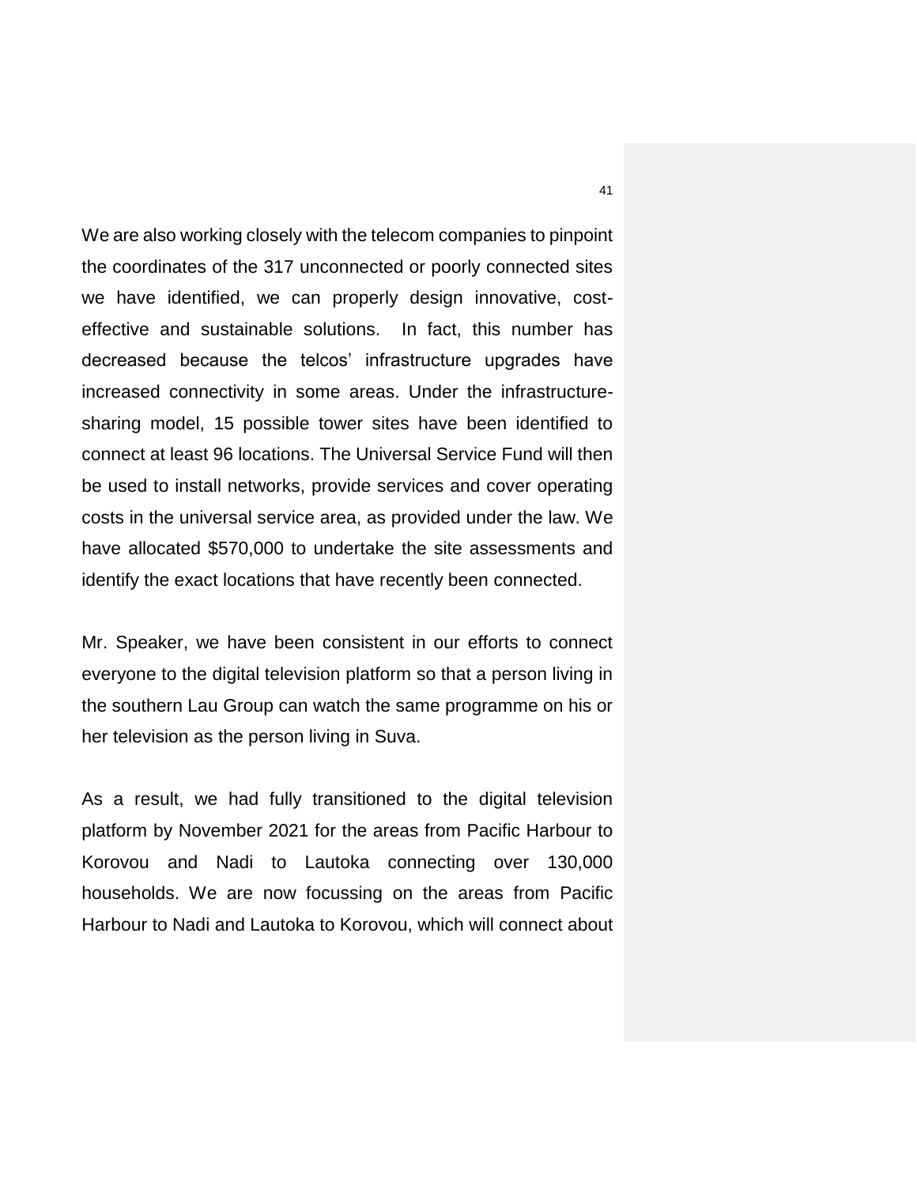We are also working closely with the telecom companies to pinpoint the coordinates of the 317 unconnected or poorly connected sites we have identified, we can properly design innovative, cost-effective and sustainable solutions.  In fact, this number has decreased because the telcos' infrastructure upgrades have increased connectivity in some areas. Under the infrastructure-sharing model, 15 possible tower sites have been identified to connect at least 96 locations. The Universal Service Fund will then be used to install networks, provide services and cover operating costs in the universal service area, as provided under the law. We have allocated $570,000 to undertake the site assessments and identify the exact locations that have recently been connected.

Mr. Speaker, we have been consistent in our efforts to connect everyone to the digital television platform so that a person living in the southern Lau Group can watch the same programme on his or her television as the person living in Suva.

As a result, we had fully transitioned to the digital television platform by November 2021 for the areas from Pacific Harbour to Korovou and Nadi to Lautoka connecting over 130,000 households. We are now focussing on the areas from Pacific Harbour to Nadi and Lautoka to Korovou, which will connect about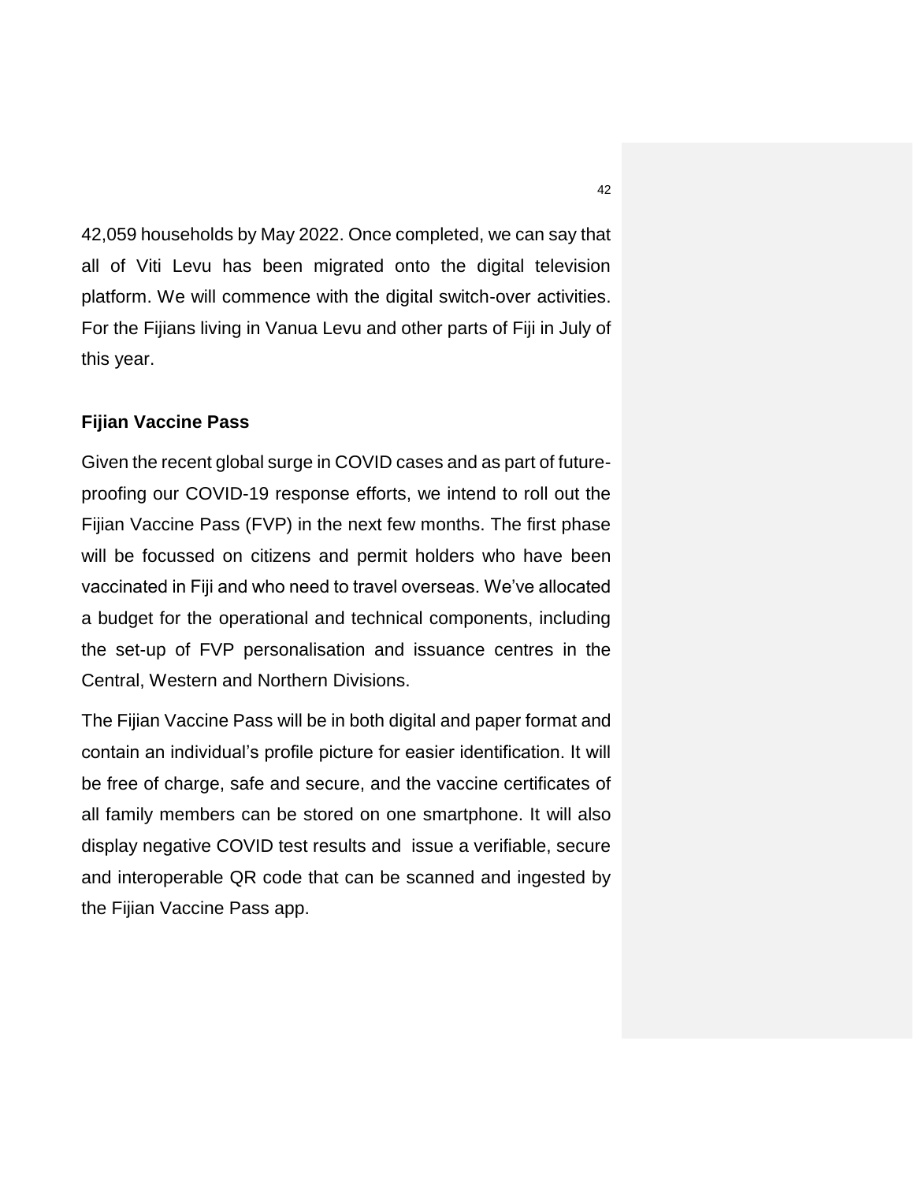42,059 households by May 2022. Once completed, we can say that all of Viti Levu has been migrated onto the digital television platform. We will commence with the digital switch-over activities. For the Fijians living in Vanua Levu and other parts of Fiji in July of this year.

**Fijian Vaccine Pass**

Given the recent global surge in COVID cases and as part of future-proofing our COVID-19 response efforts, we intend to roll out the Fijian Vaccine Pass (FVP) in the next few months. The first phase will be focussed on citizens and permit holders who have been vaccinated in Fiji and who need to travel overseas. We've allocated a budget for the operational and technical components, including the set-up of FVP personalisation and issuance centres in the Central, Western and Northern Divisions.

The Fijian Vaccine Pass will be in both digital and paper format and contain an individual's profile picture for easier identification. It will be free of charge, safe and secure, and the vaccine certificates of all family members can be stored on one smartphone. It will also display negative COVID test results and issue a verifiable, secure and interoperable QR code that can be scanned and ingested by the Fijian Vaccine Pass app.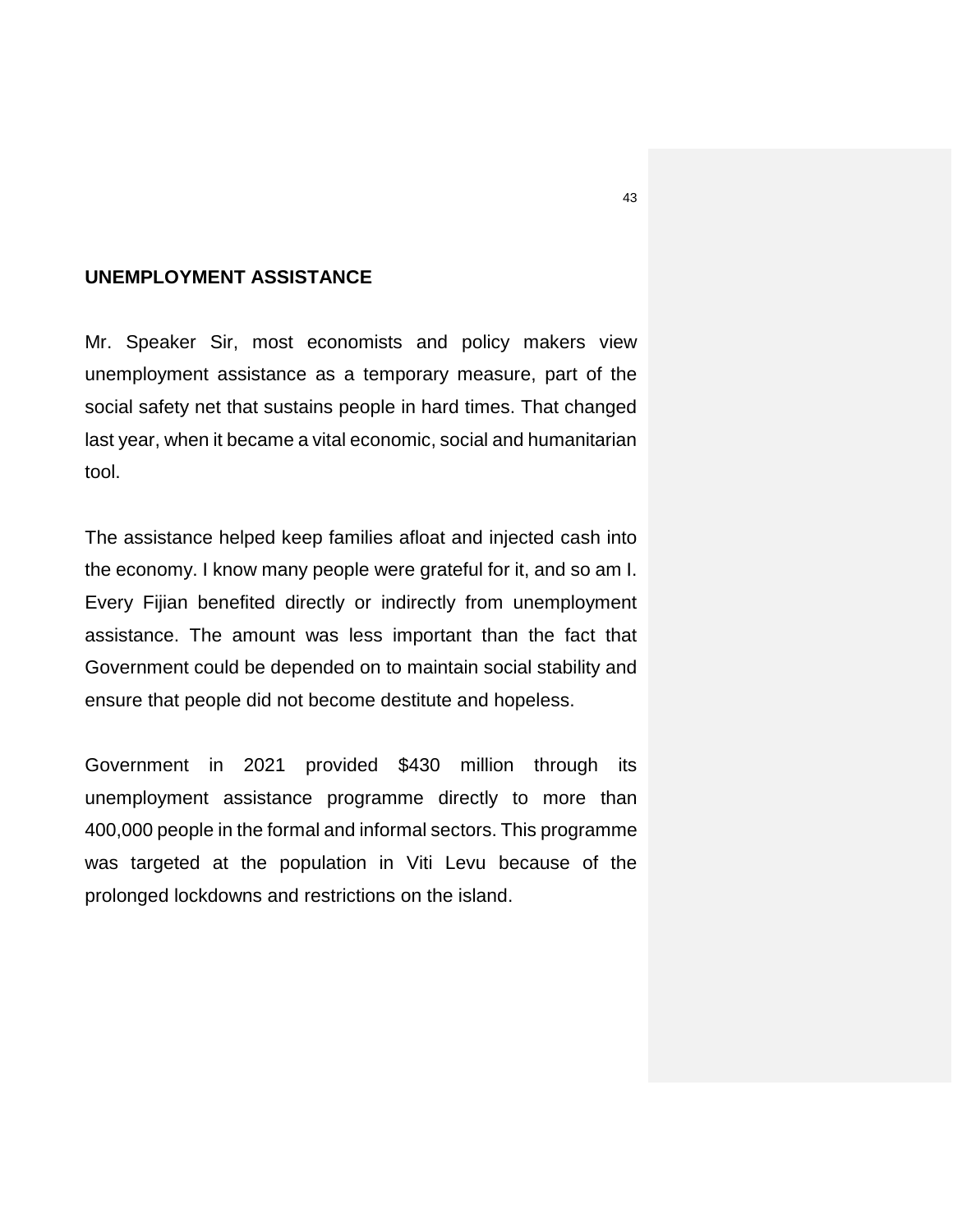## UNEMPLOYMENT ASSISTANCE

Mr. Speaker Sir, most economists and policy makers view unemployment assistance as a temporary measure, part of the social safety net that sustains people in hard times. That changed last year, when it became a vital economic, social and humanitarian tool.

The assistance helped keep families afloat and injected cash into the economy. I know many people were grateful for it, and so am I. Every Fijian benefited directly or indirectly from unemployment assistance. The amount was less important than the fact that Government could be depended on to maintain social stability and ensure that people did not become destitute and hopeless.

Government in 2021 provided $430 million through its unemployment assistance programme directly to more than 400,000 people in the formal and informal sectors. This programme was targeted at the population in Viti Levu because of the prolonged lockdowns and restrictions on the island.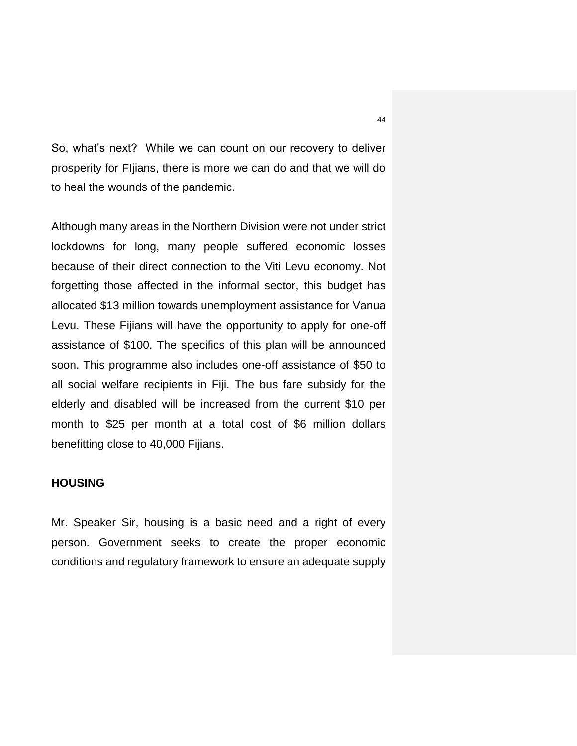So, what's next? While we can count on our recovery to deliver prosperity for FIjians, there is more we can do and that we will do to heal the wounds of the pandemic.

Although many areas in the Northern Division were not under strict lockdowns for long, many people suffered economic losses because of their direct connection to the Viti Levu economy. Not forgetting those affected in the informal sector, this budget has allocated $13 million towards unemployment assistance for Vanua Levu. These Fijians will have the opportunity to apply for one-off assistance of $100. The specifics of this plan will be announced soon. This programme also includes one-off assistance of $50 to all social welfare recipients in Fiji. The bus fare subsidy for the elderly and disabled will be increased from the current $10 per month to $25 per month at a total cost of $6 million dollars benefitting close to 40,000 Fijians.

**HOUSING**

Mr. Speaker Sir, housing is a basic need and a right of every person. Government seeks to create the proper economic conditions and regulatory framework to ensure an adequate supply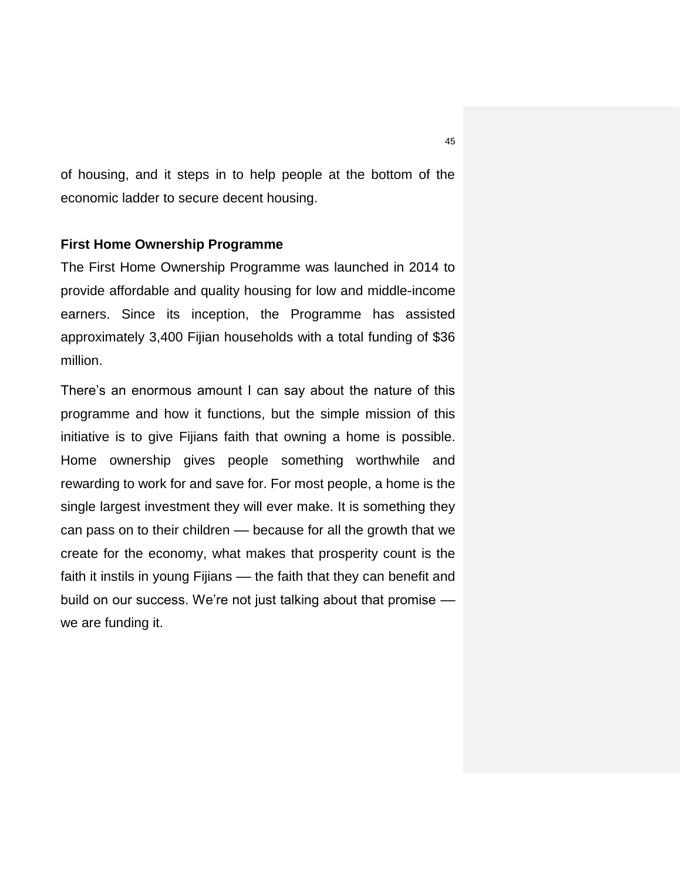of housing, and it steps in to help people at the bottom of the economic ladder to secure decent housing.

**First Home Ownership Programme**

The First Home Ownership Programme was launched in 2014 to provide affordable and quality housing for low and middle-income earners. Since its inception, the Programme has assisted approximately 3,400 Fijian households with a total funding of $36 million.

There's an enormous amount I can say about the nature of this programme and how it functions, but the simple mission of this initiative is to give Fijians faith that owning a home is possible. Home ownership gives people something worthwhile and rewarding to work for and save for. For most people, a home is the single largest investment they will ever make. It is something they can pass on to their children — because for all the growth that we create for the economy, what makes that prosperity count is the faith it instils in young Fijians — the faith that they can benefit and build on our success. We're not just talking about that promise — we are funding it.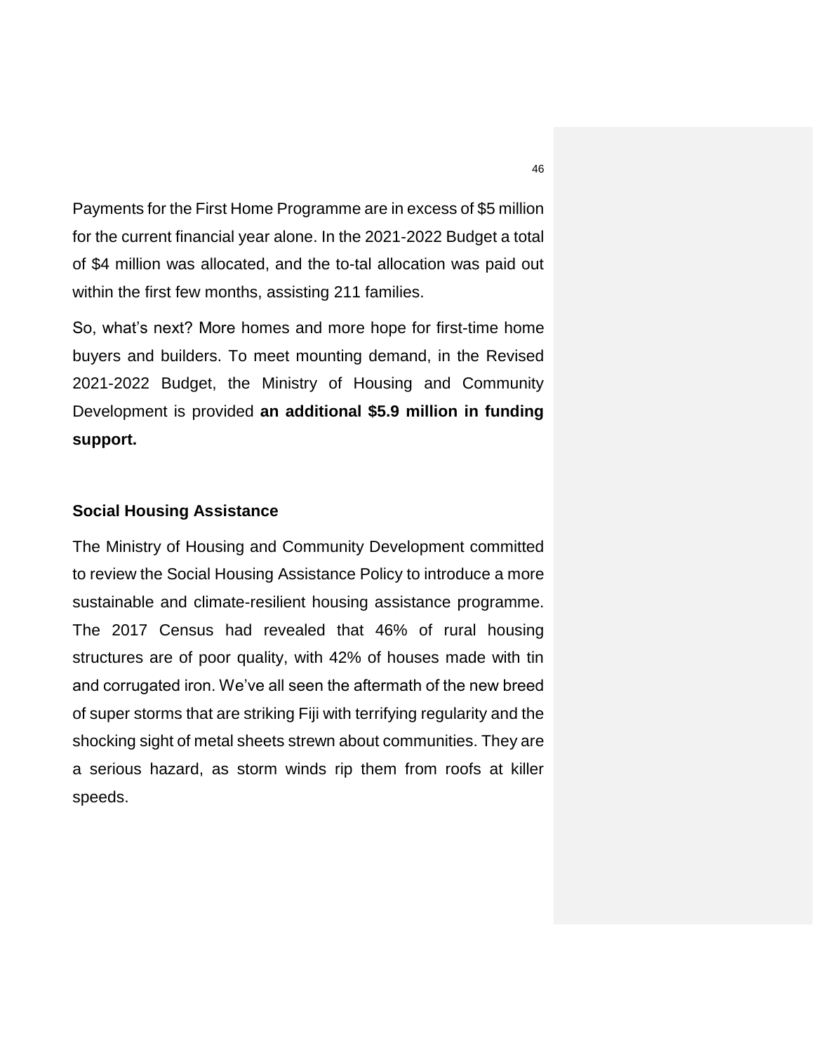Payments for the First Home Programme are in excess of $5 million for the current financial year alone. In the 2021-2022 Budget a total of $4 million was allocated, and the to-tal allocation was paid out within the first few months, assisting 211 families.

So, what's next? More homes and more hope for first-time home buyers and builders. To meet mounting demand, in the Revised 2021-2022 Budget, the Ministry of Housing and Community Development is provided **an additional $5.9 million in funding support.**

### Social Housing Assistance

The Ministry of Housing and Community Development committed to review the Social Housing Assistance Policy to introduce a more sustainable and climate-resilient housing assistance programme. The 2017 Census had revealed that 46% of rural housing structures are of poor quality, with 42% of houses made with tin and corrugated iron. We've all seen the aftermath of the new breed of super storms that are striking Fiji with terrifying regularity and the shocking sight of metal sheets strewn about communities. They are a serious hazard, as storm winds rip them from roofs at killer speeds.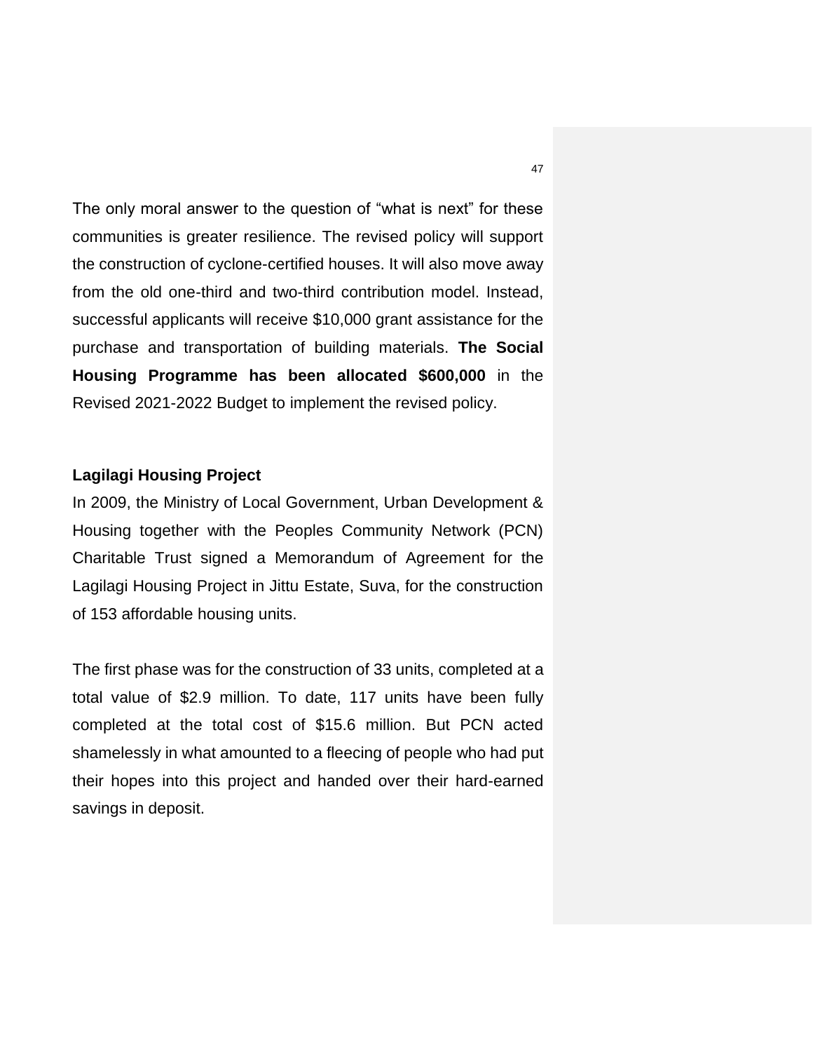The only moral answer to the question of "what is next" for these communities is greater resilience. The revised policy will support the construction of cyclone-certified houses. It will also move away from the old one-third and two-third contribution model. Instead, successful applicants will receive $10,000 grant assistance for the purchase and transportation of building materials. **The Social Housing Programme has been allocated $600,000** in the Revised 2021-2022 Budget to implement the revised policy.

**Lagilagi Housing Project**

In 2009, the Ministry of Local Government, Urban Development & Housing together with the Peoples Community Network (PCN) Charitable Trust signed a Memorandum of Agreement for the Lagilagi Housing Project in Jittu Estate, Suva, for the construction of 153 affordable housing units.

The first phase was for the construction of 33 units, completed at a total value of $2.9 million. To date, 117 units have been fully completed at the total cost of $15.6 million. But PCN acted shamelessly in what amounted to a fleecing of people who had put their hopes into this project and handed over their hard-earned savings in deposit.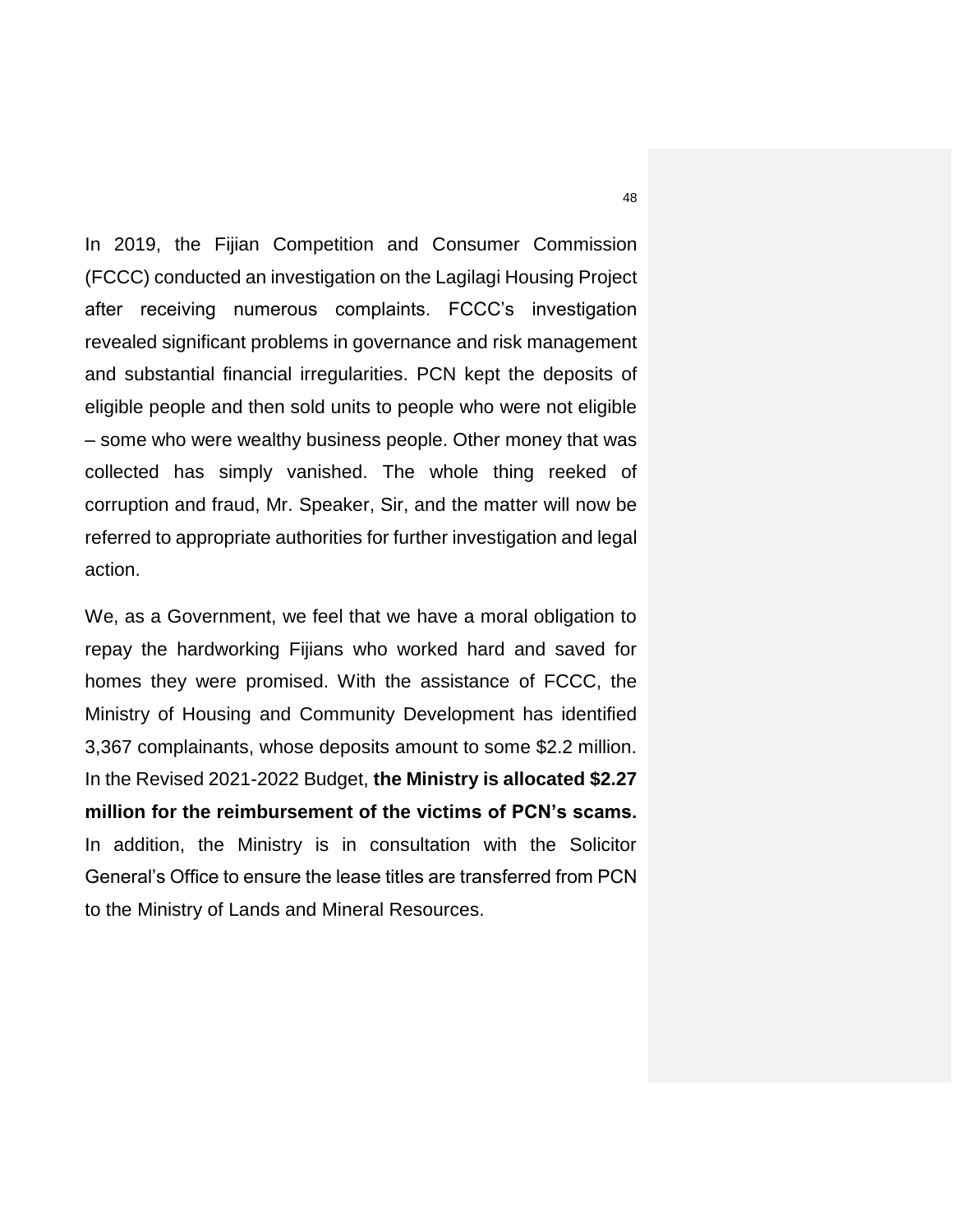In 2019, the Fijian Competition and Consumer Commission (FCCC) conducted an investigation on the Lagilagi Housing Project after receiving numerous complaints. FCCC's investigation revealed significant problems in governance and risk management and substantial financial irregularities. PCN kept the deposits of eligible people and then sold units to people who were not eligible – some who were wealthy business people. Other money that was collected has simply vanished. The whole thing reeked of corruption and fraud, Mr. Speaker, Sir, and the matter will now be referred to appropriate authorities for further investigation and legal action.

We, as a Government, we feel that we have a moral obligation to repay the hardworking Fijians who worked hard and saved for homes they were promised. With the assistance of FCCC, the Ministry of Housing and Community Development has identified 3,367 complainants, whose deposits amount to some $2.2 million. In the Revised 2021-2022 Budget, **the Ministry is allocated $2.27 million for the reimbursement of the victims of PCN's scams.** In addition, the Ministry is in consultation with the Solicitor General's Office to ensure the lease titles are transferred from PCN to the Ministry of Lands and Mineral Resources.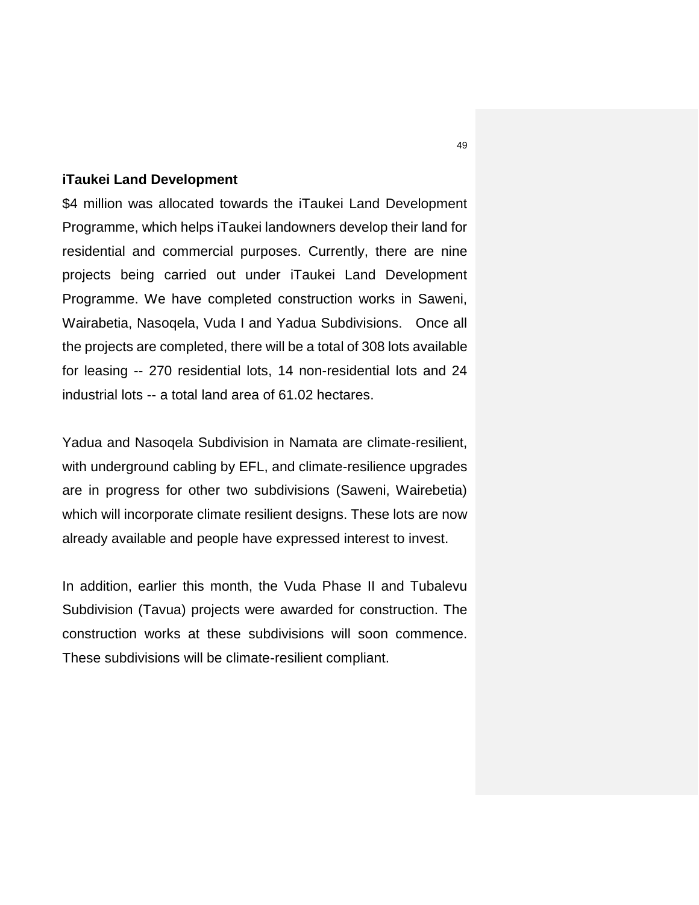**iTaukei Land Development**

$4 million was allocated towards the iTaukei Land Development Programme, which helps iTaukei landowners develop their land for residential and commercial purposes. Currently, there are nine projects being carried out under iTaukei Land Development Programme. We have completed construction works in Saweni, Wairabetia, Nasoqela, Vuda I and Yadua Subdivisions. Once all the projects are completed, there will be a total of 308 lots available for leasing -- 270 residential lots, 14 non-residential lots and 24 industrial lots -- a total land area of 61.02 hectares.

Yadua and Nasoqela Subdivision in Namata are climate-resilient, with underground cabling by EFL, and climate-resilience upgrades are in progress for other two subdivisions (Saweni, Wairebetia) which will incorporate climate resilient designs. These lots are now already available and people have expressed interest to invest.

In addition, earlier this month, the Vuda Phase II and Tubalevu Subdivision (Tavua) projects were awarded for construction. The construction works at these subdivisions will soon commence. These subdivisions will be climate-resilient compliant.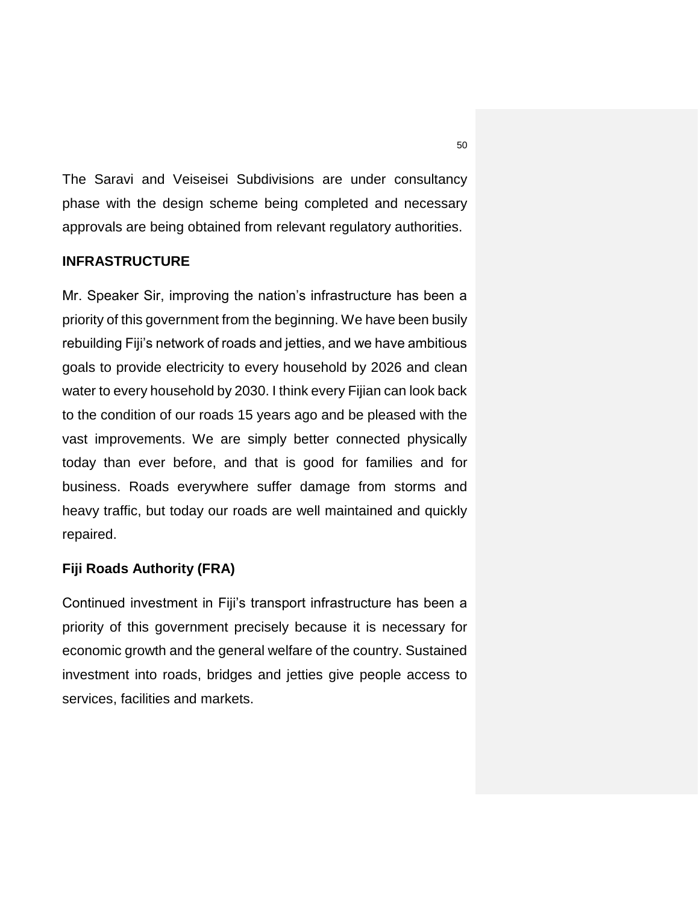The Saravi and Veiseisei Subdivisions are under consultancy phase with the design scheme being completed and necessary approvals are being obtained from relevant regulatory authorities.

## INFRASTRUCTURE

Mr. Speaker Sir, improving the nation's infrastructure has been a priority of this government from the beginning. We have been busily rebuilding Fiji's network of roads and jetties, and we have ambitious goals to provide electricity to every household by 2026 and clean water to every household by 2030. I think every Fijian can look back to the condition of our roads 15 years ago and be pleased with the vast improvements. We are simply better connected physically today than ever before, and that is good for families and for business. Roads everywhere suffer damage from storms and heavy traffic, but today our roads are well maintained and quickly repaired.

### Fiji Roads Authority (FRA)

Continued investment in Fiji's transport infrastructure has been a priority of this government precisely because it is necessary for economic growth and the general welfare of the country. Sustained investment into roads, bridges and jetties give people access to services, facilities and markets.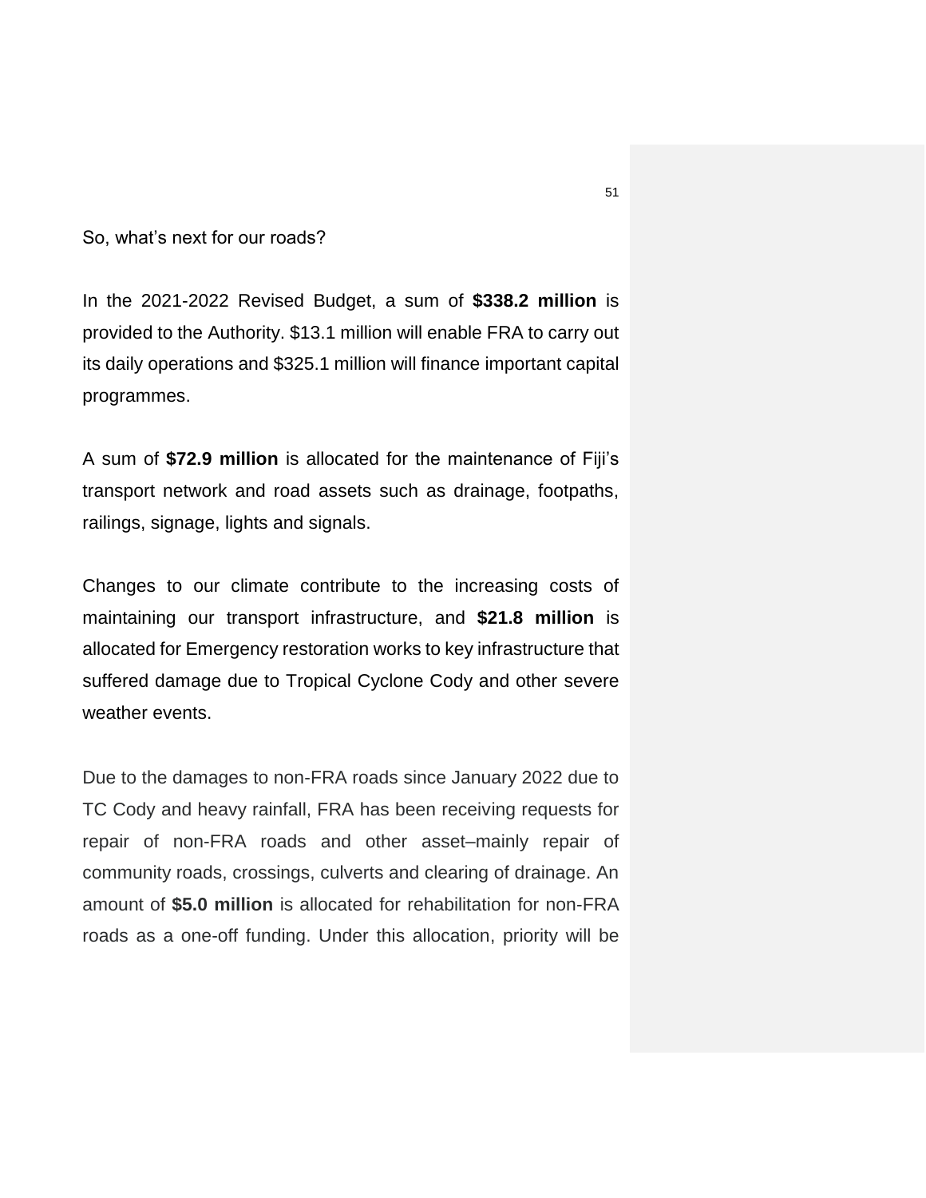So, what's next for our roads?

In the 2021-2022 Revised Budget, a sum of **$338.2 million** is provided to the Authority. $13.1 million will enable FRA to carry out its daily operations and $325.1 million will finance important capital programmes.

A sum of **$72.9 million** is allocated for the maintenance of Fiji's transport network and road assets such as drainage, footpaths, railings, signage, lights and signals.

Changes to our climate contribute to the increasing costs of maintaining our transport infrastructure, and **$21.8 million** is allocated for Emergency restoration works to key infrastructure that suffered damage due to Tropical Cyclone Cody and other severe weather events.

Due to the damages to non-FRA roads since January 2022 due to TC Cody and heavy rainfall, FRA has been receiving requests for repair of non-FRA roads and other asset–mainly repair of community roads, crossings, culverts and clearing of drainage. An amount of **$5.0 million** is allocated for rehabilitation for non-FRA roads as a one-off funding. Under this allocation, priority will be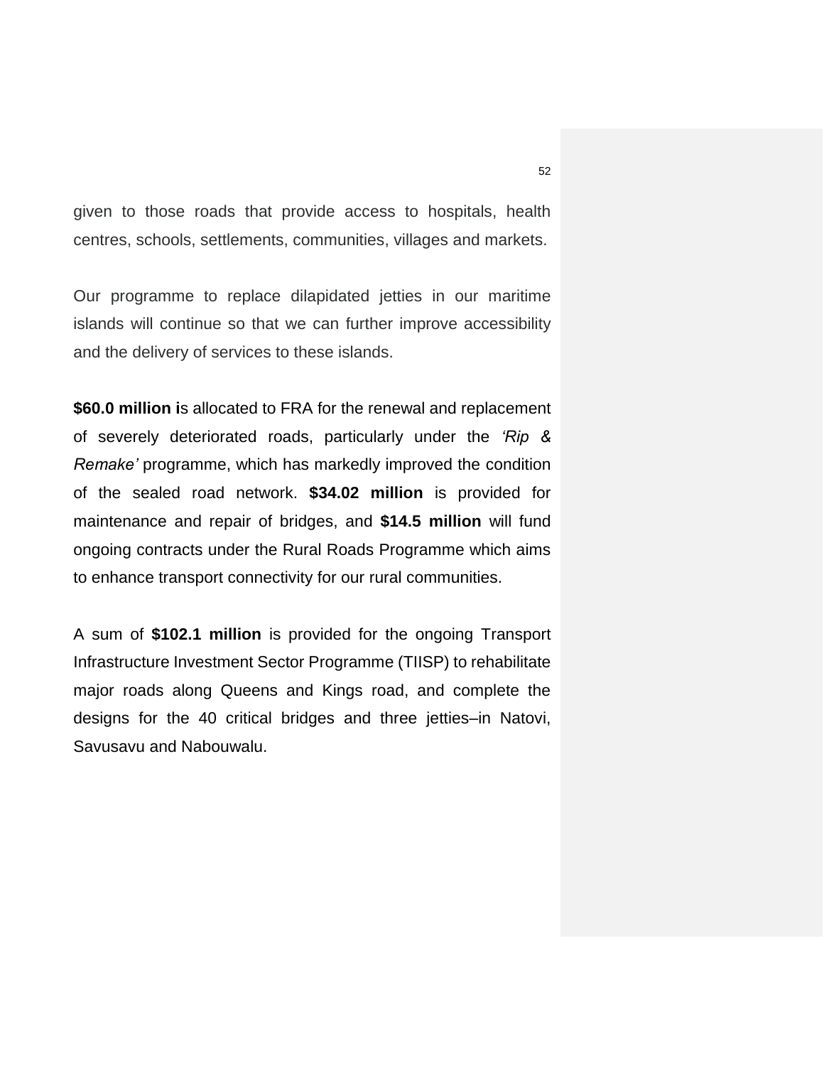given to those roads that provide access to hospitals, health centres, schools, settlements, communities, villages and markets.

Our programme to replace dilapidated jetties in our maritime islands will continue so that we can further improve accessibility and the delivery of services to these islands.

**$60.0 million i**s allocated to FRA for the renewal and replacement of severely deteriorated roads, particularly under the *'Rip & Remake'* programme, which has markedly improved the condition of the sealed road network. **$34.02 million** is provided for maintenance and repair of bridges, and **$14.5 million** will fund ongoing contracts under the Rural Roads Programme which aims to enhance transport connectivity for our rural communities.

A sum of **$102.1 million** is provided for the ongoing Transport Infrastructure Investment Sector Programme (TIISP) to rehabilitate major roads along Queens and Kings road, and complete the designs for the 40 critical bridges and three jetties–in Natovi, Savusavu and Nabouwalu.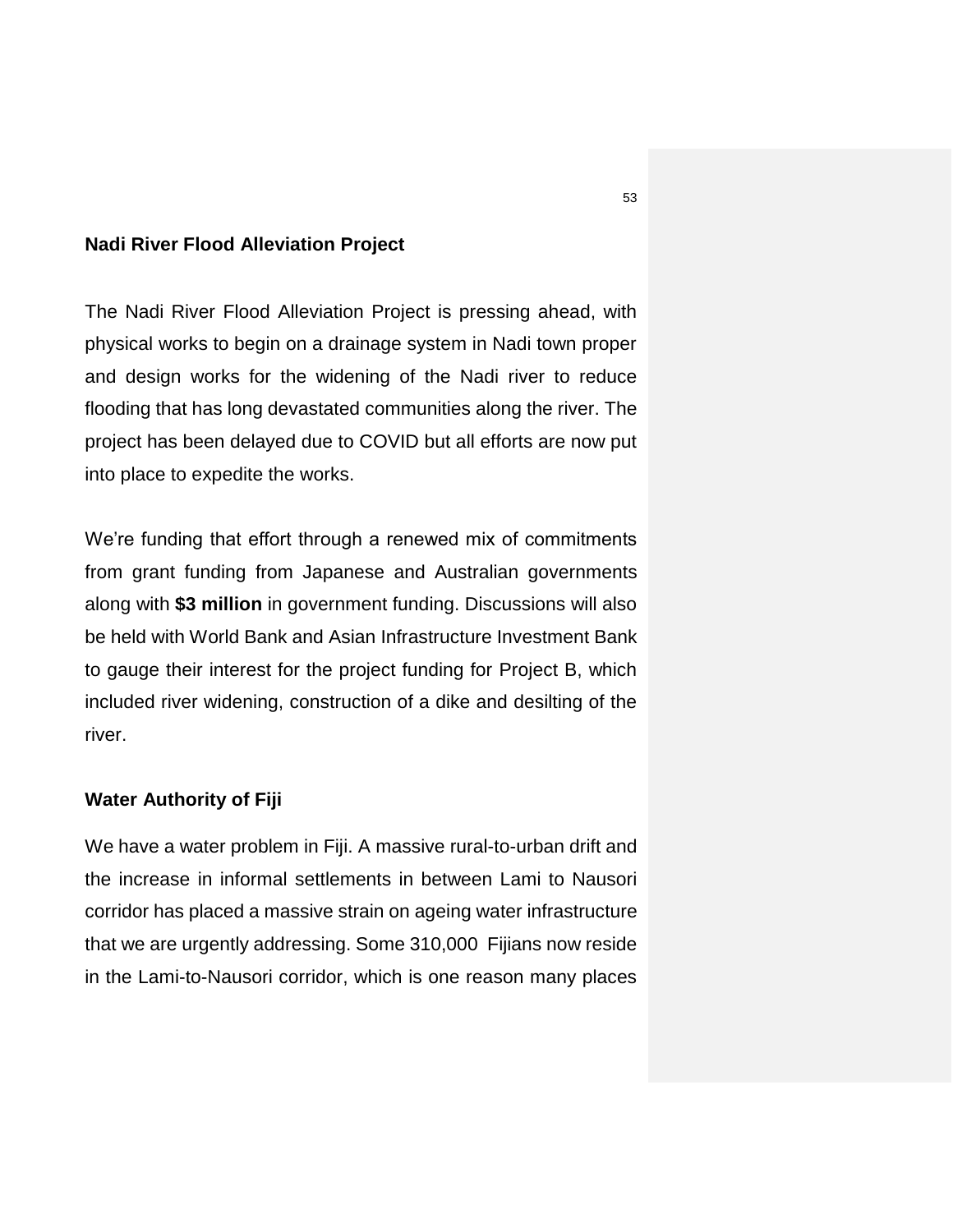**Nadi River Flood Alleviation Project**

The Nadi River Flood Alleviation Project is pressing ahead, with physical works to begin on a drainage system in Nadi town proper and design works for the widening of the Nadi river to reduce flooding that has long devastated communities along the river. The project has been delayed due to COVID but all efforts are now put into place to expedite the works.

We're funding that effort through a renewed mix of commitments from grant funding from Japanese and Australian governments along with **$3 million** in government funding. Discussions will also be held with World Bank and Asian Infrastructure Investment Bank to gauge their interest for the project funding for Project B, which included river widening, construction of a dike and desilting of the river.

**Water Authority of Fiji**

We have a water problem in Fiji. A massive rural-to-urban drift and the increase in informal settlements in between Lami to Nausori corridor has placed a massive strain on ageing water infrastructure that we are urgently addressing. Some 310,000 Fijians now reside in the Lami-to-Nausori corridor, which is one reason many places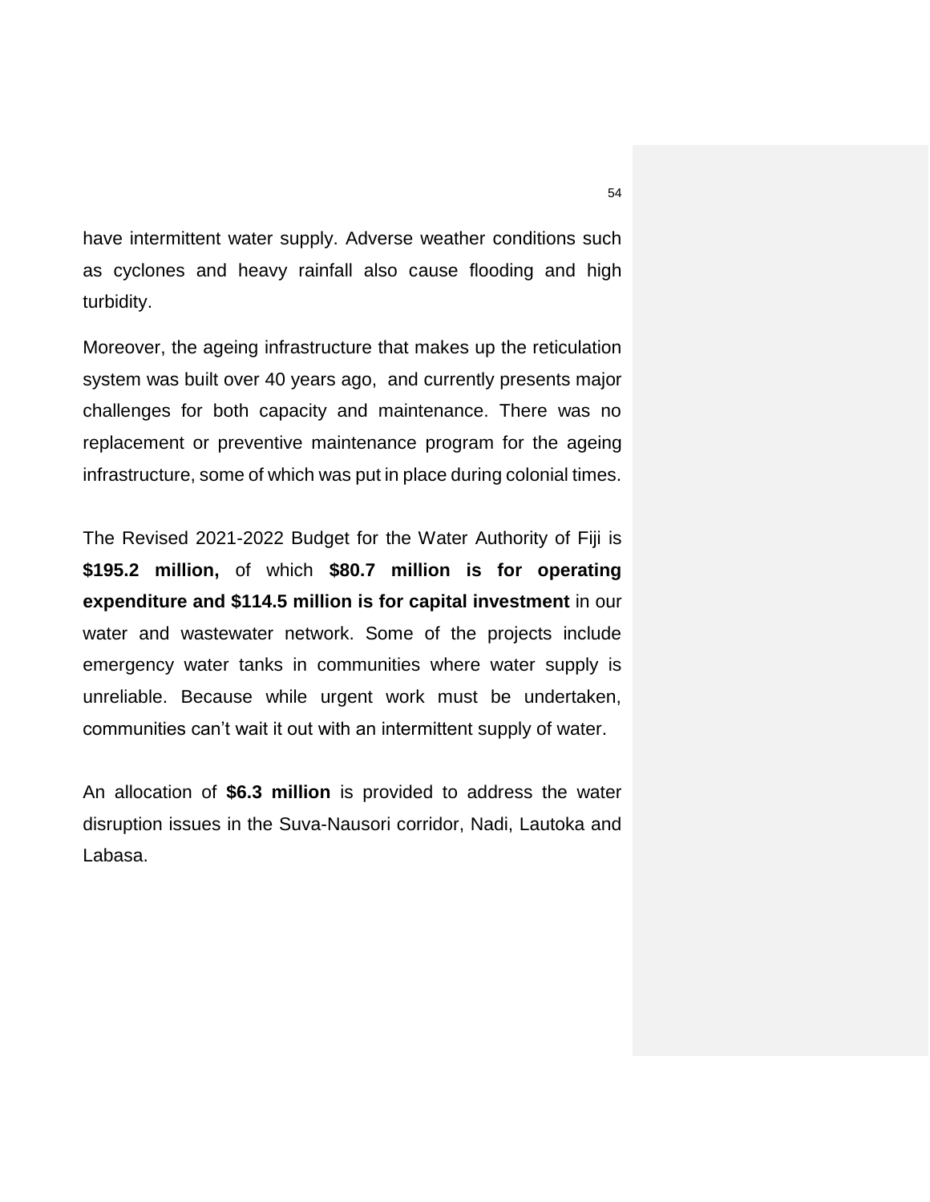have intermittent water supply. Adverse weather conditions such as cyclones and heavy rainfall also cause flooding and high turbidity.

Moreover, the ageing infrastructure that makes up the reticulation system was built over 40 years ago, and currently presents major challenges for both capacity and maintenance. There was no replacement or preventive maintenance program for the ageing infrastructure, some of which was put in place during colonial times.

The Revised 2021-2022 Budget for the Water Authority of Fiji is **$195.2 million,** of which **$80.7 million is for operating expenditure and $114.5 million is for capital investment** in our water and wastewater network. Some of the projects include emergency water tanks in communities where water supply is unreliable. Because while urgent work must be undertaken, communities can't wait it out with an intermittent supply of water.

An allocation of **$6.3 million** is provided to address the water disruption issues in the Suva-Nausori corridor, Nadi, Lautoka and Labasa.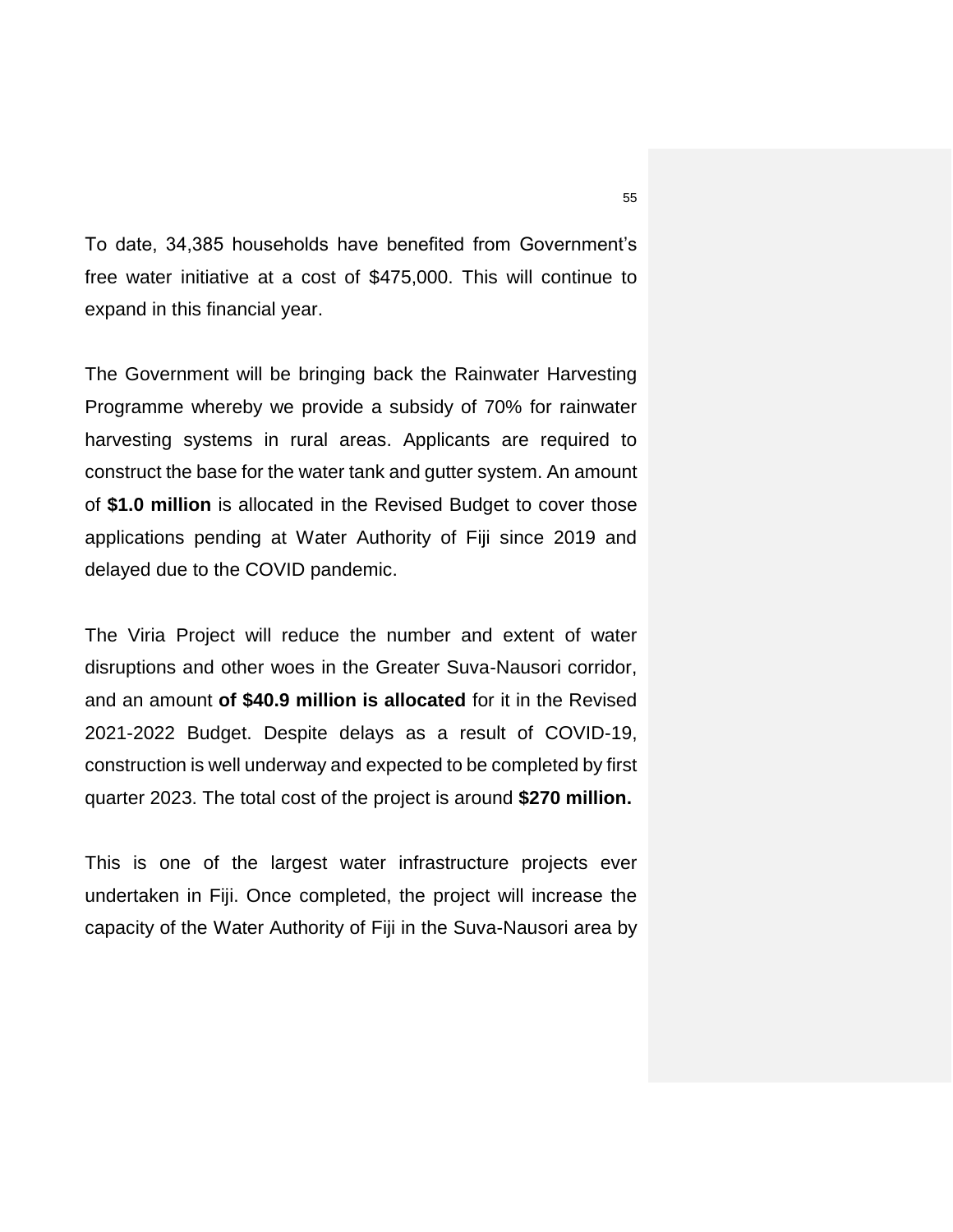To date, 34,385 households have benefited from Government's free water initiative at a cost of $475,000. This will continue to expand in this financial year.

The Government will be bringing back the Rainwater Harvesting Programme whereby we provide a subsidy of 70% for rainwater harvesting systems in rural areas. Applicants are required to construct the base for the water tank and gutter system. An amount of **$1.0 million** is allocated in the Revised Budget to cover those applications pending at Water Authority of Fiji since 2019 and delayed due to the COVID pandemic.

The Viria Project will reduce the number and extent of water disruptions and other woes in the Greater Suva-Nausori corridor, and an amount **of $40.9 million is allocated** for it in the Revised 2021-2022 Budget. Despite delays as a result of COVID-19, construction is well underway and expected to be completed by first quarter 2023. The total cost of the project is around **$270 million.**

This is one of the largest water infrastructure projects ever undertaken in Fiji. Once completed, the project will increase the capacity of the Water Authority of Fiji in the Suva-Nausori area by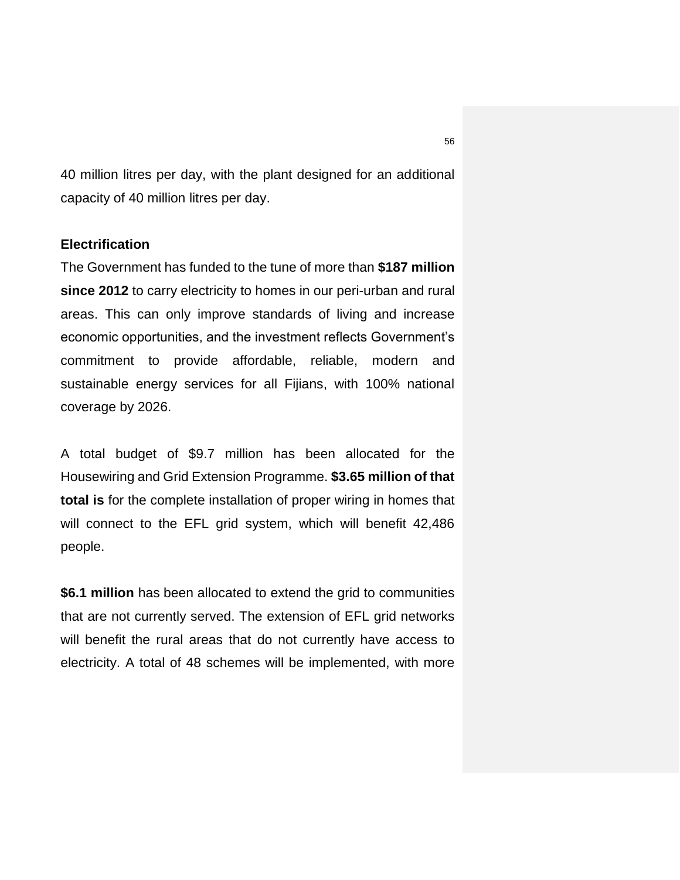40 million litres per day, with the plant designed for an additional capacity of 40 million litres per day.

**Electrification**

The Government has funded to the tune of more than **$187 million since 2012** to carry electricity to homes in our peri-urban and rural areas. This can only improve standards of living and increase economic opportunities, and the investment reflects Government's commitment to provide affordable, reliable, modern and sustainable energy services for all Fijians, with 100% national coverage by 2026.

A total budget of $9.7 million has been allocated for the Housewiring and Grid Extension Programme. **$3.65 million of that total is** for the complete installation of proper wiring in homes that will connect to the EFL grid system, which will benefit 42,486 people.

**$6.1 million** has been allocated to extend the grid to communities that are not currently served. The extension of EFL grid networks will benefit the rural areas that do not currently have access to electricity. A total of 48 schemes will be implemented, with more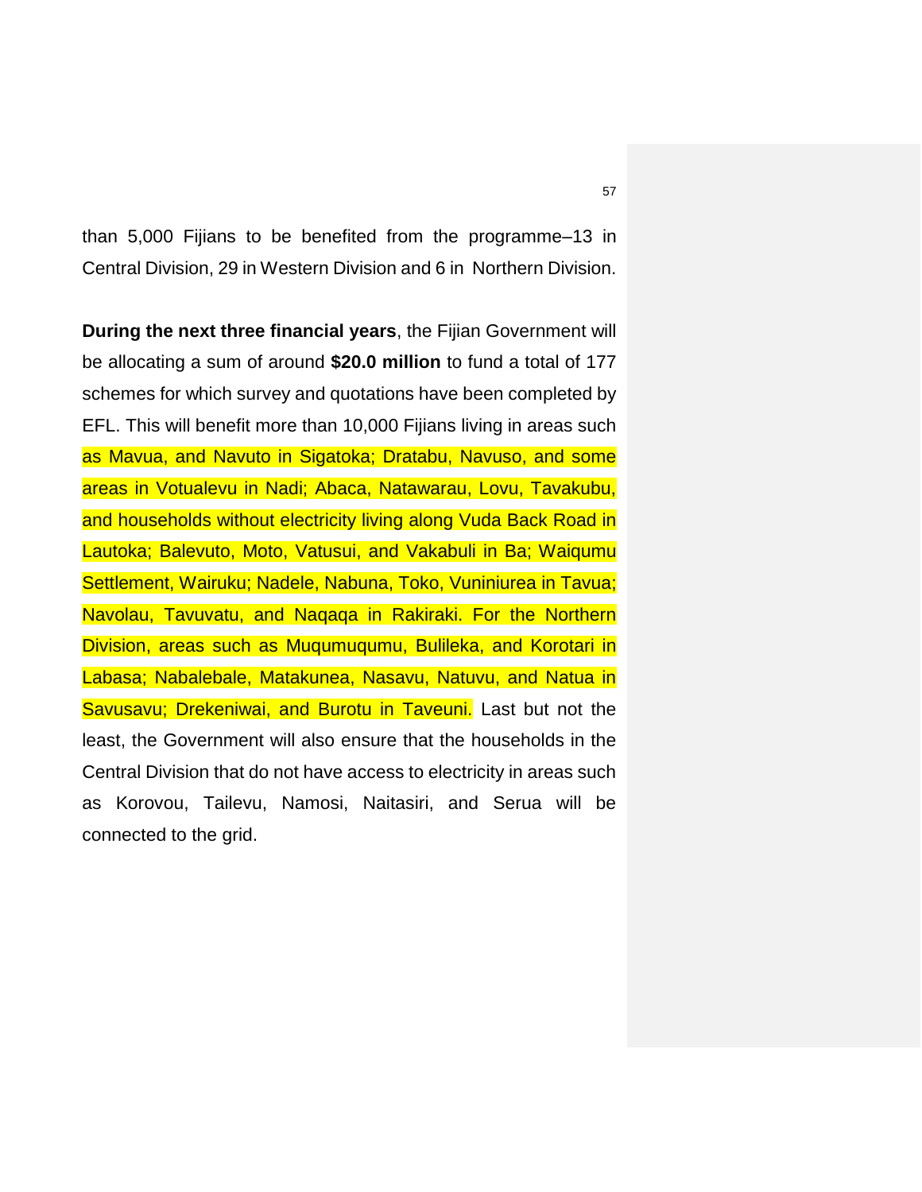than 5,000 Fijians to be benefited from the programme–13 in Central Division, 29 in Western Division and 6 in Northern Division.

**During the next three financial years**, the Fijian Government will be allocating a sum of around **$20.0 million** to fund a total of 177 schemes for which survey and quotations have been completed by EFL. This will benefit more than 10,000 Fijians living in areas such as Mavua, and Navuto in Sigatoka; Dratabu, Navuso, and some areas in Votualevu in Nadi; Abaca, Natawarau, Lovu, Tavakubu, and households without electricity living along Vuda Back Road in Lautoka; Balevuto, Moto, Vatusui, and Vakabuli in Ba; Waiqumu Settlement, Wairuku; Nadele, Nabuna, Toko, Vuniniurea in Tavua; Navolau, Tavuvatu, and Naqaqa in Rakiraki. For the Northern Division, areas such as Muqumuqumu, Bulileka, and Korotari in Labasa; Nabalebale, Matakunea, Nasavu, Natuvu, and Natua in Savusavu; Drekeniwai, and Burotu in Taveuni. Last but not the least, the Government will also ensure that the households in the Central Division that do not have access to electricity in areas such as Korovou, Tailevu, Namosi, Naitasiri, and Serua will be connected to the grid.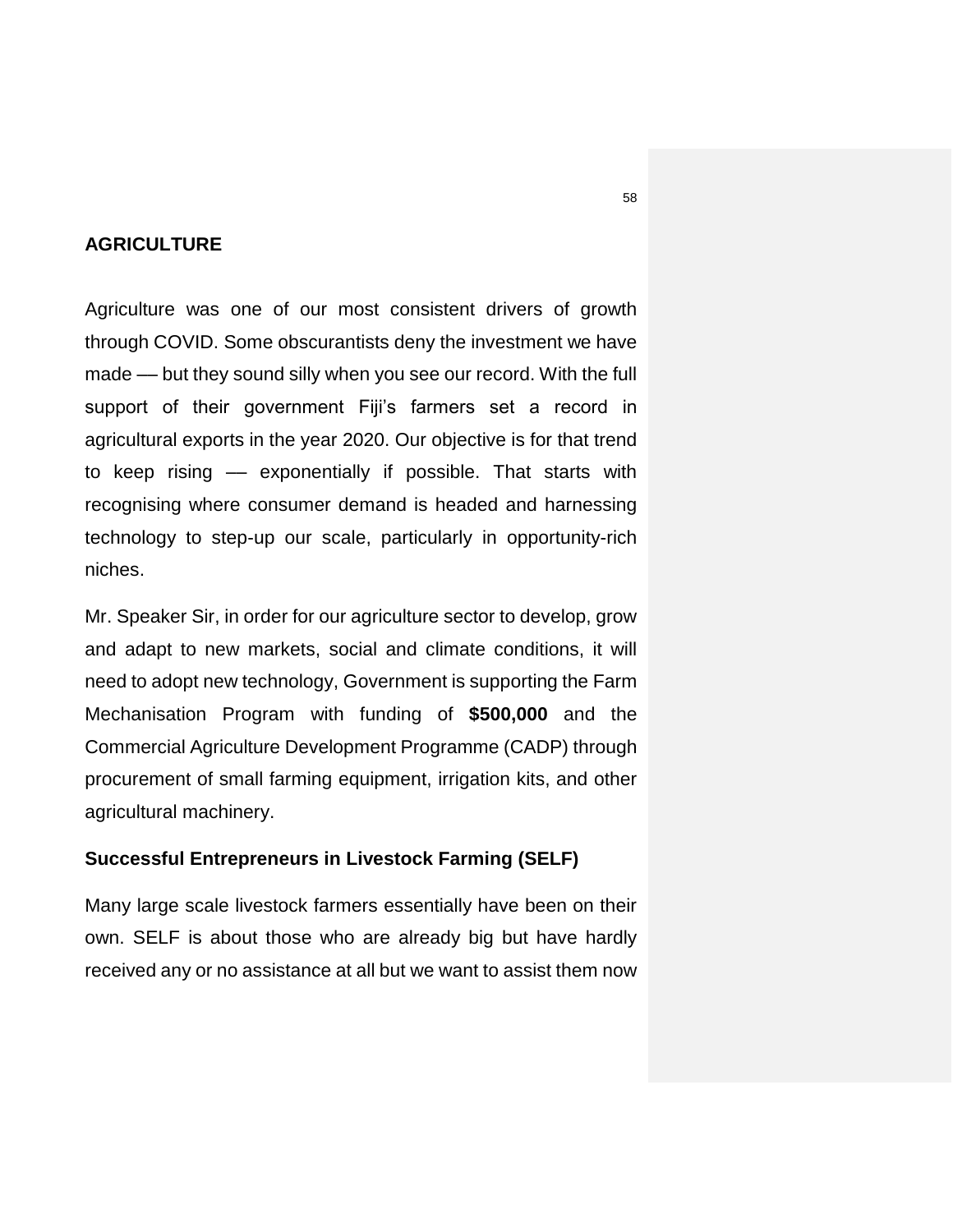## AGRICULTURE

Agriculture was one of our most consistent drivers of growth through COVID. Some obscurantists deny the investment we have made — but they sound silly when you see our record. With the full support of their government Fiji's farmers set a record in agricultural exports in the year 2020. Our objective is for that trend to keep rising — exponentially if possible. That starts with recognising where consumer demand is headed and harnessing technology to step-up our scale, particularly in opportunity-rich niches.

Mr. Speaker Sir, in order for our agriculture sector to develop, grow and adapt to new markets, social and climate conditions, it will need to adopt new technology, Government is supporting the Farm Mechanisation Program with funding of **$500,000** and the Commercial Agriculture Development Programme (CADP) through procurement of small farming equipment, irrigation kits, and other agricultural machinery.

### Successful Entrepreneurs in Livestock Farming (SELF)

Many large scale livestock farmers essentially have been on their own. SELF is about those who are already big but have hardly received any or no assistance at all but we want to assist them now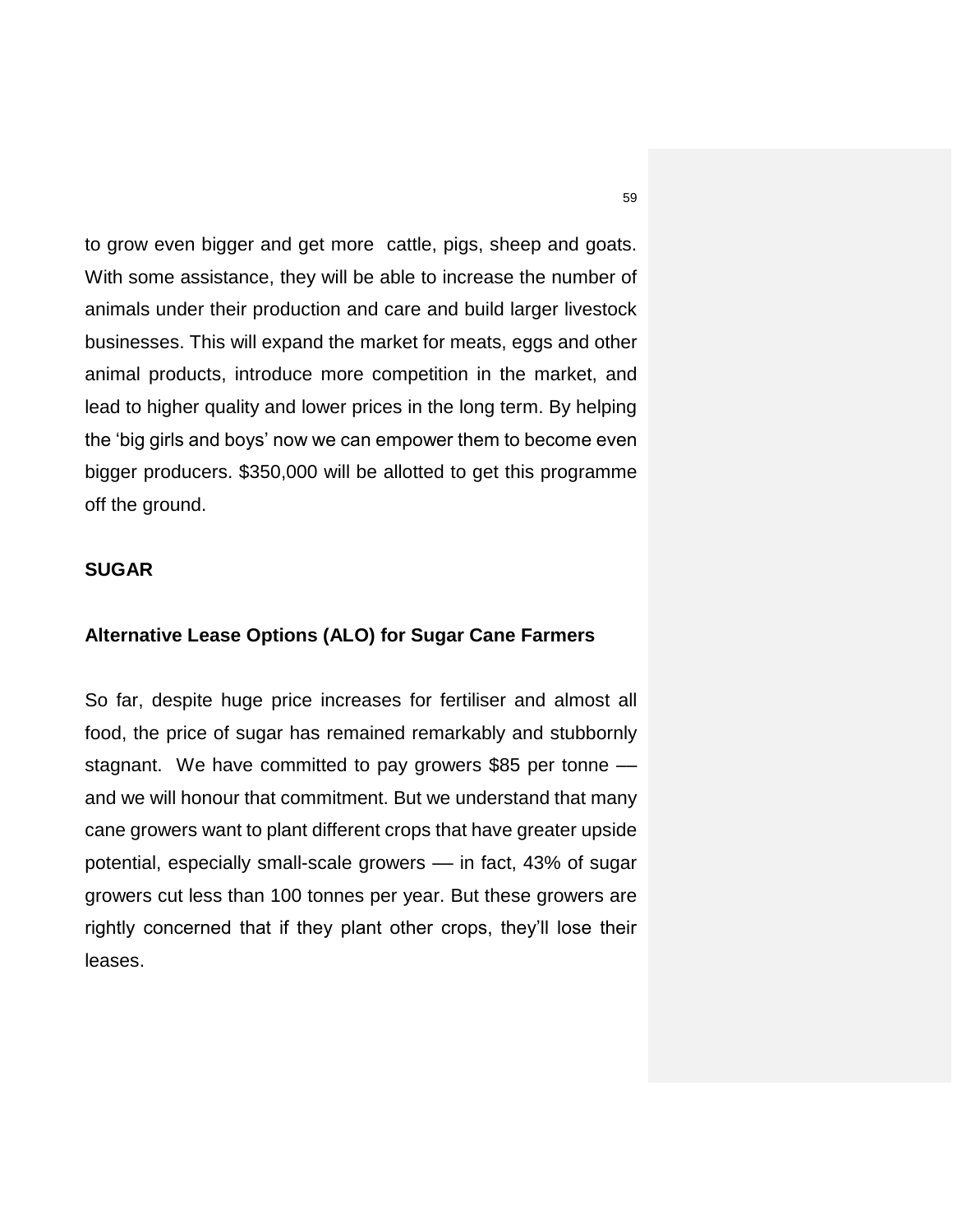to grow even bigger and get more  cattle, pigs, sheep and goats. With some assistance, they will be able to increase the number of animals under their production and care and build larger livestock businesses. This will expand the market for meats, eggs and other animal products, introduce more competition in the market, and lead to higher quality and lower prices in the long term. By helping the 'big girls and boys' now we can empower them to become even bigger producers. $350,000 will be allotted to get this programme off the ground.

## SUGAR

### Alternative Lease Options (ALO) for Sugar Cane Farmers

So far, despite huge price increases for fertiliser and almost all food, the price of sugar has remained remarkably and stubbornly stagnant.  We have committed to pay growers $85 per tonne — and we will honour that commitment. But we understand that many cane growers want to plant different crops that have greater upside potential, especially small-scale growers — in fact, 43% of sugar growers cut less than 100 tonnes per year. But these growers are rightly concerned that if they plant other crops, they'll lose their leases.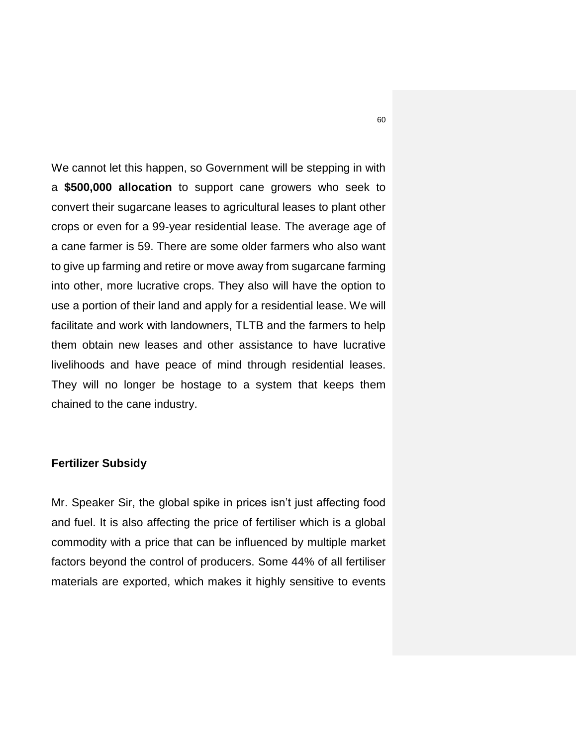We cannot let this happen, so Government will be stepping in with a **$500,000 allocation** to support cane growers who seek to convert their sugarcane leases to agricultural leases to plant other crops or even for a 99-year residential lease. The average age of a cane farmer is 59. There are some older farmers who also want to give up farming and retire or move away from sugarcane farming into other, more lucrative crops. They also will have the option to use a portion of their land and apply for a residential lease. We will facilitate and work with landowners, TLTB and the farmers to help them obtain new leases and other assistance to have lucrative livelihoods and have peace of mind through residential leases. They will no longer be hostage to a system that keeps them chained to the cane industry.

**Fertilizer Subsidy**

Mr. Speaker Sir, the global spike in prices isn't just affecting food and fuel. It is also affecting the price of fertiliser which is a global commodity with a price that can be influenced by multiple market factors beyond the control of producers. Some 44% of all fertiliser materials are exported, which makes it highly sensitive to events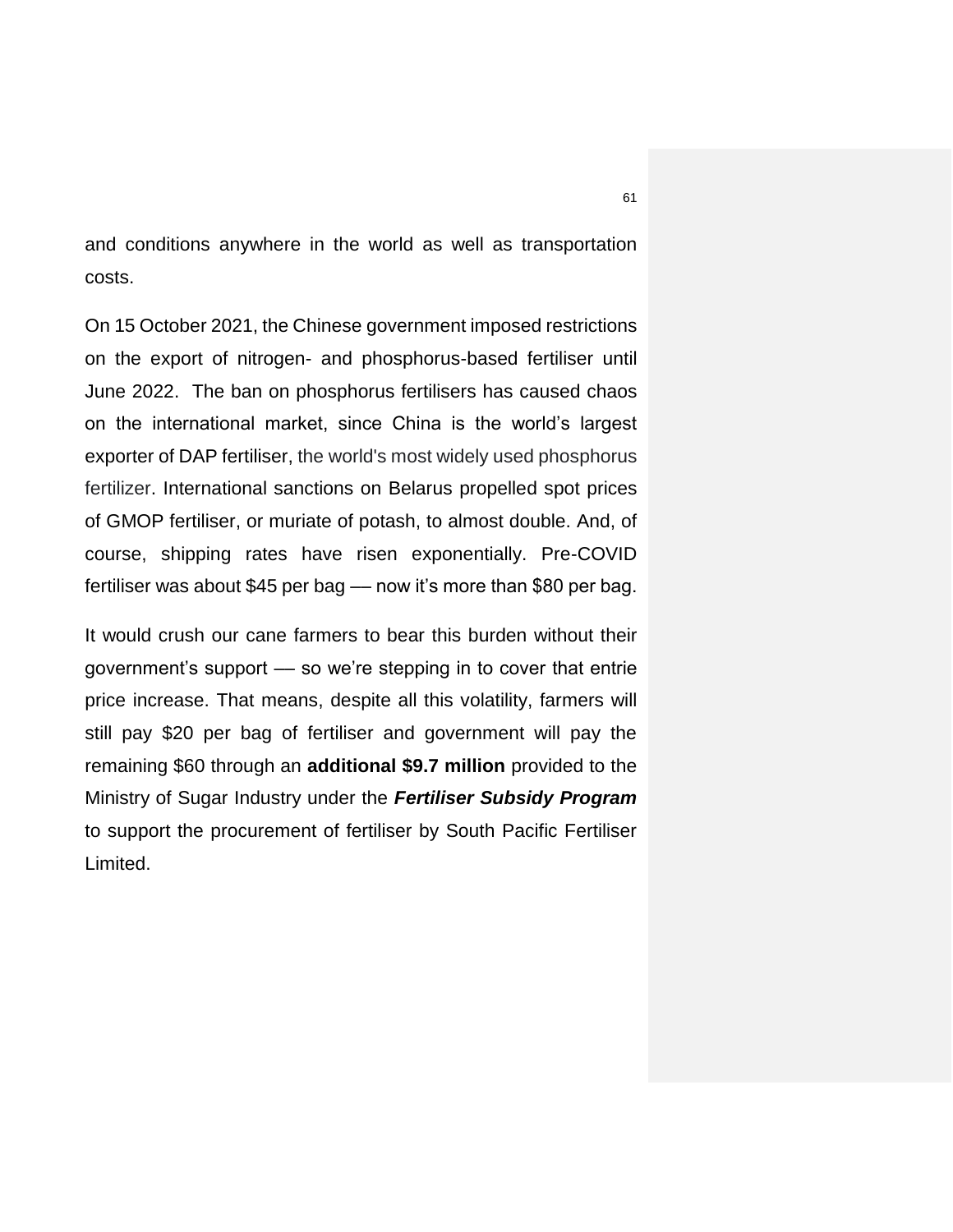and conditions anywhere in the world as well as transportation costs.

On 15 October 2021, the Chinese government imposed restrictions on the export of nitrogen- and phosphorus-based fertiliser until June 2022. The ban on phosphorus fertilisers has caused chaos on the international market, since China is the world's largest exporter of DAP fertiliser, the world's most widely used phosphorus fertilizer. International sanctions on Belarus propelled spot prices of GMOP fertiliser, or muriate of potash, to almost double. And, of course, shipping rates have risen exponentially. Pre-COVID fertiliser was about $45 per bag — now it's more than $80 per bag.

It would crush our cane farmers to bear this burden without their government's support — so we're stepping in to cover that entrie price increase. That means, despite all this volatility, farmers will still pay $20 per bag of fertiliser and government will pay the remaining $60 through an **additional $9.7 million** provided to the Ministry of Sugar Industry under the ***Fertiliser Subsidy Program*** to support the procurement of fertiliser by South Pacific Fertiliser Limited.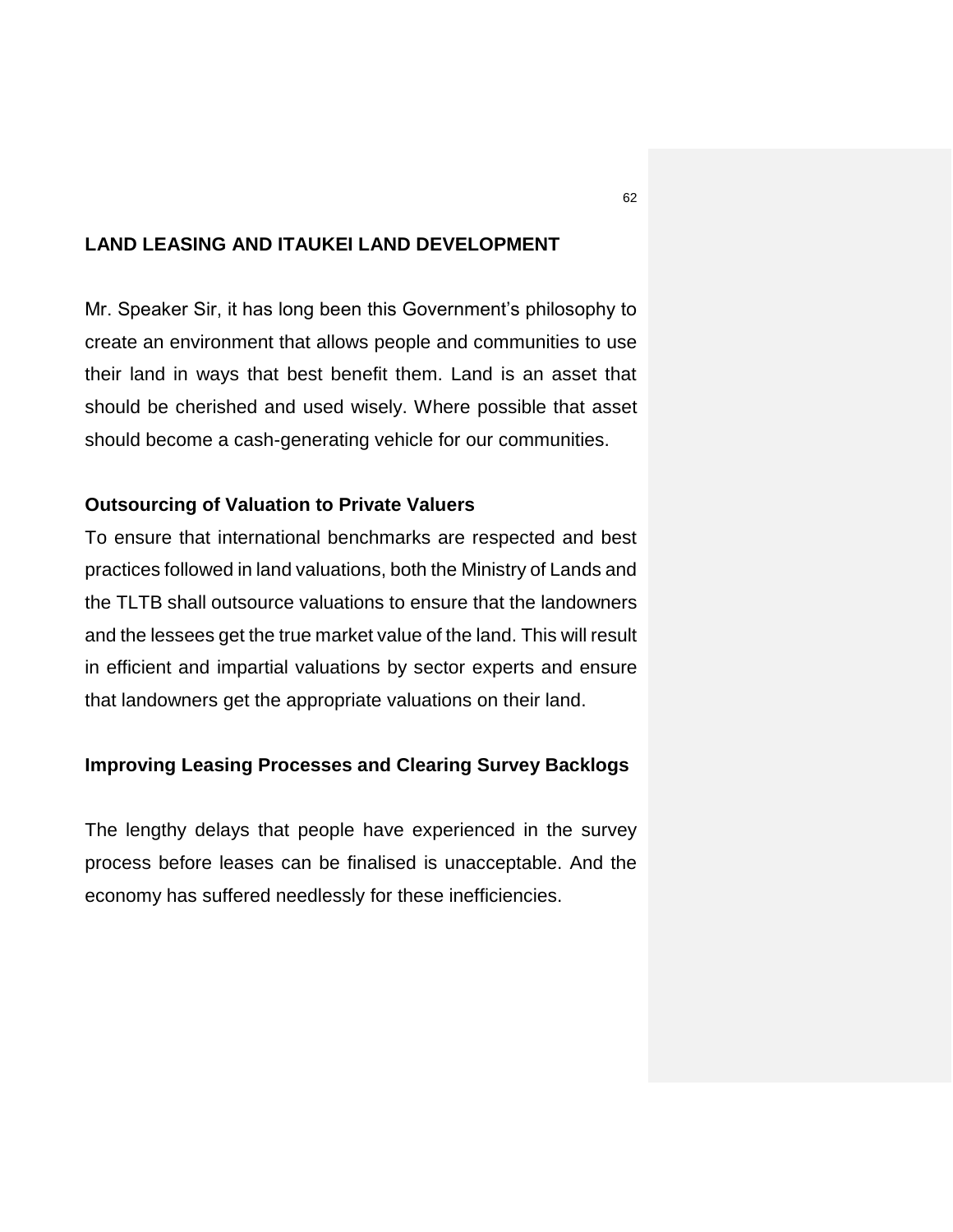## LAND LEASING AND ITAUKEI LAND DEVELOPMENT

Mr. Speaker Sir, it has long been this Government's philosophy to create an environment that allows people and communities to use their land in ways that best benefit them. Land is an asset that should be cherished and used wisely. Where possible that asset should become a cash-generating vehicle for our communities.

### Outsourcing of Valuation to Private Valuers

To ensure that international benchmarks are respected and best practices followed in land valuations, both the Ministry of Lands and the TLTB shall outsource valuations to ensure that the landowners and the lessees get the true market value of the land. This will result in efficient and impartial valuations by sector experts and ensure that landowners get the appropriate valuations on their land.

### Improving Leasing Processes and Clearing Survey Backlogs

The lengthy delays that people have experienced in the survey process before leases can be finalised is unacceptable. And the economy has suffered needlessly for these inefficiencies.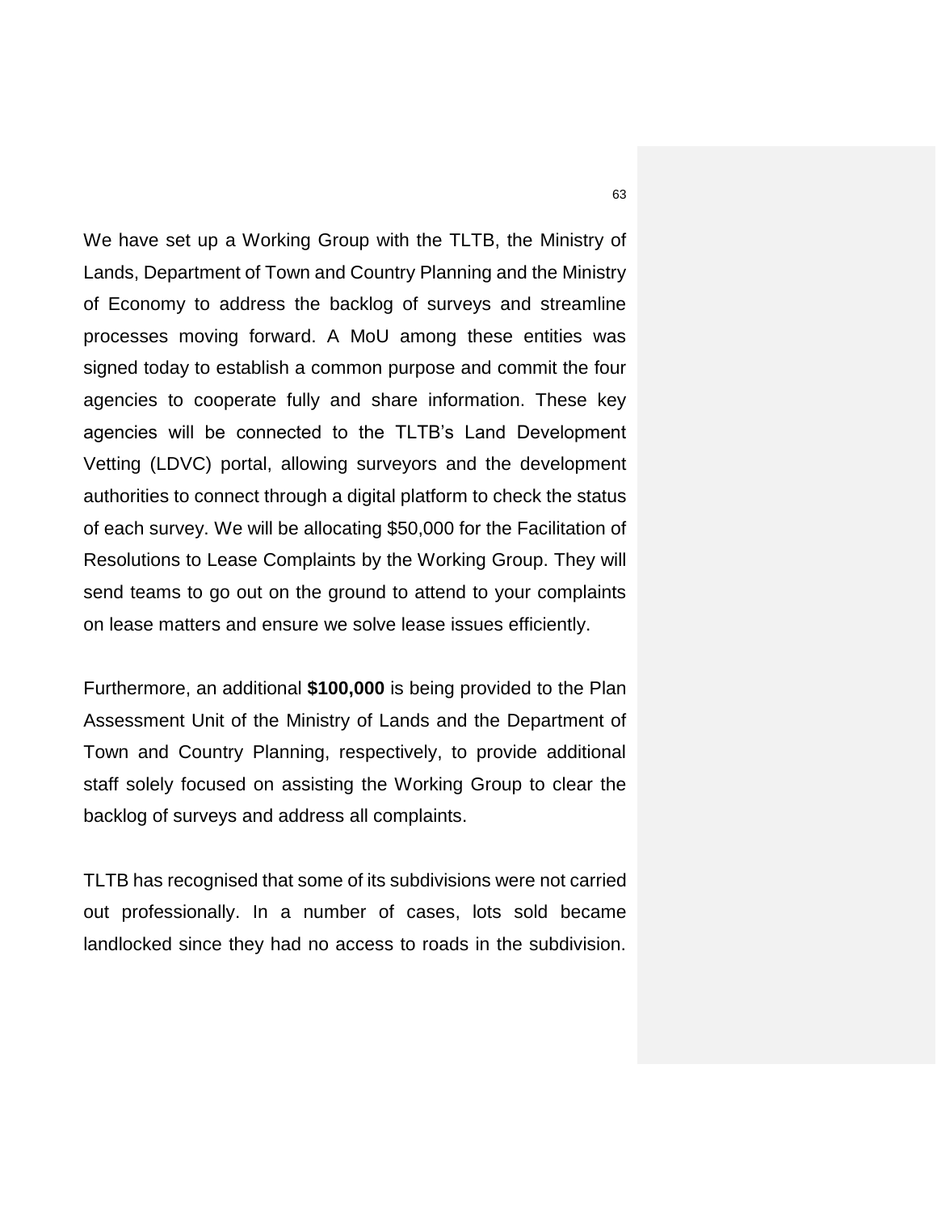We have set up a Working Group with the TLTB, the Ministry of Lands, Department of Town and Country Planning and the Ministry of Economy to address the backlog of surveys and streamline processes moving forward. A MoU among these entities was signed today to establish a common purpose and commit the four agencies to cooperate fully and share information. These key agencies will be connected to the TLTB's Land Development Vetting (LDVC) portal, allowing surveyors and the development authorities to connect through a digital platform to check the status of each survey. We will be allocating $50,000 for the Facilitation of Resolutions to Lease Complaints by the Working Group. They will send teams to go out on the ground to attend to your complaints on lease matters and ensure we solve lease issues efficiently.

Furthermore, an additional **$100,000** is being provided to the Plan Assessment Unit of the Ministry of Lands and the Department of Town and Country Planning, respectively, to provide additional staff solely focused on assisting the Working Group to clear the backlog of surveys and address all complaints.

TLTB has recognised that some of its subdivisions were not carried out professionally. In a number of cases, lots sold became landlocked since they had no access to roads in the subdivision.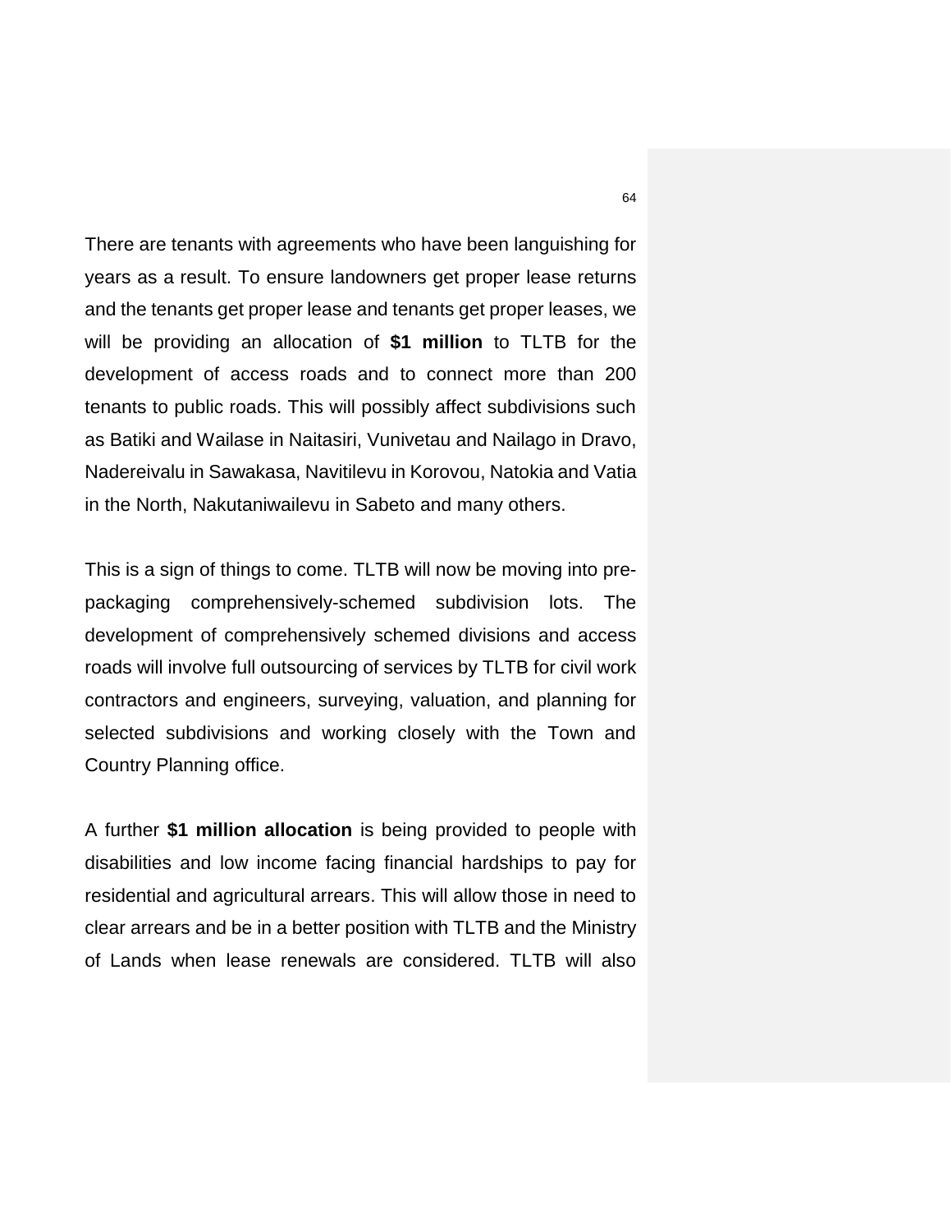There are tenants with agreements who have been languishing for years as a result. To ensure landowners get proper lease returns and the tenants get proper lease and tenants get proper leases, we will be providing an allocation of **$1 million** to TLTB for the development of access roads and to connect more than 200 tenants to public roads. This will possibly affect subdivisions such as Batiki and Wailase in Naitasiri, Vunivetau and Nailago in Dravo, Nadereivalu in Sawakasa, Navitilevu in Korovou, Natokia and Vatia in the North, Nakutaniwailevu in Sabeto and many others.

This is a sign of things to come. TLTB will now be moving into pre-packaging comprehensively-schemed subdivision lots. The development of comprehensively schemed divisions and access roads will involve full outsourcing of services by TLTB for civil work contractors and engineers, surveying, valuation, and planning for selected subdivisions and working closely with the Town and Country Planning office.

A further **$1 million allocation** is being provided to people with disabilities and low income facing financial hardships to pay for residential and agricultural arrears. This will allow those in need to clear arrears and be in a better position with TLTB and the Ministry of Lands when lease renewals are considered. TLTB will also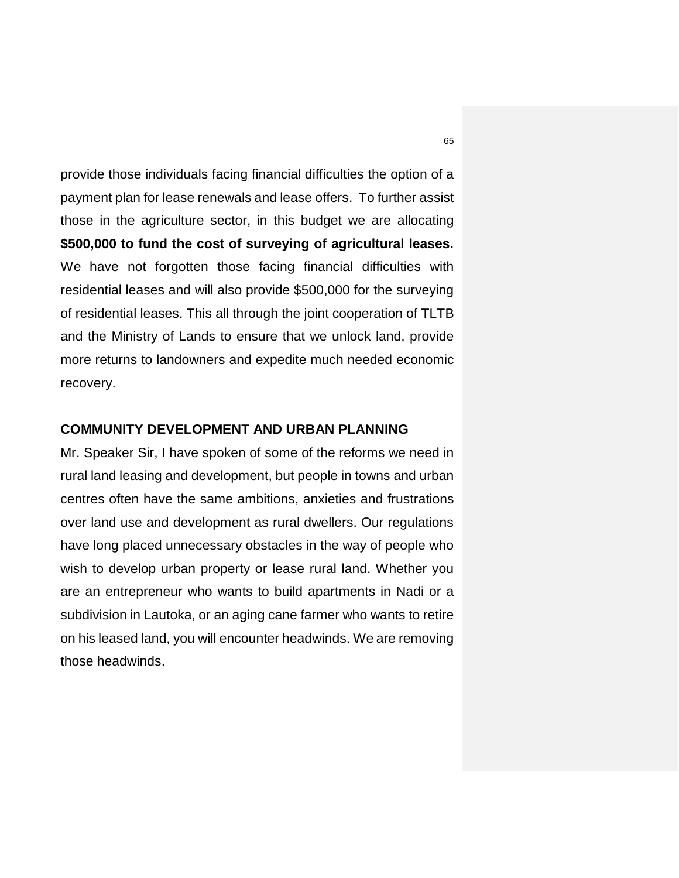provide those individuals facing financial difficulties the option of a payment plan for lease renewals and lease offers. To further assist those in the agriculture sector, in this budget we are allocating **$500,000 to fund the cost of surveying of agricultural leases.** We have not forgotten those facing financial difficulties with residential leases and will also provide $500,000 for the surveying of residential leases. This all through the joint cooperation of TLTB and the Ministry of Lands to ensure that we unlock land, provide more returns to landowners and expedite much needed economic recovery.

## COMMUNITY DEVELOPMENT AND URBAN PLANNING

Mr. Speaker Sir, I have spoken of some of the reforms we need in rural land leasing and development, but people in towns and urban centres often have the same ambitions, anxieties and frustrations over land use and development as rural dwellers. Our regulations have long placed unnecessary obstacles in the way of people who wish to develop urban property or lease rural land. Whether you are an entrepreneur who wants to build apartments in Nadi or a subdivision in Lautoka, or an aging cane farmer who wants to retire on his leased land, you will encounter headwinds. We are removing those headwinds.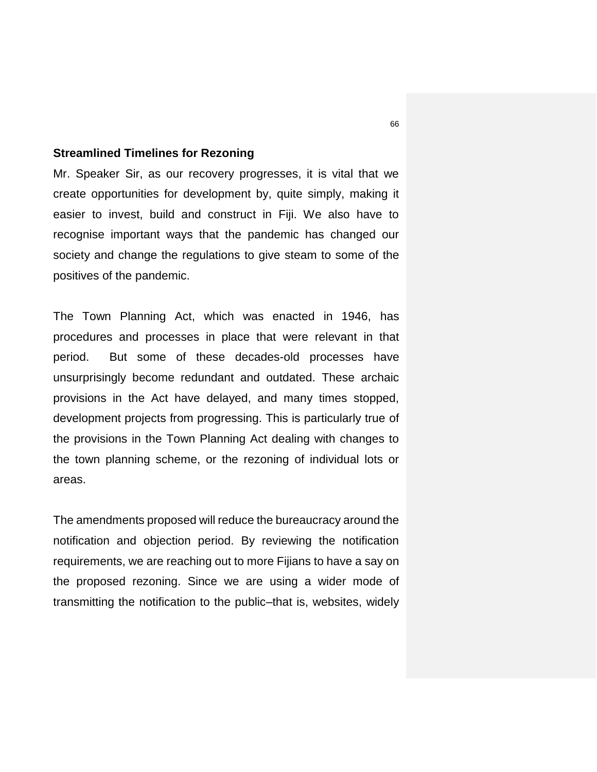**Streamlined Timelines for Rezoning**

Mr. Speaker Sir, as our recovery progresses, it is vital that we create opportunities for development by, quite simply, making it easier to invest, build and construct in Fiji. We also have to recognise important ways that the pandemic has changed our society and change the regulations to give steam to some of the positives of the pandemic.

The Town Planning Act, which was enacted in 1946, has procedures and processes in place that were relevant in that period. But some of these decades-old processes have unsurprisingly become redundant and outdated. These archaic provisions in the Act have delayed, and many times stopped, development projects from progressing. This is particularly true of the provisions in the Town Planning Act dealing with changes to the town planning scheme, or the rezoning of individual lots or areas.

The amendments proposed will reduce the bureaucracy around the notification and objection period. By reviewing the notification requirements, we are reaching out to more Fijians to have a say on the proposed rezoning. Since we are using a wider mode of transmitting the notification to the public–that is, websites, widely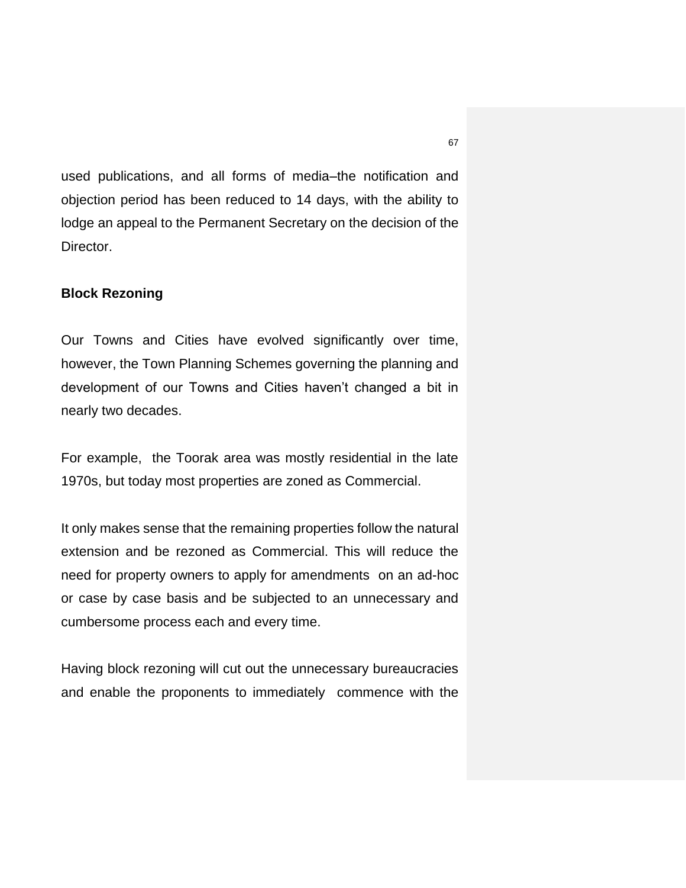used publications, and all forms of media–the notification and objection period has been reduced to 14 days, with the ability to lodge an appeal to the Permanent Secretary on the decision of the Director.

**Block Rezoning**

Our Towns and Cities have evolved significantly over time, however, the Town Planning Schemes governing the planning and development of our Towns and Cities haven't changed a bit in nearly two decades.

For example, the Toorak area was mostly residential in the late 1970s, but today most properties are zoned as Commercial.

It only makes sense that the remaining properties follow the natural extension and be rezoned as Commercial. This will reduce the need for property owners to apply for amendments on an ad-hoc or case by case basis and be subjected to an unnecessary and cumbersome process each and every time.

Having block rezoning will cut out the unnecessary bureaucracies and enable the proponents to immediately commence with the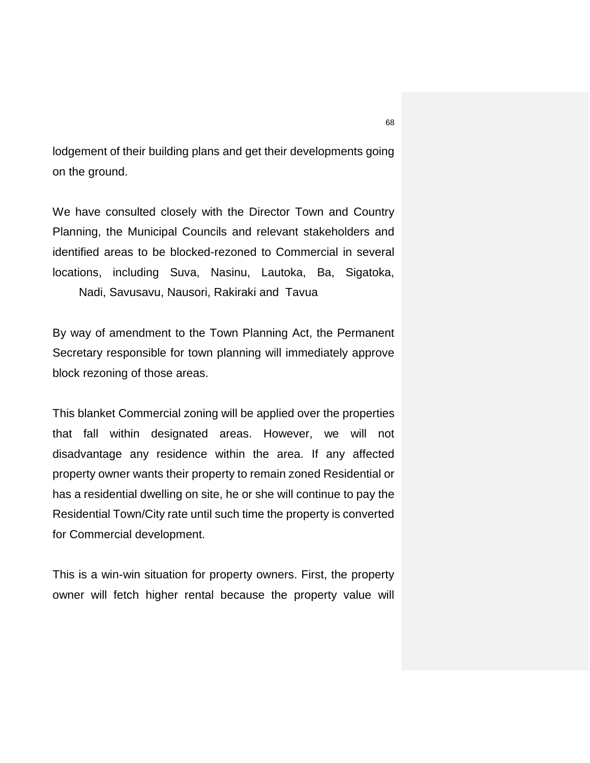lodgement of their building plans and get their developments going on the ground.

We have consulted closely with the Director Town and Country Planning, the Municipal Councils and relevant stakeholders and identified areas to be blocked-rezoned to Commercial in several locations, including Suva, Nasinu, Lautoka, Ba, Sigatoka, Nadi, Savusavu, Nausori, Rakiraki and Tavua

By way of amendment to the Town Planning Act, the Permanent Secretary responsible for town planning will immediately approve block rezoning of those areas.

This blanket Commercial zoning will be applied over the properties that fall within designated areas. However, we will not disadvantage any residence within the area. If any affected property owner wants their property to remain zoned Residential or has a residential dwelling on site, he or she will continue to pay the Residential Town/City rate until such time the property is converted for Commercial development.

This is a win-win situation for property owners. First, the property owner will fetch higher rental because the property value will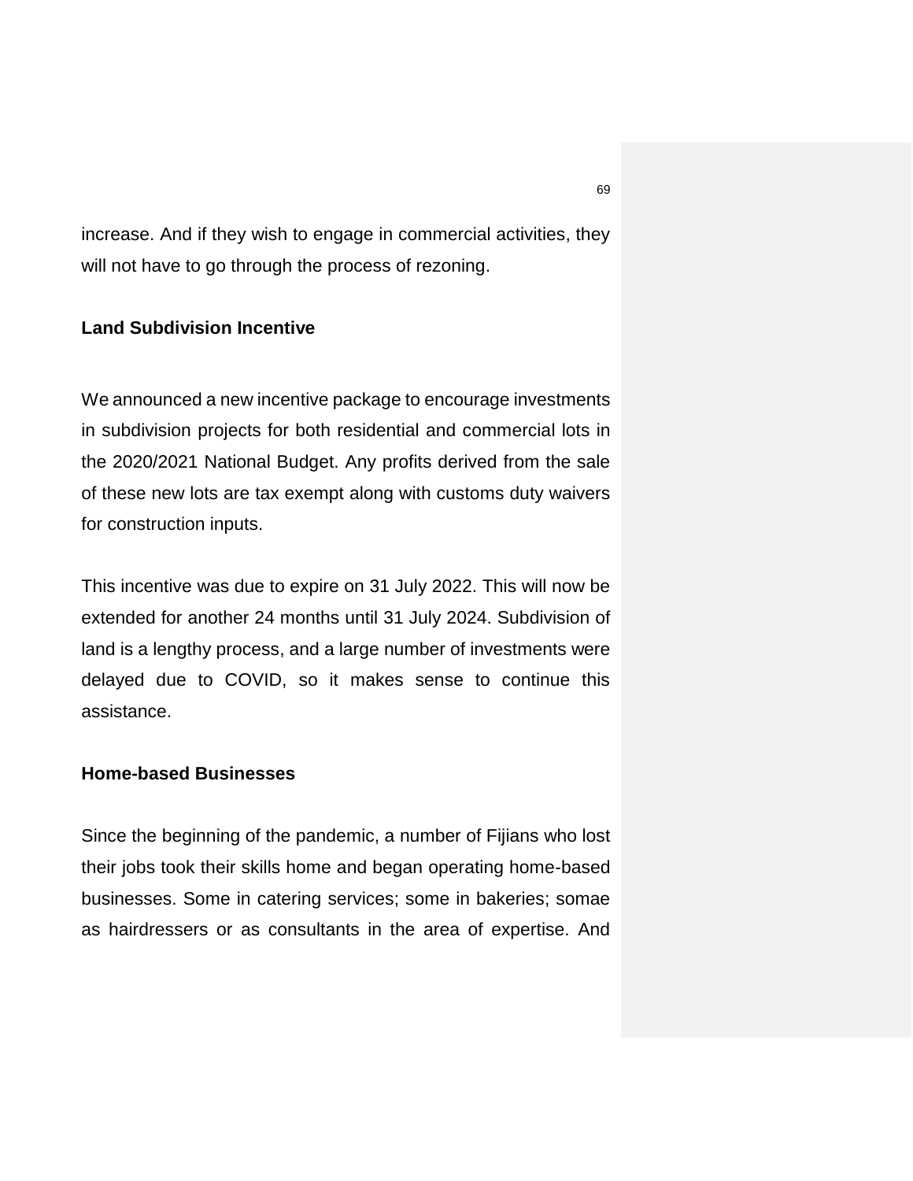increase. And if they wish to engage in commercial activities, they will not have to go through the process of rezoning.

**Land Subdivision Incentive**

We announced a new incentive package to encourage investments in subdivision projects for both residential and commercial lots in the 2020/2021 National Budget. Any profits derived from the sale of these new lots are tax exempt along with customs duty waivers for construction inputs.

This incentive was due to expire on 31 July 2022. This will now be extended for another 24 months until 31 July 2024. Subdivision of land is a lengthy process, and a large number of investments were delayed due to COVID, so it makes sense to continue this assistance.

**Home-based Businesses**

Since the beginning of the pandemic, a number of Fijians who lost their jobs took their skills home and began operating home-based businesses. Some in catering services; some in bakeries; somae as hairdressers or as consultants in the area of expertise. And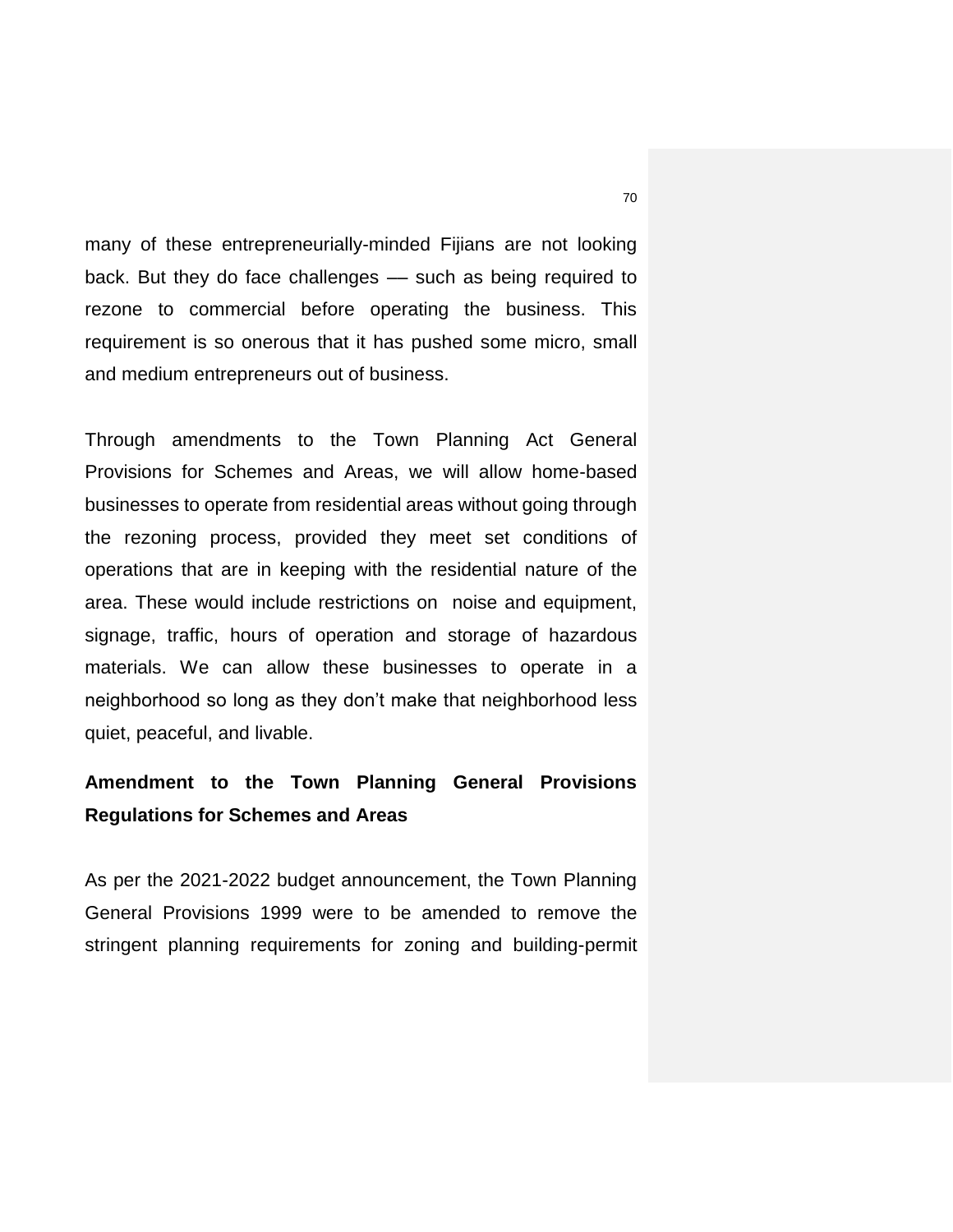many of these entrepreneurially-minded Fijians are not looking back. But they do face challenges — such as being required to rezone to commercial before operating the business. This requirement is so onerous that it has pushed some micro, small and medium entrepreneurs out of business.

Through amendments to the Town Planning Act General Provisions for Schemes and Areas, we will allow home-based businesses to operate from residential areas without going through the rezoning process, provided they meet set conditions of operations that are in keeping with the residential nature of the area. These would include restrictions on noise and equipment, signage, traffic, hours of operation and storage of hazardous materials. We can allow these businesses to operate in a neighborhood so long as they don't make that neighborhood less quiet, peaceful, and livable.

**Amendment to the Town Planning General Provisions Regulations for Schemes and Areas**

As per the 2021-2022 budget announcement, the Town Planning General Provisions 1999 were to be amended to remove the stringent planning requirements for zoning and building-permit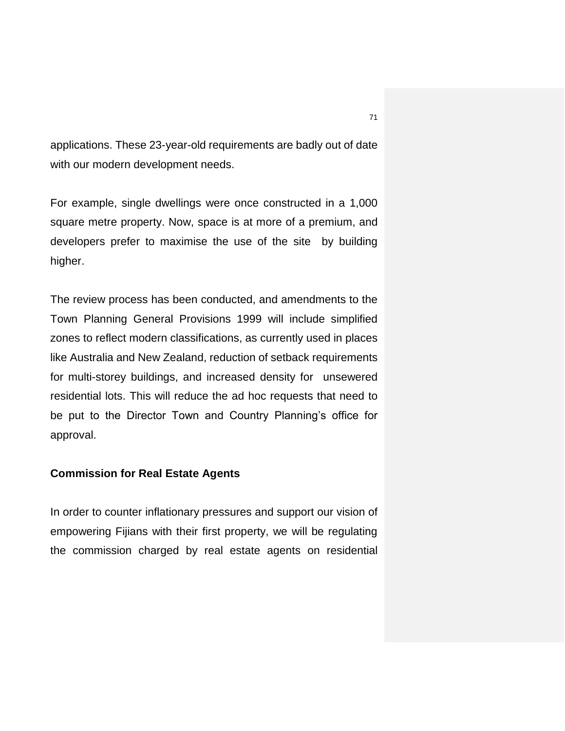applications. These 23-year-old requirements are badly out of date with our modern development needs.

For example, single dwellings were once constructed in a 1,000 square metre property. Now, space is at more of a premium, and developers prefer to maximise the use of the site by building higher.

The review process has been conducted, and amendments to the Town Planning General Provisions 1999 will include simplified zones to reflect modern classifications, as currently used in places like Australia and New Zealand, reduction of setback requirements for multi-storey buildings, and increased density for unsewered residential lots. This will reduce the ad hoc requests that need to be put to the Director Town and Country Planning's office for approval.

**Commission for Real Estate Agents**

In order to counter inflationary pressures and support our vision of empowering Fijians with their first property, we will be regulating the commission charged by real estate agents on residential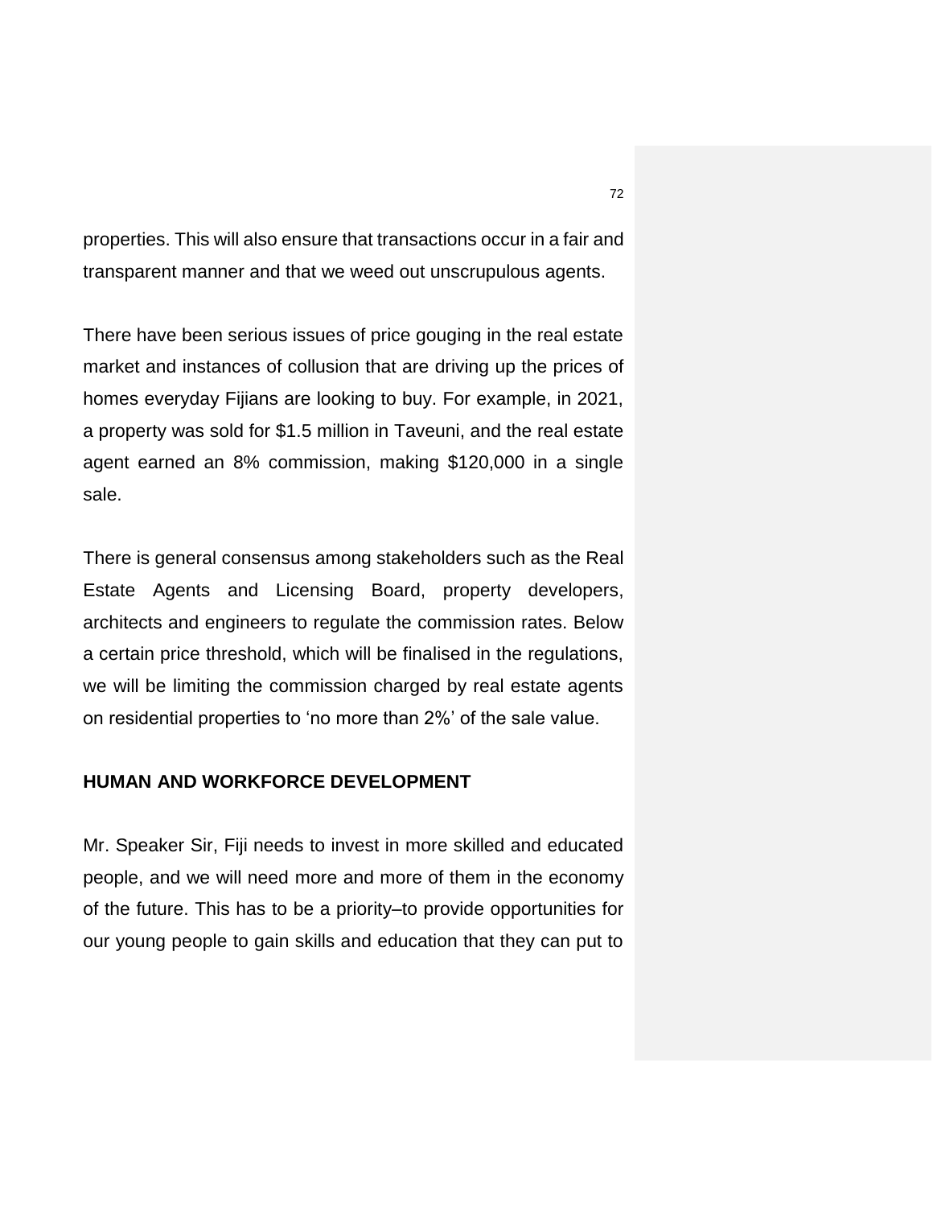properties. This will also ensure that transactions occur in a fair and transparent manner and that we weed out unscrupulous agents.

There have been serious issues of price gouging in the real estate market and instances of collusion that are driving up the prices of homes everyday Fijians are looking to buy. For example, in 2021, a property was sold for $1.5 million in Taveuni, and the real estate agent earned an 8% commission, making $120,000 in a single sale.

There is general consensus among stakeholders such as the Real Estate Agents and Licensing Board, property developers, architects and engineers to regulate the commission rates. Below a certain price threshold, which will be finalised in the regulations, we will be limiting the commission charged by real estate agents on residential properties to 'no more than 2%' of the sale value.

**HUMAN AND WORKFORCE DEVELOPMENT**

Mr. Speaker Sir, Fiji needs to invest in more skilled and educated people, and we will need more and more of them in the economy of the future. This has to be a priority–to provide opportunities for our young people to gain skills and education that they can put to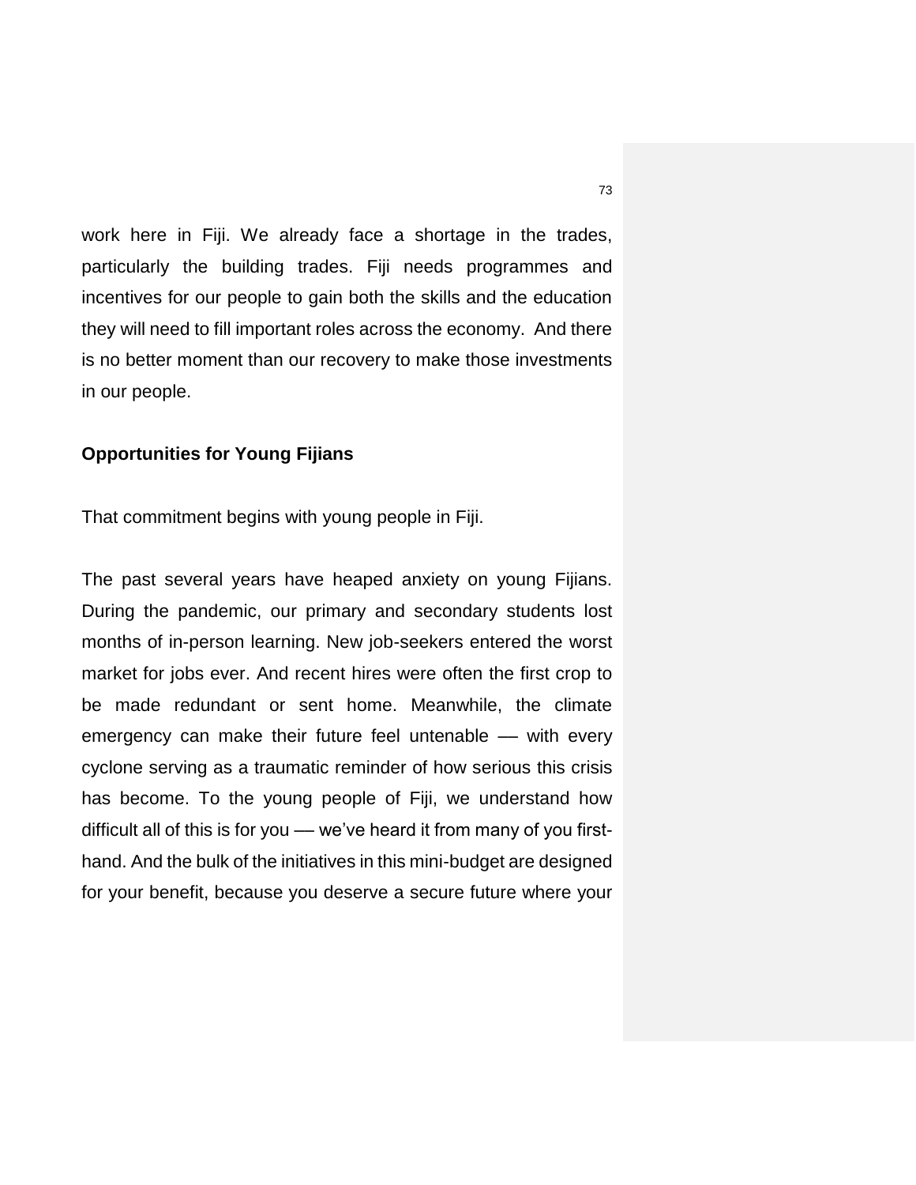work here in Fiji. We already face a shortage in the trades, particularly the building trades. Fiji needs programmes and incentives for our people to gain both the skills and the education they will need to fill important roles across the economy. And there is no better moment than our recovery to make those investments in our people.

**Opportunities for Young Fijians**

That commitment begins with young people in Fiji.

The past several years have heaped anxiety on young Fijians. During the pandemic, our primary and secondary students lost months of in-person learning. New job-seekers entered the worst market for jobs ever. And recent hires were often the first crop to be made redundant or sent home. Meanwhile, the climate emergency can make their future feel untenable — with every cyclone serving as a traumatic reminder of how serious this crisis has become. To the young people of Fiji, we understand how difficult all of this is for you — we've heard it from many of you first-hand. And the bulk of the initiatives in this mini-budget are designed for your benefit, because you deserve a secure future where your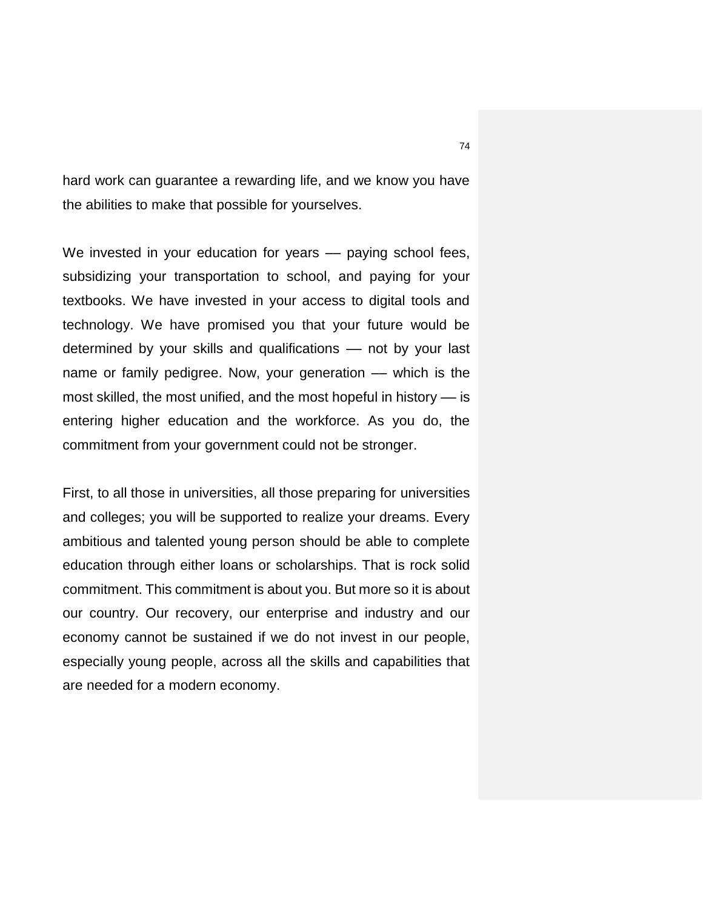hard work can guarantee a rewarding life, and we know you have the abilities to make that possible for yourselves.

We invested in your education for years — paying school fees, subsidizing your transportation to school, and paying for your textbooks. We have invested in your access to digital tools and technology. We have promised you that your future would be determined by your skills and qualifications — not by your last name or family pedigree. Now, your generation — which is the most skilled, the most unified, and the most hopeful in history — is entering higher education and the workforce. As you do, the commitment from your government could not be stronger.

First, to all those in universities, all those preparing for universities and colleges; you will be supported to realize your dreams. Every ambitious and talented young person should be able to complete education through either loans or scholarships. That is rock solid commitment. This commitment is about you. But more so it is about our country. Our recovery, our enterprise and industry and our economy cannot be sustained if we do not invest in our people, especially young people, across all the skills and capabilities that are needed for a modern economy.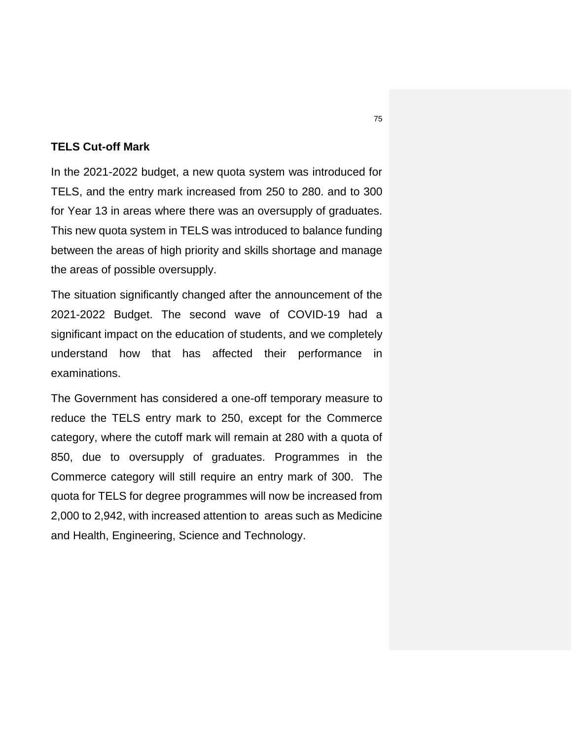**TELS Cut-off Mark**

In the 2021-2022 budget, a new quota system was introduced for TELS, and the entry mark increased from 250 to 280. and to 300 for Year 13 in areas where there was an oversupply of graduates. This new quota system in TELS was introduced to balance funding between the areas of high priority and skills shortage and manage the areas of possible oversupply.

The situation significantly changed after the announcement of the 2021-2022 Budget. The second wave of COVID-19 had a significant impact on the education of students, and we completely understand how that has affected their performance in examinations.

The Government has considered a one-off temporary measure to reduce the TELS entry mark to 250, except for the Commerce category, where the cutoff mark will remain at 280 with a quota of 850, due to oversupply of graduates. Programmes in the Commerce category will still require an entry mark of 300. The quota for TELS for degree programmes will now be increased from 2,000 to 2,942, with increased attention to areas such as Medicine and Health, Engineering, Science and Technology.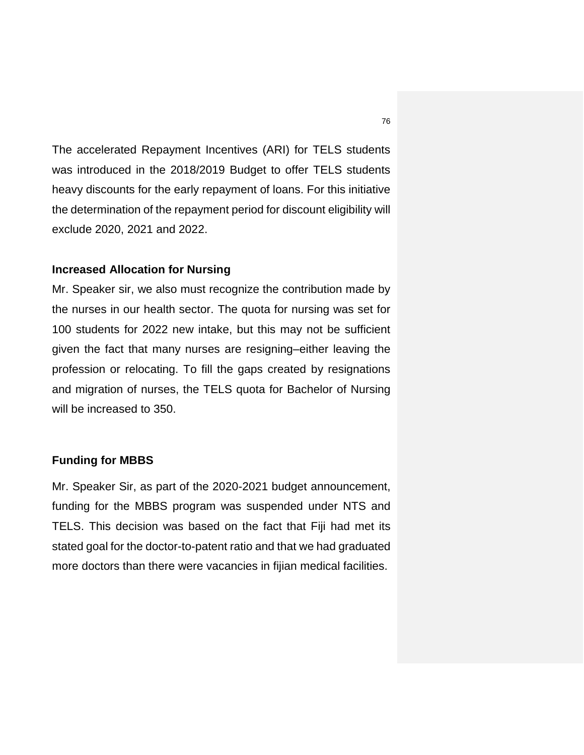The accelerated Repayment Incentives (ARI) for TELS students was introduced in the 2018/2019 Budget to offer TELS students heavy discounts for the early repayment of loans. For this initiative the determination of the repayment period for discount eligibility will exclude 2020, 2021 and 2022.

**Increased Allocation for Nursing**

Mr. Speaker sir, we also must recognize the contribution made by the nurses in our health sector. The quota for nursing was set for 100 students for 2022 new intake, but this may not be sufficient given the fact that many nurses are resigning–either leaving the profession or relocating. To fill the gaps created by resignations and migration of nurses, the TELS quota for Bachelor of Nursing will be increased to 350.

**Funding for MBBS**

Mr. Speaker Sir, as part of the 2020-2021 budget announcement, funding for the MBBS program was suspended under NTS and TELS. This decision was based on the fact that Fiji had met its stated goal for the doctor-to-patent ratio and that we had graduated more doctors than there were vacancies in fijian medical facilities.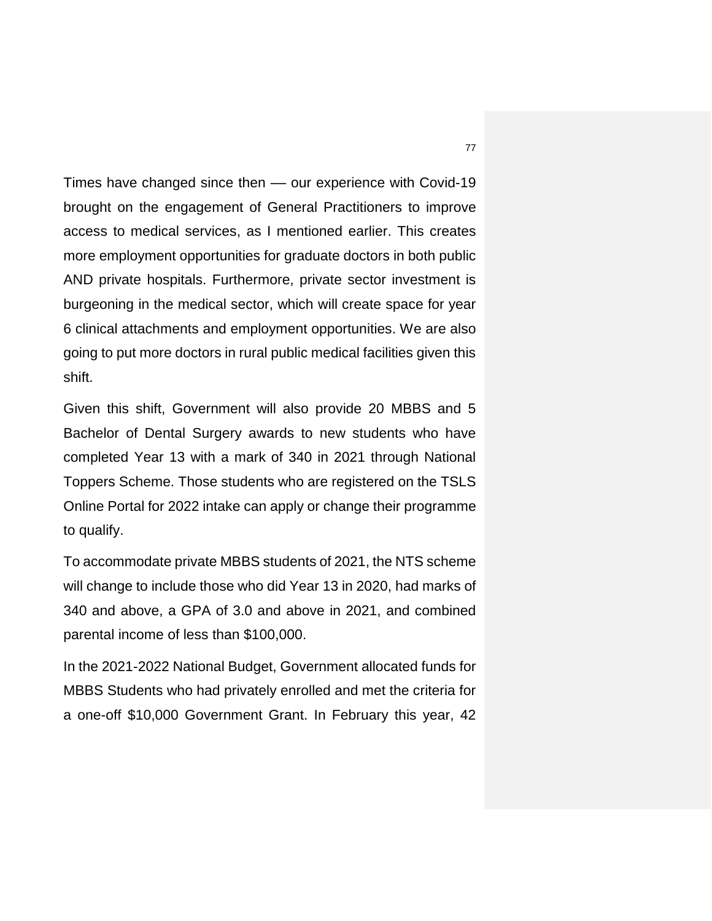Times have changed since then — our experience with Covid-19 brought on the engagement of General Practitioners to improve access to medical services, as I mentioned earlier. This creates more employment opportunities for graduate doctors in both public AND private hospitals. Furthermore, private sector investment is burgeoning in the medical sector, which will create space for year 6 clinical attachments and employment opportunities. We are also going to put more doctors in rural public medical facilities given this shift.

Given this shift, Government will also provide 20 MBBS and 5 Bachelor of Dental Surgery awards to new students who have completed Year 13 with a mark of 340 in 2021 through National Toppers Scheme. Those students who are registered on the TSLS Online Portal for 2022 intake can apply or change their programme to qualify.

To accommodate private MBBS students of 2021, the NTS scheme will change to include those who did Year 13 in 2020, had marks of 340 and above, a GPA of 3.0 and above in 2021, and combined parental income of less than $100,000.

In the 2021-2022 National Budget, Government allocated funds for MBBS Students who had privately enrolled and met the criteria for a one-off $10,000 Government Grant. In February this year, 42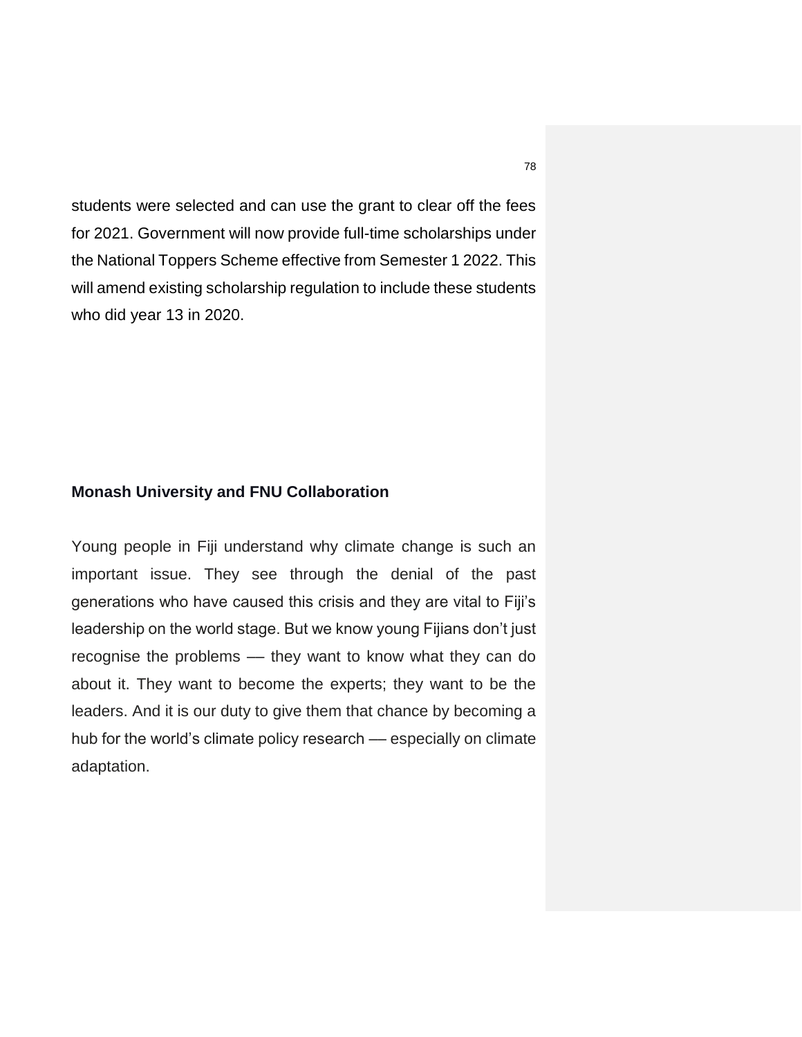students were selected and can use the grant to clear off the fees for 2021. Government will now provide full-time scholarships under the National Toppers Scheme effective from Semester 1 2022. This will amend existing scholarship regulation to include these students who did year 13 in 2020.

**Monash University and FNU Collaboration**

Young people in Fiji understand why climate change is such an important issue. They see through the denial of the past generations who have caused this crisis and they are vital to Fiji's leadership on the world stage. But we know young Fijians don't just recognise the problems — they want to know what they can do about it. They want to become the experts; they want to be the leaders. And it is our duty to give them that chance by becoming a hub for the world's climate policy research — especially on climate adaptation.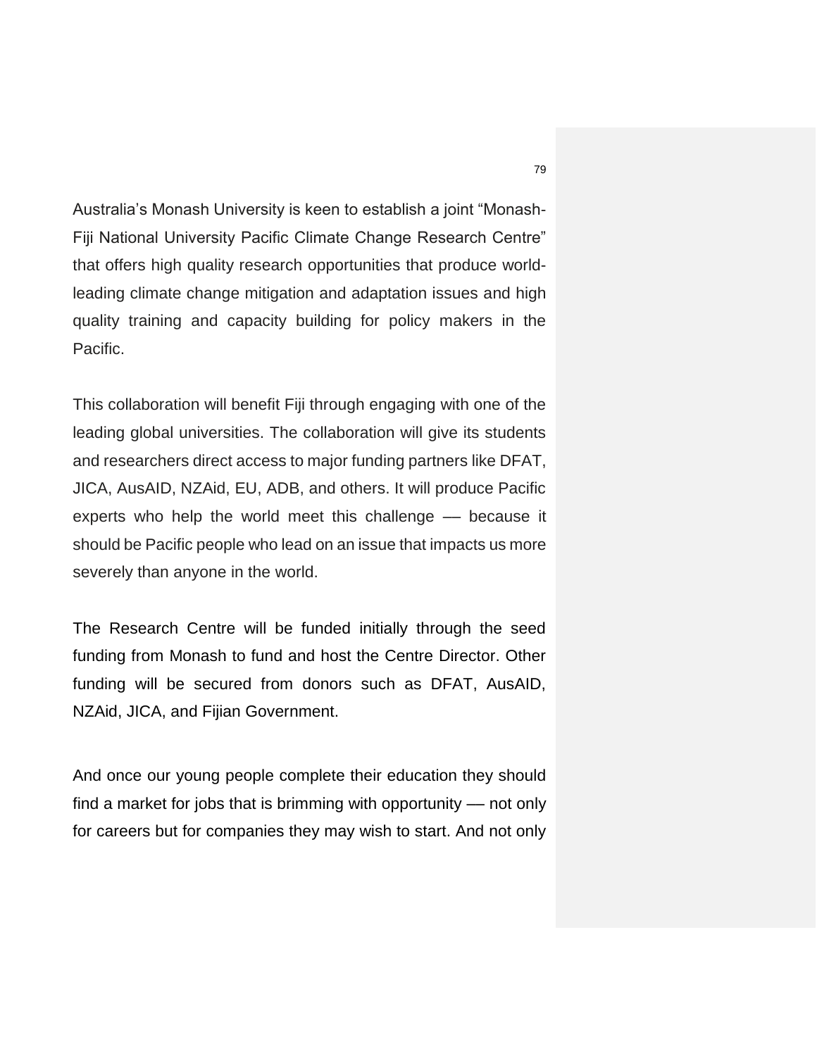Australia's Monash University is keen to establish a joint "Monash-Fiji National University Pacific Climate Change Research Centre" that offers high quality research opportunities that produce world-leading climate change mitigation and adaptation issues and high quality training and capacity building for policy makers in the Pacific.

This collaboration will benefit Fiji through engaging with one of the leading global universities. The collaboration will give its students and researchers direct access to major funding partners like DFAT, JICA, AusAID, NZAid, EU, ADB, and others. It will produce Pacific experts who help the world meet this challenge –– because it should be Pacific people who lead on an issue that impacts us more severely than anyone in the world.

The Research Centre will be funded initially through the seed funding from Monash to fund and host the Centre Director. Other funding will be secured from donors such as DFAT, AusAID, NZAid, JICA, and Fijian Government.

And once our young people complete their education they should find a market for jobs that is brimming with opportunity –– not only for careers but for companies they may wish to start. And not only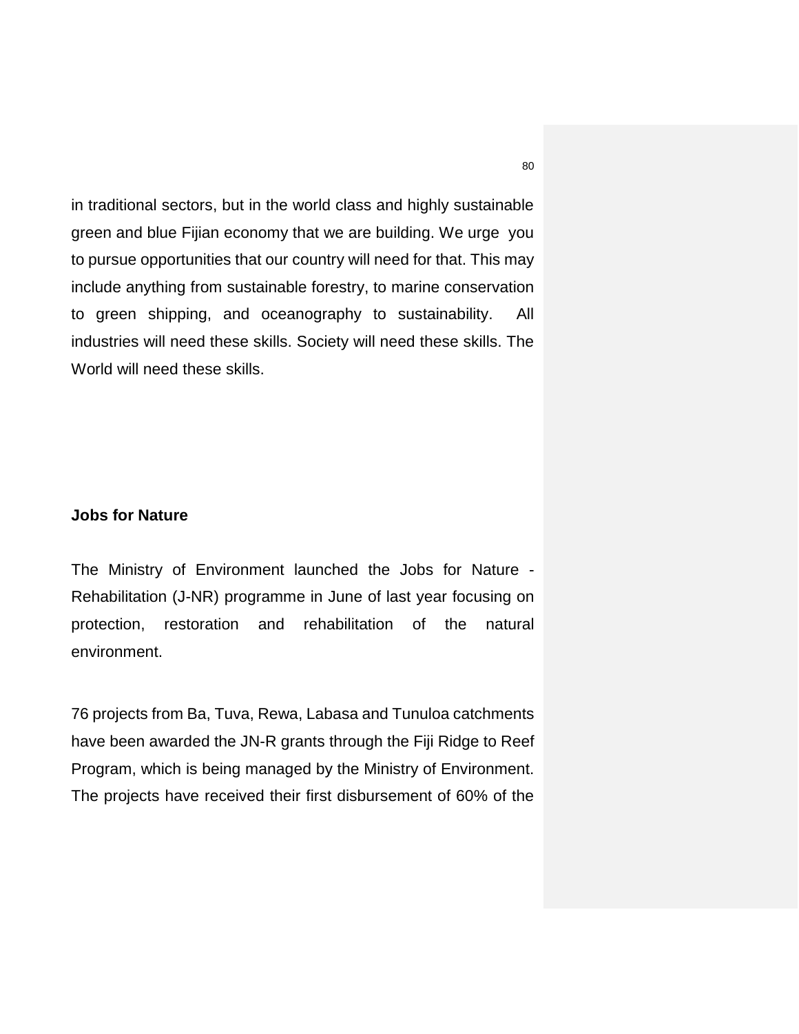in traditional sectors, but in the world class and highly sustainable green and blue Fijian economy that we are building. We urge you to pursue opportunities that our country will need for that. This may include anything from sustainable forestry, to marine conservation to green shipping, and oceanography to sustainability. All industries will need these skills. Society will need these skills. The World will need these skills.

**Jobs for Nature**

The Ministry of Environment launched the Jobs for Nature - Rehabilitation (J-NR) programme in June of last year focusing on protection, restoration and rehabilitation of the natural environment.

76 projects from Ba, Tuva, Rewa, Labasa and Tunuloa catchments have been awarded the JN-R grants through the Fiji Ridge to Reef Program, which is being managed by the Ministry of Environment. The projects have received their first disbursement of 60% of the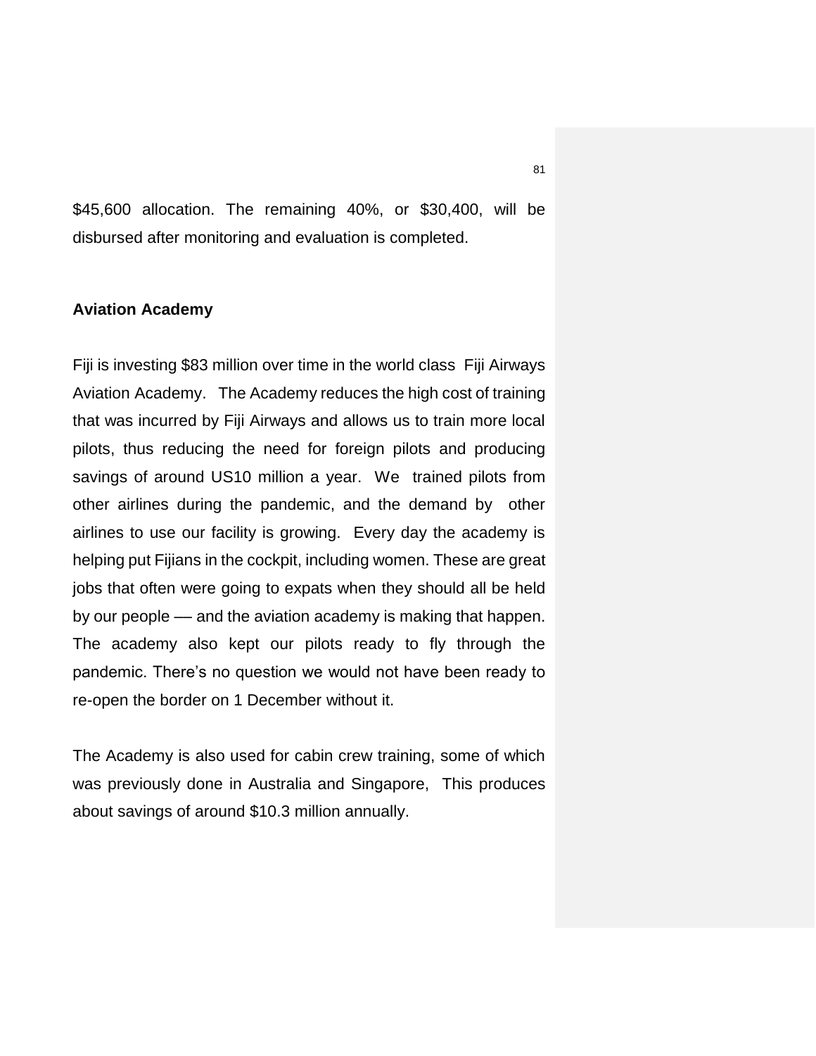$45,600 allocation. The remaining 40%, or $30,400, will be disbursed after monitoring and evaluation is completed.

**Aviation Academy**

Fiji is investing $83 million over time in the world class Fiji Airways Aviation Academy. The Academy reduces the high cost of training that was incurred by Fiji Airways and allows us to train more local pilots, thus reducing the need for foreign pilots and producing savings of around US10 million a year. We trained pilots from other airlines during the pandemic, and the demand by other airlines to use our facility is growing. Every day the academy is helping put Fijians in the cockpit, including women. These are great jobs that often were going to expats when they should all be held by our people — and the aviation academy is making that happen. The academy also kept our pilots ready to fly through the pandemic. There's no question we would not have been ready to re-open the border on 1 December without it.

The Academy is also used for cabin crew training, some of which was previously done in Australia and Singapore, This produces about savings of around $10.3 million annually.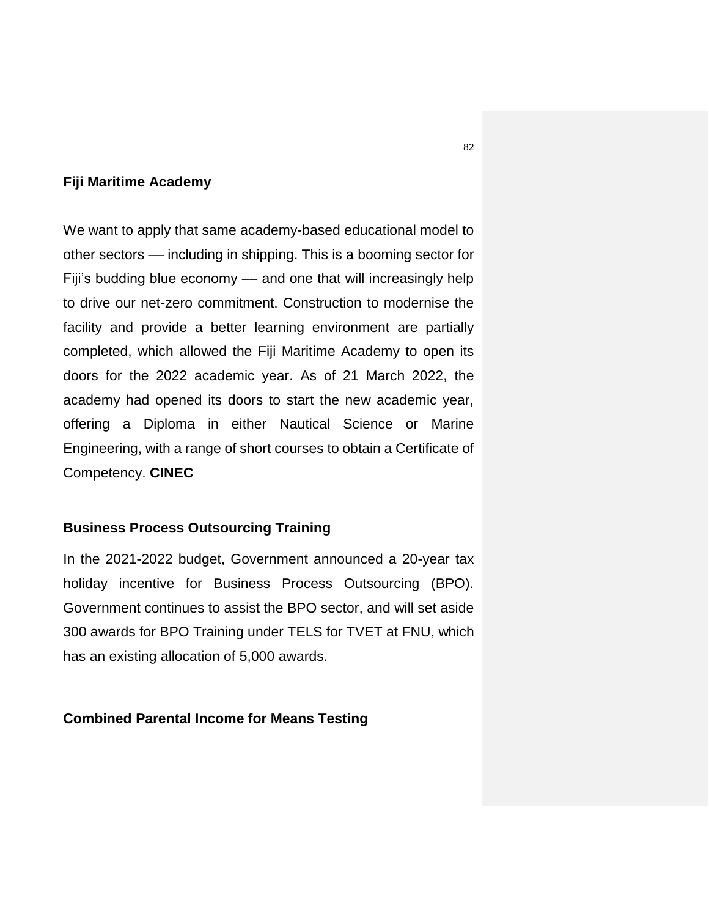## Fiji Maritime Academy

We want to apply that same academy-based educational model to other sectors — including in shipping. This is a booming sector for Fiji's budding blue economy — and one that will increasingly help to drive our net-zero commitment. Construction to modernise the facility and provide a better learning environment are partially completed, which allowed the Fiji Maritime Academy to open its doors for the 2022 academic year. As of 21 March 2022, the academy had opened its doors to start the new academic year, offering a Diploma in either Nautical Science or Marine Engineering, with a range of short courses to obtain a Certificate of Competency. **CINEC**

## Business Process Outsourcing Training

In the 2021-2022 budget, Government announced a 20-year tax holiday incentive for Business Process Outsourcing (BPO). Government continues to assist the BPO sector, and will set aside 300 awards for BPO Training under TELS for TVET at FNU, which has an existing allocation of 5,000 awards.

## Combined Parental Income for Means Testing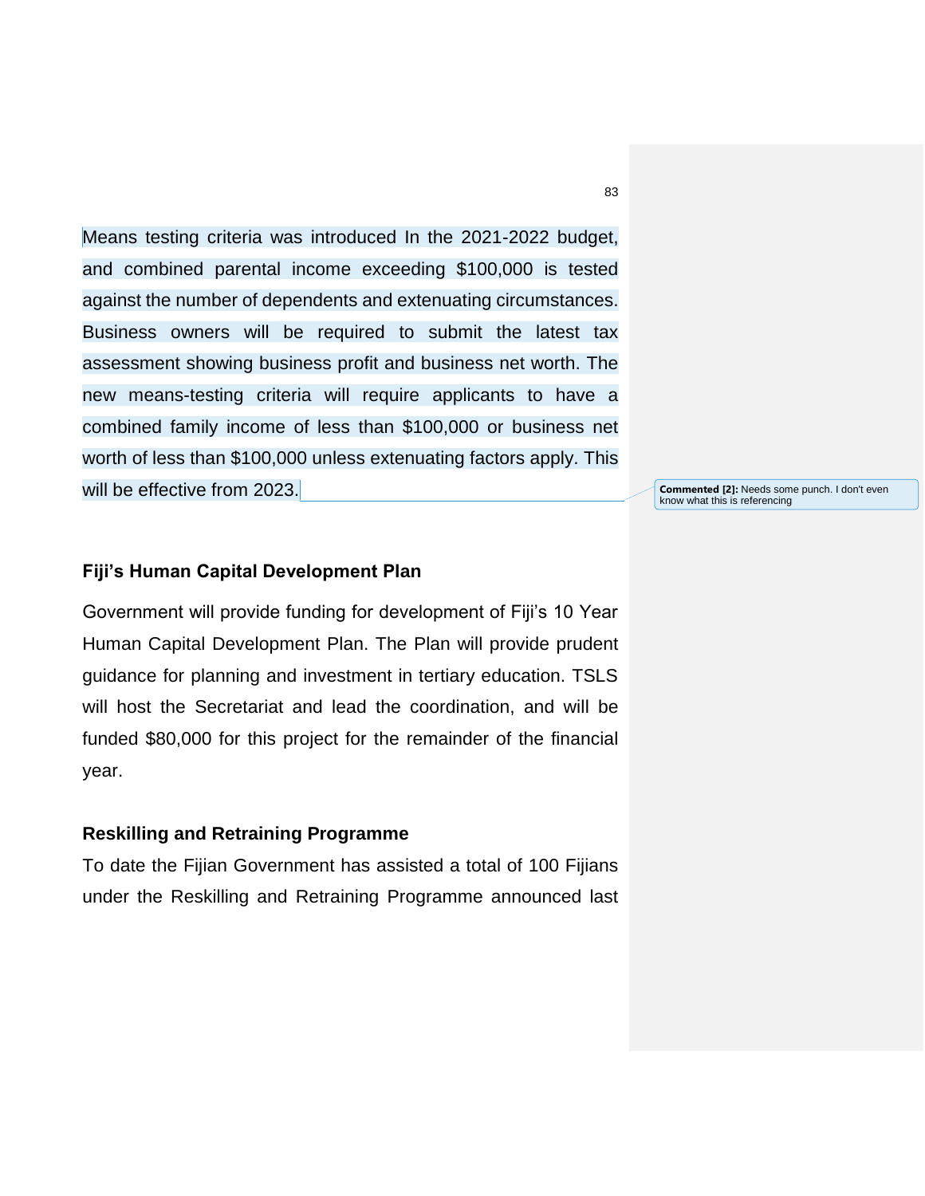Means testing criteria was introduced In the 2021-2022 budget, and combined parental income exceeding $100,000 is tested against the number of dependents and extenuating circumstances. Business owners will be required to submit the latest tax assessment showing business profit and business net worth. The new means-testing criteria will require applicants to have a combined family income of less than $100,000 or business net worth of less than $100,000 unless extenuating factors apply. This will be effective from 2023.

**Commented [2]:** Needs some punch. I don't even know what this is referencing

### Fiji's Human Capital Development Plan

Government will provide funding for development of Fiji's 10 Year Human Capital Development Plan. The Plan will provide prudent guidance for planning and investment in tertiary education. TSLS will host the Secretariat and lead the coordination, and will be funded $80,000 for this project for the remainder of the financial year.

### Reskilling and Retraining Programme

To date the Fijian Government has assisted a total of 100 Fijians under the Reskilling and Retraining Programme announced last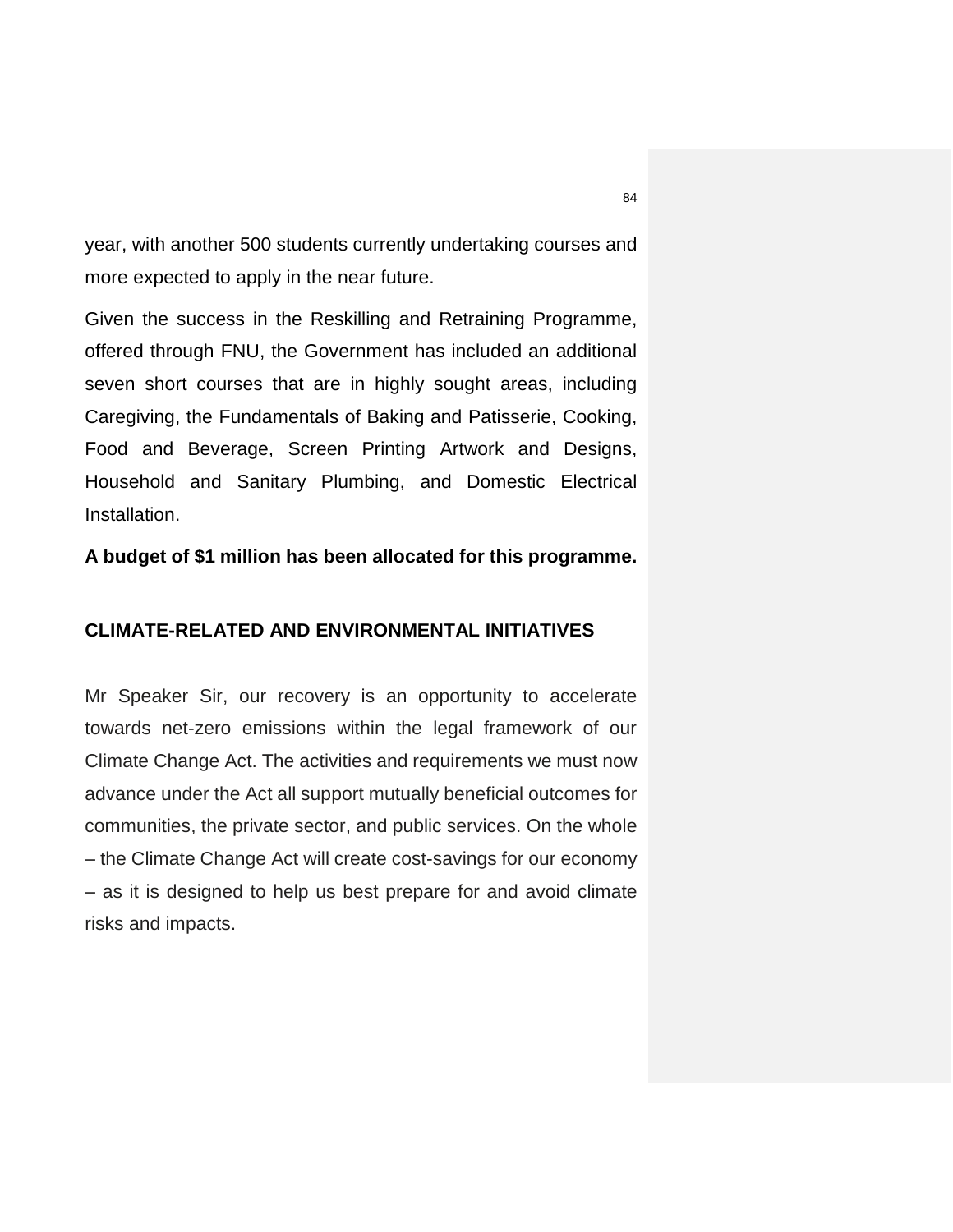year, with another 500 students currently undertaking courses and more expected to apply in the near future.

Given the success in the Reskilling and Retraining Programme, offered through FNU, the Government has included an additional seven short courses that are in highly sought areas, including Caregiving, the Fundamentals of Baking and Patisserie, Cooking, Food and Beverage, Screen Printing Artwork and Designs, Household and Sanitary Plumbing, and Domestic Electrical Installation.

**A budget of $1 million has been allocated for this programme.**

## CLIMATE-RELATED AND ENVIRONMENTAL INITIATIVES

Mr Speaker Sir, our recovery is an opportunity to accelerate towards net-zero emissions within the legal framework of our Climate Change Act. The activities and requirements we must now advance under the Act all support mutually beneficial outcomes for communities, the private sector, and public services. On the whole – the Climate Change Act will create cost-savings for our economy – as it is designed to help us best prepare for and avoid climate risks and impacts.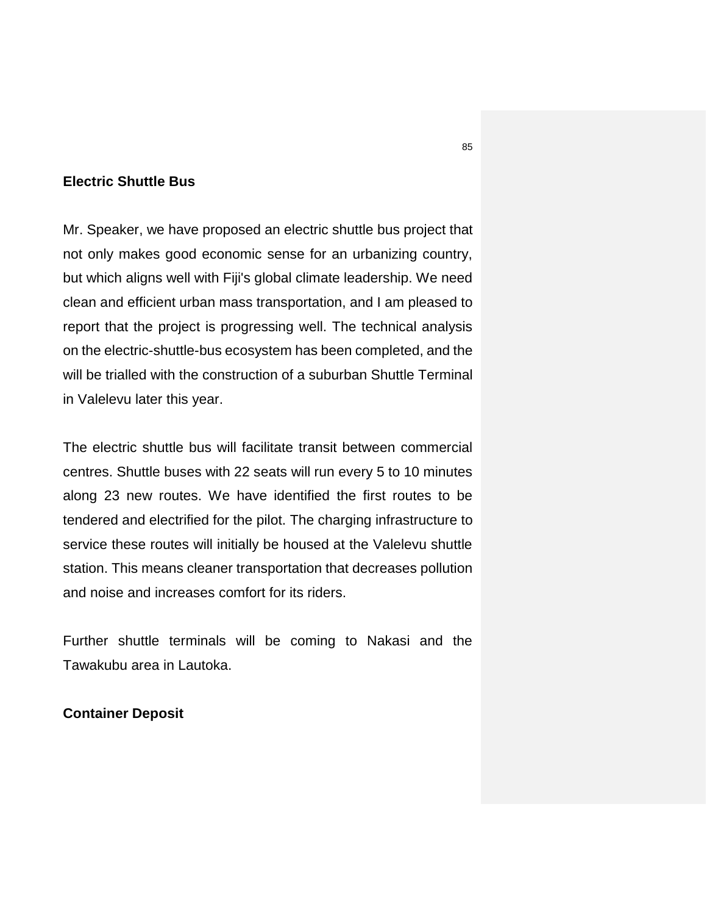## Electric Shuttle Bus

Mr. Speaker, we have proposed an electric shuttle bus project that not only makes good economic sense for an urbanizing country, but which aligns well with Fiji's global climate leadership. We need clean and efficient urban mass transportation, and I am pleased to report that the project is progressing well. The technical analysis on the electric-shuttle-bus ecosystem has been completed, and the will be trialled with the construction of a suburban Shuttle Terminal in Valelevu later this year.

The electric shuttle bus will facilitate transit between commercial centres. Shuttle buses with 22 seats will run every 5 to 10 minutes along 23 new routes. We have identified the first routes to be tendered and electrified for the pilot. The charging infrastructure to service these routes will initially be housed at the Valelevu shuttle station. This means cleaner transportation that decreases pollution and noise and increases comfort for its riders.

Further shuttle terminals will be coming to Nakasi and the Tawakubu area in Lautoka.

## Container Deposit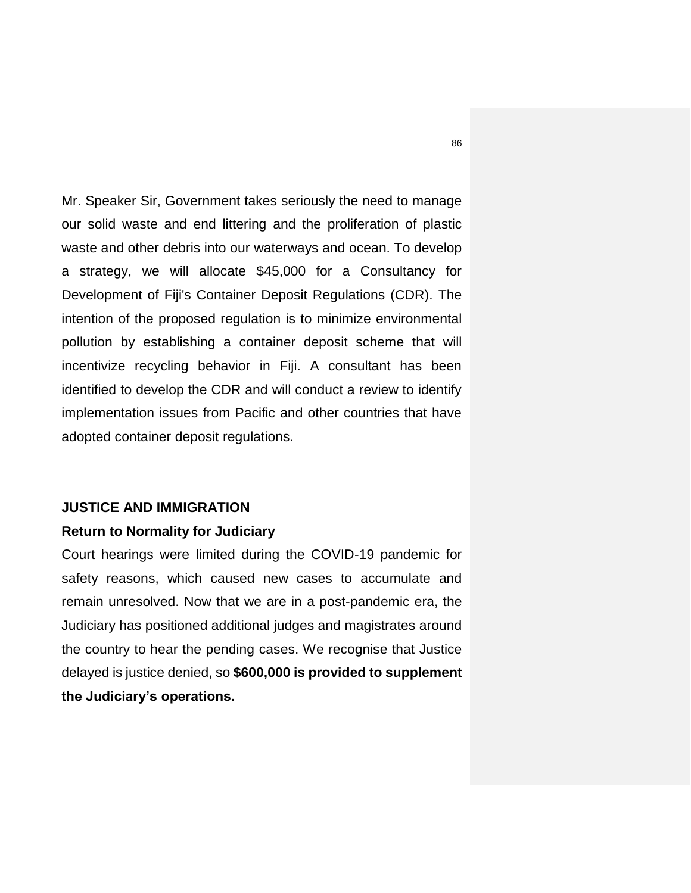Mr. Speaker Sir, Government takes seriously the need to manage our solid waste and end littering and the proliferation of plastic waste and other debris into our waterways and ocean. To develop a strategy, we will allocate $45,000 for a Consultancy for Development of Fiji's Container Deposit Regulations (CDR). The intention of the proposed regulation is to minimize environmental pollution by establishing a container deposit scheme that will incentivize recycling behavior in Fiji. A consultant has been identified to develop the CDR and will conduct a review to identify implementation issues from Pacific and other countries that have adopted container deposit regulations.

## JUSTICE AND IMMIGRATION

### Return to Normality for Judiciary

Court hearings were limited during the COVID-19 pandemic for safety reasons, which caused new cases to accumulate and remain unresolved. Now that we are in a post-pandemic era, the Judiciary has positioned additional judges and magistrates around the country to hear the pending cases. We recognise that Justice delayed is justice denied, so **$600,000 is provided to supplement the Judiciary's operations.**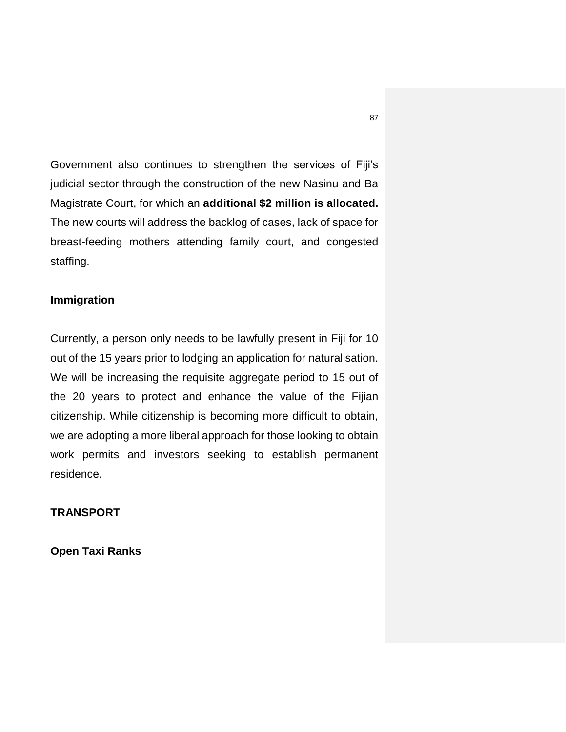Government also continues to strengthen the services of Fiji's judicial sector through the construction of the new Nasinu and Ba Magistrate Court, for which an **additional $2 million is allocated.** The new courts will address the backlog of cases, lack of space for breast-feeding mothers attending family court, and congested staffing.

### Immigration

Currently, a person only needs to be lawfully present in Fiji for 10 out of the 15 years prior to lodging an application for naturalisation. We will be increasing the requisite aggregate period to 15 out of the 20 years to protect and enhance the value of the Fijian citizenship. While citizenship is becoming more difficult to obtain, we are adopting a more liberal approach for those looking to obtain work permits and investors seeking to establish permanent residence.

## TRANSPORT

### Open Taxi Ranks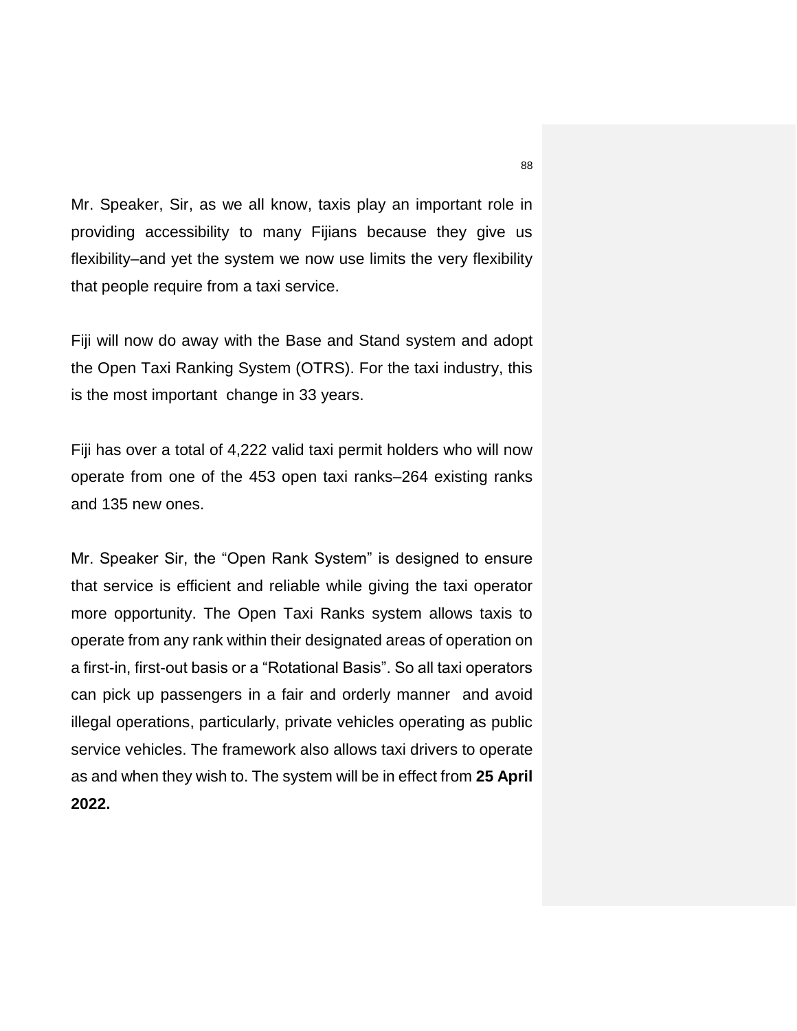Mr. Speaker, Sir, as we all know, taxis play an important role in providing accessibility to many Fijians because they give us flexibility–and yet the system we now use limits the very flexibility that people require from a taxi service.

Fiji will now do away with the Base and Stand system and adopt the Open Taxi Ranking System (OTRS). For the taxi industry, this is the most important change in 33 years.

Fiji has over a total of 4,222 valid taxi permit holders who will now operate from one of the 453 open taxi ranks–264 existing ranks and 135 new ones.

Mr. Speaker Sir, the "Open Rank System" is designed to ensure that service is efficient and reliable while giving the taxi operator more opportunity. The Open Taxi Ranks system allows taxis to operate from any rank within their designated areas of operation on a first-in, first-out basis or a "Rotational Basis". So all taxi operators can pick up passengers in a fair and orderly manner and avoid illegal operations, particularly, private vehicles operating as public service vehicles. The framework also allows taxi drivers to operate as and when they wish to. The system will be in effect from **25 April 2022.**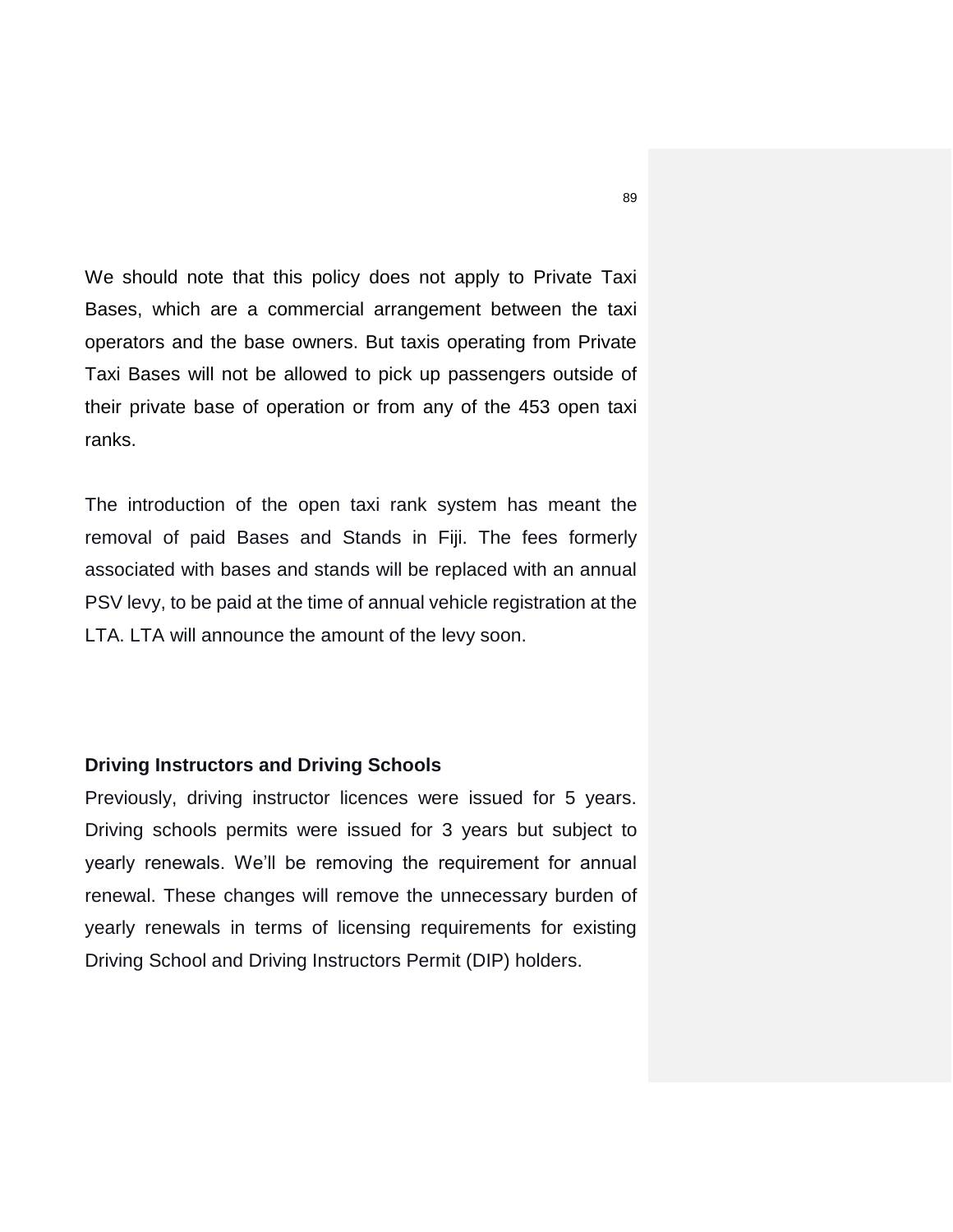We should note that this policy does not apply to Private Taxi Bases, which are a commercial arrangement between the taxi operators and the base owners. But taxis operating from Private Taxi Bases will not be allowed to pick up passengers outside of their private base of operation or from any of the 453 open taxi ranks.

The introduction of the open taxi rank system has meant the removal of paid Bases and Stands in Fiji. The fees formerly associated with bases and stands will be replaced with an annual PSV levy, to be paid at the time of annual vehicle registration at the LTA. LTA will announce the amount of the levy soon.

**Driving Instructors and Driving Schools**

Previously, driving instructor licences were issued for 5 years. Driving schools permits were issued for 3 years but subject to yearly renewals. We'll be removing the requirement for annual renewal. These changes will remove the unnecessary burden of yearly renewals in terms of licensing requirements for existing Driving School and Driving Instructors Permit (DIP) holders.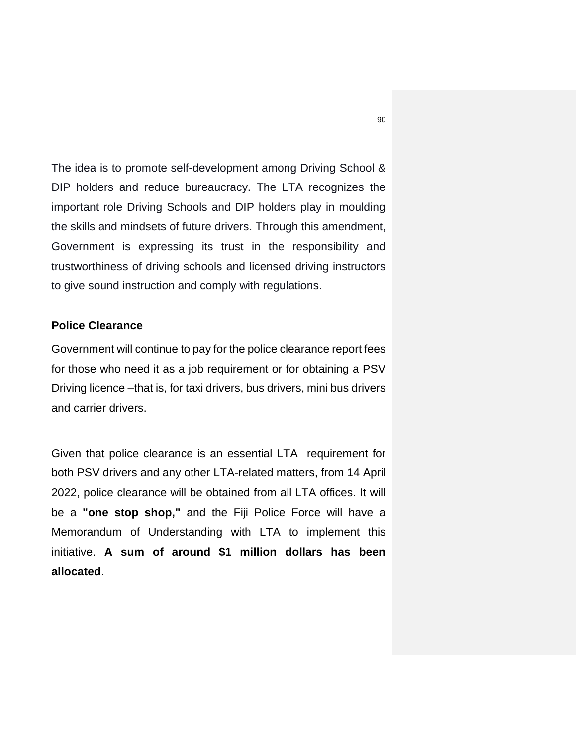The idea is to promote self-development among Driving School & DIP holders and reduce bureaucracy. The LTA recognizes the important role Driving Schools and DIP holders play in moulding the skills and mindsets of future drivers. Through this amendment, Government is expressing its trust in the responsibility and trustworthiness of driving schools and licensed driving instructors to give sound instruction and comply with regulations.

**Police Clearance**

Government will continue to pay for the police clearance report fees for those who need it as a job requirement or for obtaining a PSV Driving licence –that is, for taxi drivers, bus drivers, mini bus drivers and carrier drivers.

Given that police clearance is an essential LTA requirement for both PSV drivers and any other LTA-related matters, from 14 April 2022, police clearance will be obtained from all LTA offices. It will be a **"one stop shop,"** and the Fiji Police Force will have a Memorandum of Understanding with LTA to implement this initiative. **A sum of around $1 million dollars has been allocated**.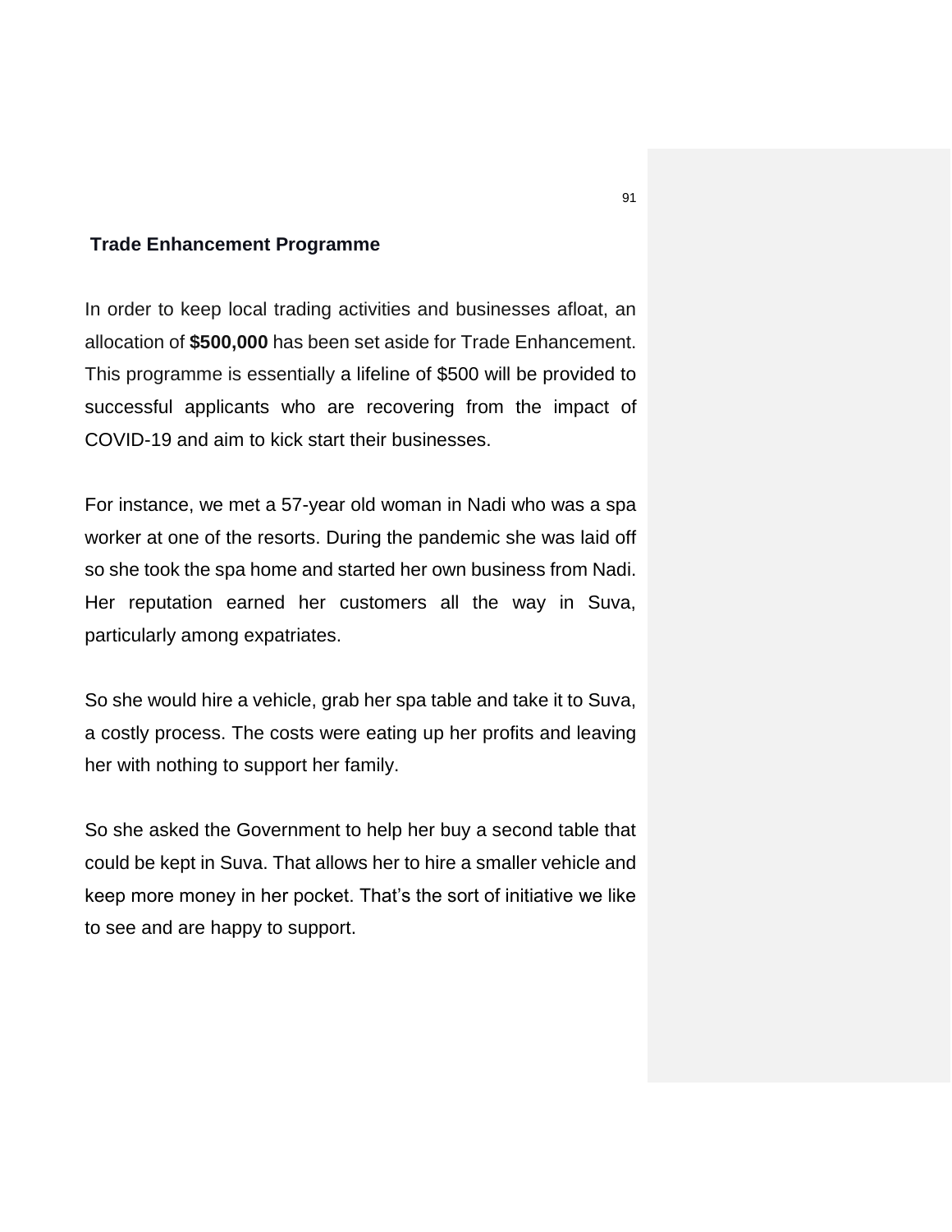## Trade Enhancement Programme

In order to keep local trading activities and businesses afloat, an allocation of **$500,000** has been set aside for Trade Enhancement. This programme is essentially a lifeline of $500 will be provided to successful applicants who are recovering from the impact of COVID-19 and aim to kick start their businesses.

For instance, we met a 57-year old woman in Nadi who was a spa worker at one of the resorts. During the pandemic she was laid off so she took the spa home and started her own business from Nadi. Her reputation earned her customers all the way in Suva, particularly among expatriates.

So she would hire a vehicle, grab her spa table and take it to Suva, a costly process. The costs were eating up her profits and leaving her with nothing to support her family.

So she asked the Government to help her buy a second table that could be kept in Suva. That allows her to hire a smaller vehicle and keep more money in her pocket. That's the sort of initiative we like to see and are happy to support.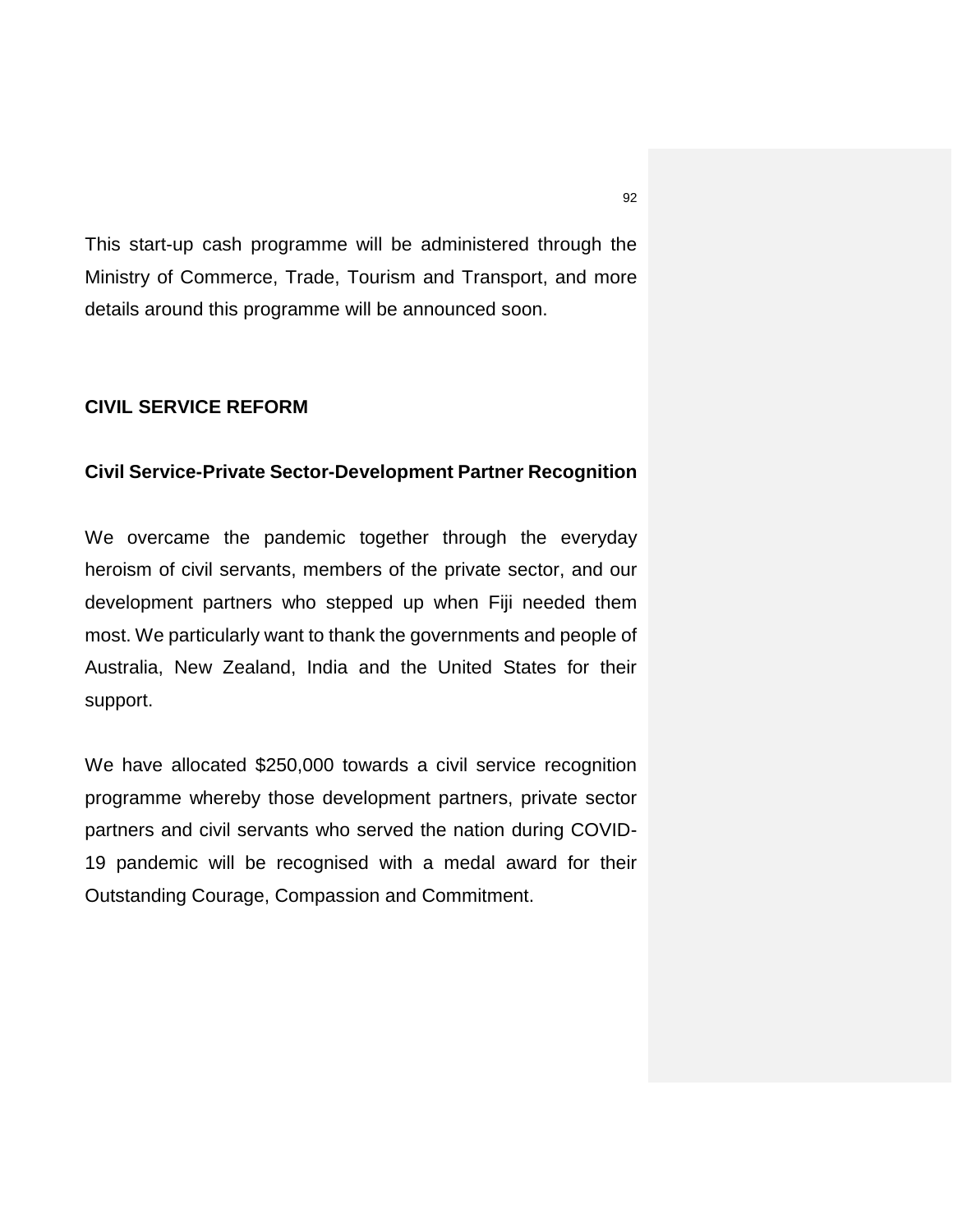This start-up cash programme will be administered through the Ministry of Commerce, Trade, Tourism and Transport, and more details around this programme will be announced soon.

## CIVIL SERVICE REFORM

### Civil Service-Private Sector-Development Partner Recognition

We overcame the pandemic together through the everyday heroism of civil servants, members of the private sector, and our development partners who stepped up when Fiji needed them most. We particularly want to thank the governments and people of Australia, New Zealand, India and the United States for their support.

We have allocated $250,000 towards a civil service recognition programme whereby those development partners, private sector partners and civil servants who served the nation during COVID-19 pandemic will be recognised with a medal award for their Outstanding Courage, Compassion and Commitment.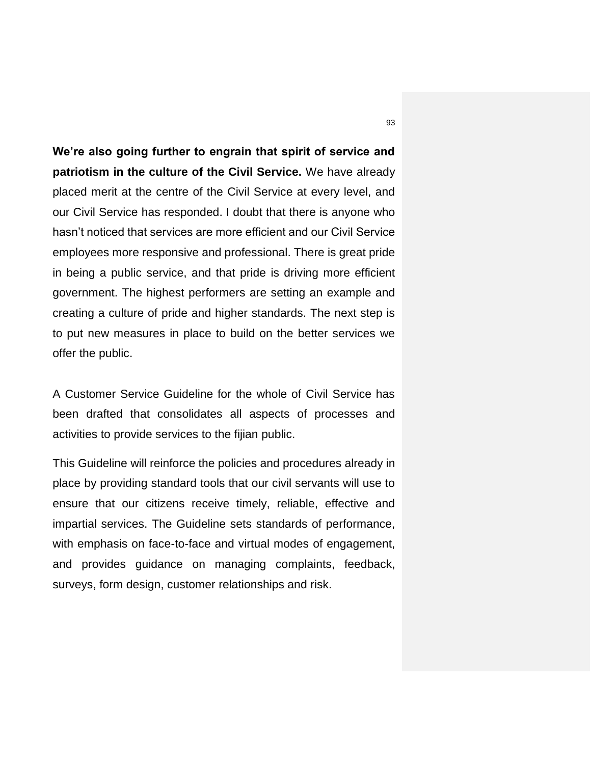**We're also going further to engrain that spirit of service and patriotism in the culture of the Civil Service.** We have already placed merit at the centre of the Civil Service at every level, and our Civil Service has responded. I doubt that there is anyone who hasn't noticed that services are more efficient and our Civil Service employees more responsive and professional. There is great pride in being a public service, and that pride is driving more efficient government. The highest performers are setting an example and creating a culture of pride and higher standards. The next step is to put new measures in place to build on the better services we offer the public.

A Customer Service Guideline for the whole of Civil Service has been drafted that consolidates all aspects of processes and activities to provide services to the fijian public.

This Guideline will reinforce the policies and procedures already in place by providing standard tools that our civil servants will use to ensure that our citizens receive timely, reliable, effective and impartial services. The Guideline sets standards of performance, with emphasis on face-to-face and virtual modes of engagement, and provides guidance on managing complaints, feedback, surveys, form design, customer relationships and risk.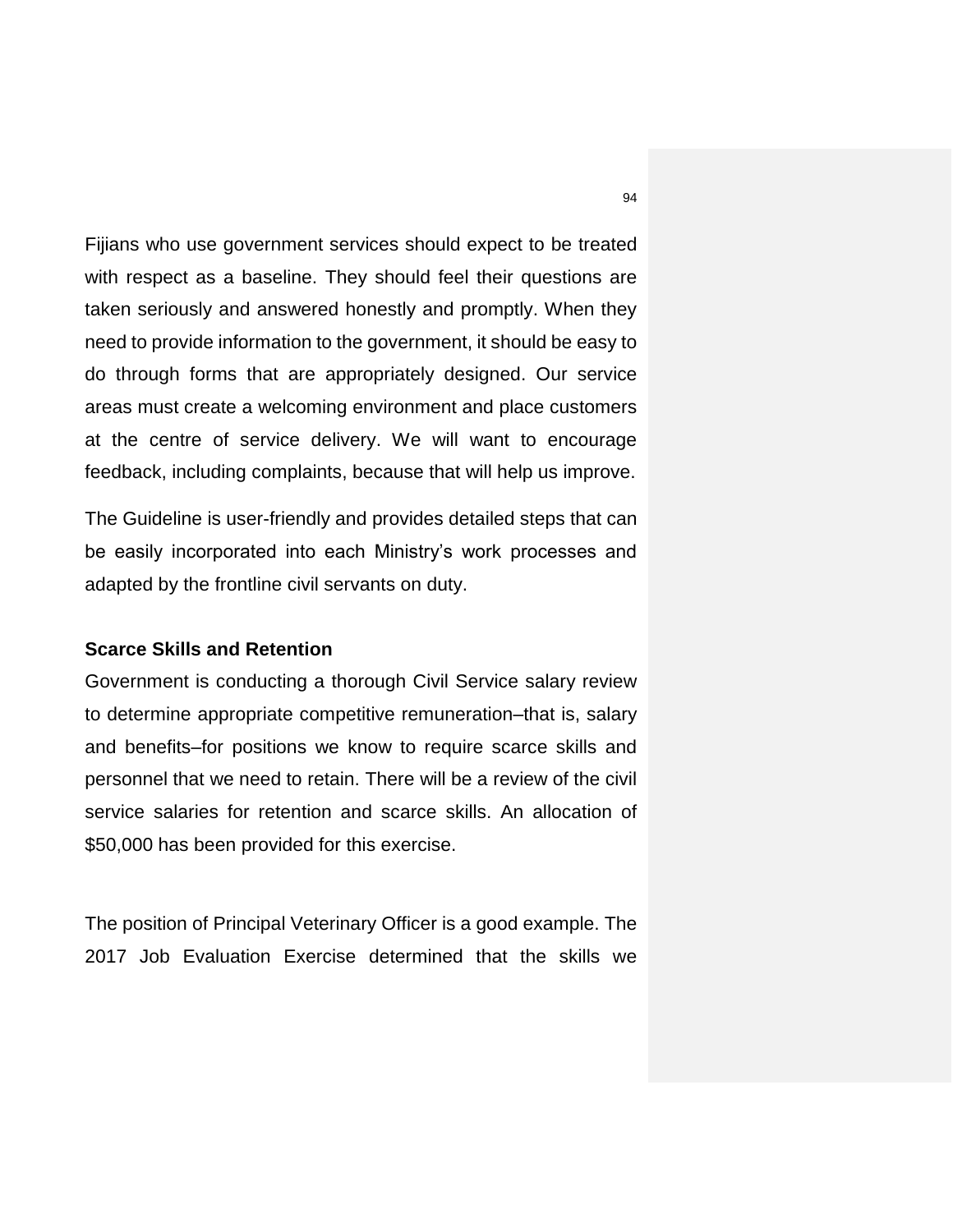Fijians who use government services should expect to be treated with respect as a baseline. They should feel their questions are taken seriously and answered honestly and promptly. When they need to provide information to the government, it should be easy to do through forms that are appropriately designed. Our service areas must create a welcoming environment and place customers at the centre of service delivery. We will want to encourage feedback, including complaints, because that will help us improve.

The Guideline is user-friendly and provides detailed steps that can be easily incorporated into each Ministry's work processes and adapted by the frontline civil servants on duty.

**Scarce Skills and Retention**

Government is conducting a thorough Civil Service salary review to determine appropriate competitive remuneration–that is, salary and benefits–for positions we know to require scarce skills and personnel that we need to retain. There will be a review of the civil service salaries for retention and scarce skills. An allocation of $50,000 has been provided for this exercise.

The position of Principal Veterinary Officer is a good example. The 2017 Job Evaluation Exercise determined that the skills we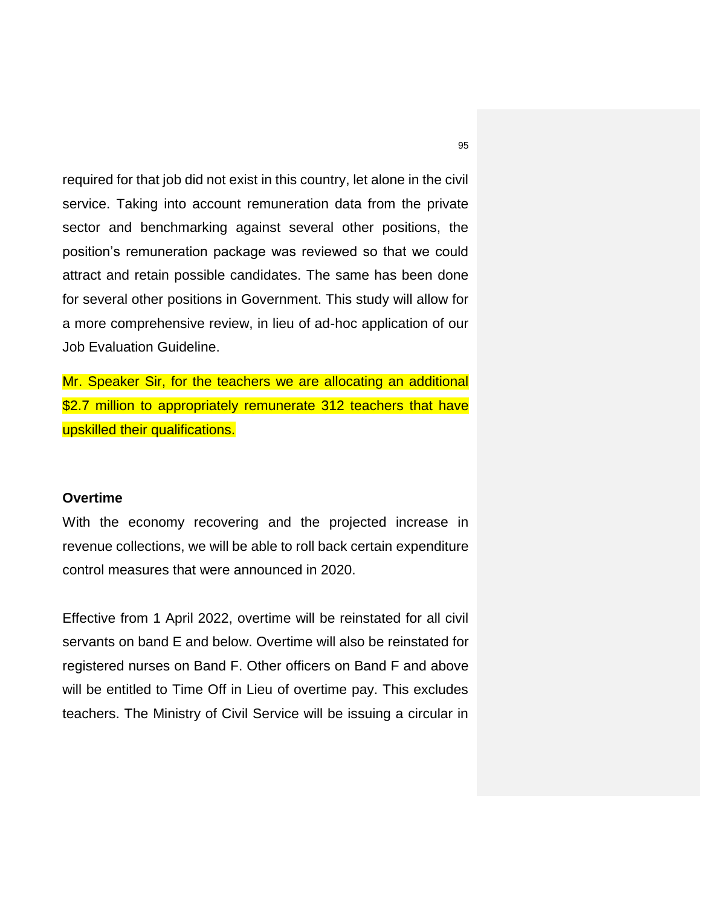required for that job did not exist in this country, let alone in the civil service. Taking into account remuneration data from the private sector and benchmarking against several other positions, the position's remuneration package was reviewed so that we could attract and retain possible candidates. The same has been done for several other positions in Government. This study will allow for a more comprehensive review, in lieu of ad-hoc application of our Job Evaluation Guideline.

Mr. Speaker Sir, for the teachers we are allocating an additional $2.7 million to appropriately remunerate 312 teachers that have upskilled their qualifications.

**Overtime**

With the economy recovering and the projected increase in revenue collections, we will be able to roll back certain expenditure control measures that were announced in 2020.

Effective from 1 April 2022, overtime will be reinstated for all civil servants on band E and below. Overtime will also be reinstated for registered nurses on Band F. Other officers on Band F and above will be entitled to Time Off in Lieu of overtime pay. This excludes teachers. The Ministry of Civil Service will be issuing a circular in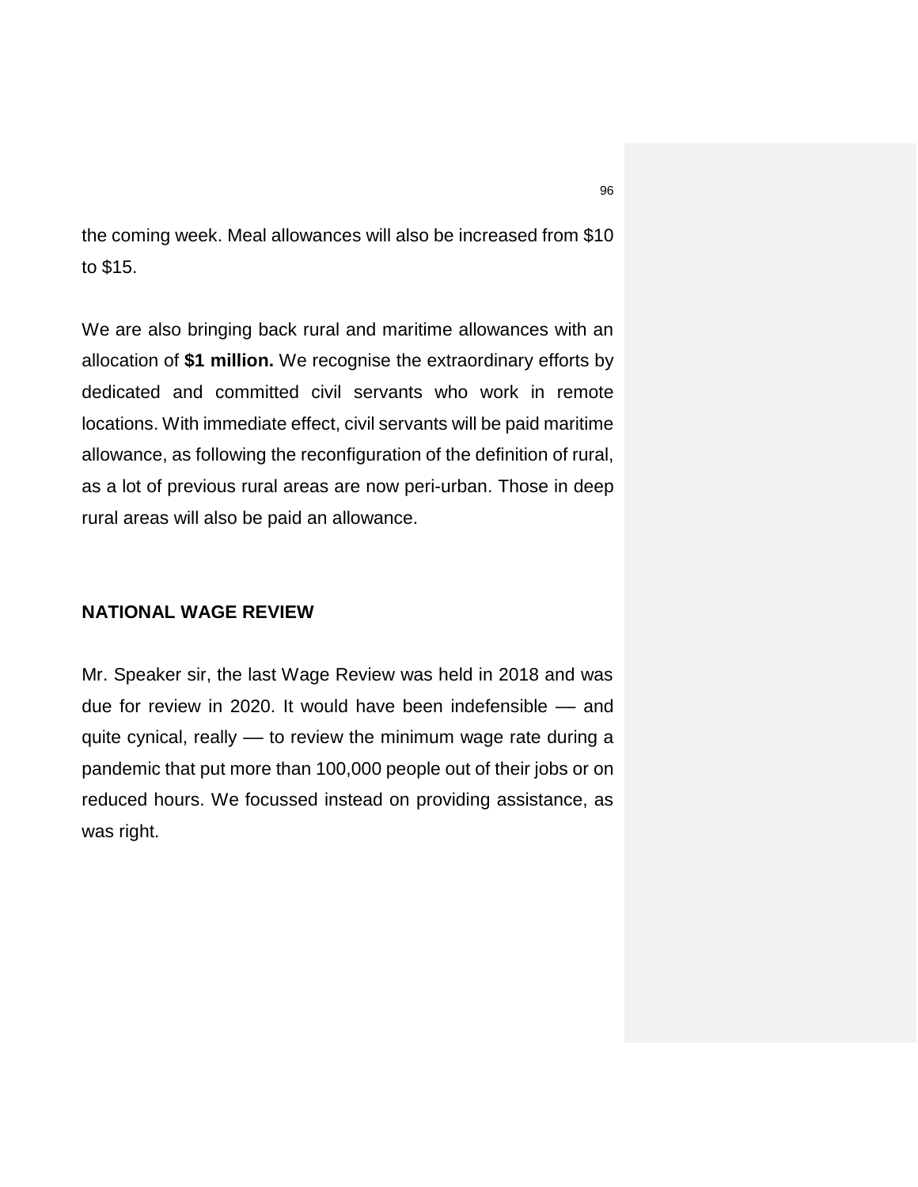the coming week. Meal allowances will also be increased from $10 to $15.

We are also bringing back rural and maritime allowances with an allocation of **$1 million.** We recognise the extraordinary efforts by dedicated and committed civil servants who work in remote locations. With immediate effect, civil servants will be paid maritime allowance, as following the reconfiguration of the definition of rural, as a lot of previous rural areas are now peri-urban. Those in deep rural areas will also be paid an allowance.

## NATIONAL WAGE REVIEW

Mr. Speaker sir, the last Wage Review was held in 2018 and was due for review in 2020. It would have been indefensible — and quite cynical, really — to review the minimum wage rate during a pandemic that put more than 100,000 people out of their jobs or on reduced hours. We focussed instead on providing assistance, as was right.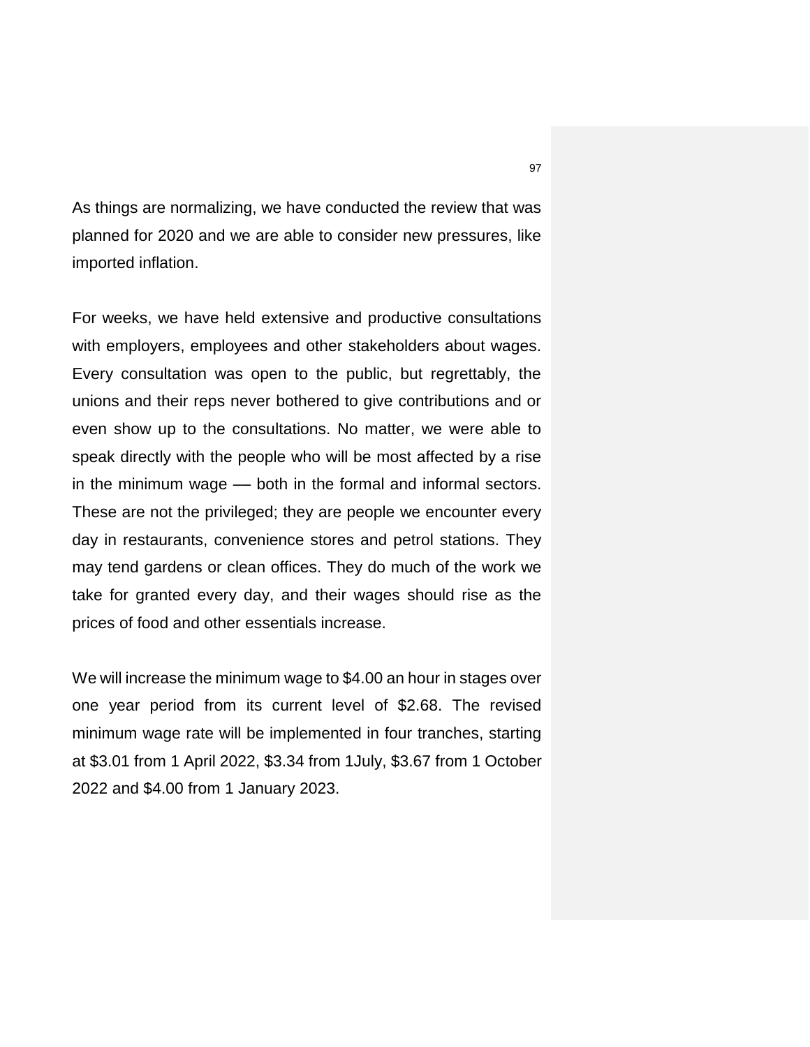As things are normalizing, we have conducted the review that was planned for 2020 and we are able to consider new pressures, like imported inflation.

For weeks, we have held extensive and productive consultations with employers, employees and other stakeholders about wages. Every consultation was open to the public, but regrettably, the unions and their reps never bothered to give contributions and or even show up to the consultations. No matter, we were able to speak directly with the people who will be most affected by a rise in the minimum wage — both in the formal and informal sectors. These are not the privileged; they are people we encounter every day in restaurants, convenience stores and petrol stations. They may tend gardens or clean offices. They do much of the work we take for granted every day, and their wages should rise as the prices of food and other essentials increase.

We will increase the minimum wage to $4.00 an hour in stages over one year period from its current level of $2.68. The revised minimum wage rate will be implemented in four tranches, starting at $3.01 from 1 April 2022, $3.34 from 1July, $3.67 from 1 October 2022 and $4.00 from 1 January 2023.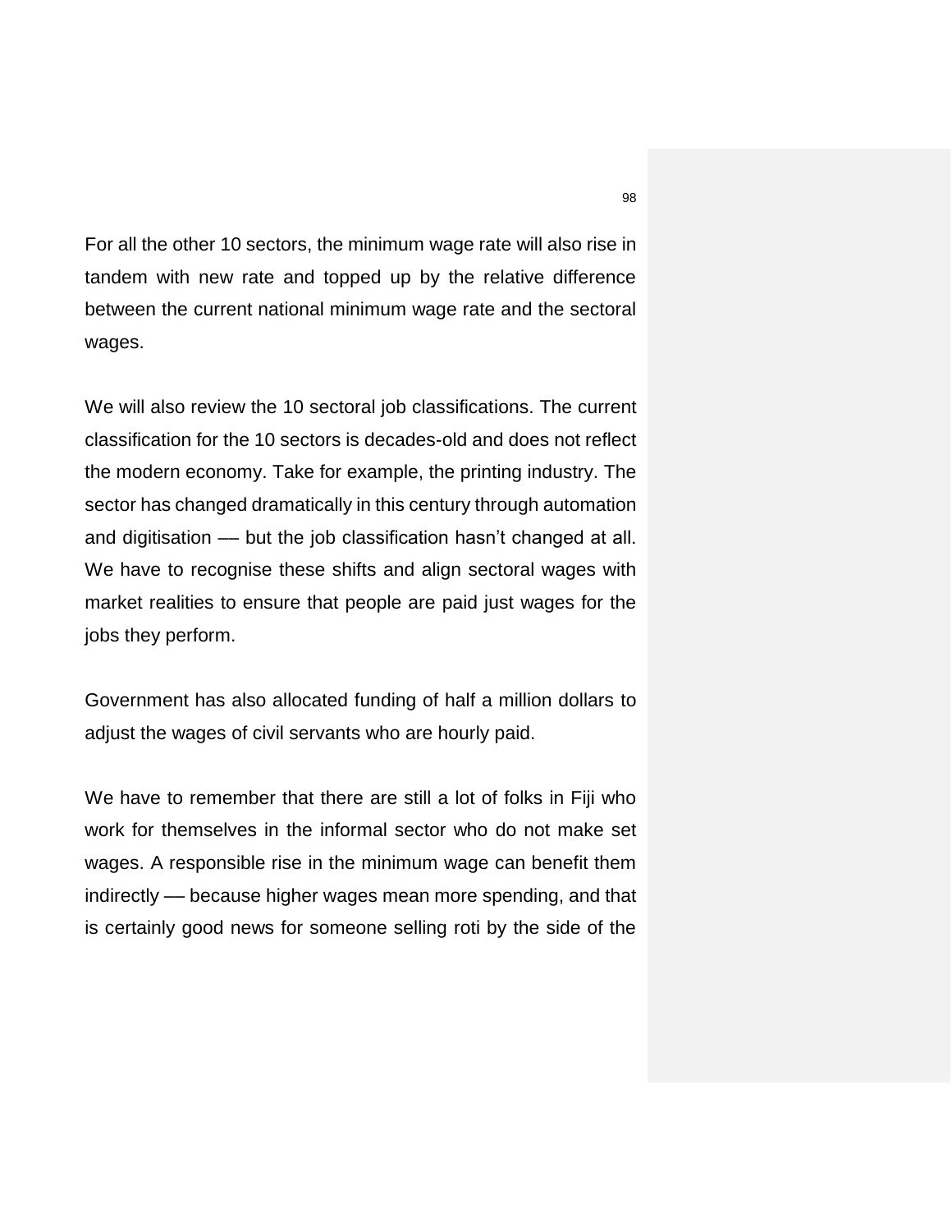For all the other 10 sectors, the minimum wage rate will also rise in tandem with new rate and topped up by the relative difference between the current national minimum wage rate and the sectoral wages.

We will also review the 10 sectoral job classifications. The current classification for the 10 sectors is decades-old and does not reflect the modern economy. Take for example, the printing industry. The sector has changed dramatically in this century through automation and digitisation — but the job classification hasn't changed at all. We have to recognise these shifts and align sectoral wages with market realities to ensure that people are paid just wages for the jobs they perform.

Government has also allocated funding of half a million dollars to adjust the wages of civil servants who are hourly paid.

We have to remember that there are still a lot of folks in Fiji who work for themselves in the informal sector who do not make set wages. A responsible rise in the minimum wage can benefit them indirectly — because higher wages mean more spending, and that is certainly good news for someone selling roti by the side of the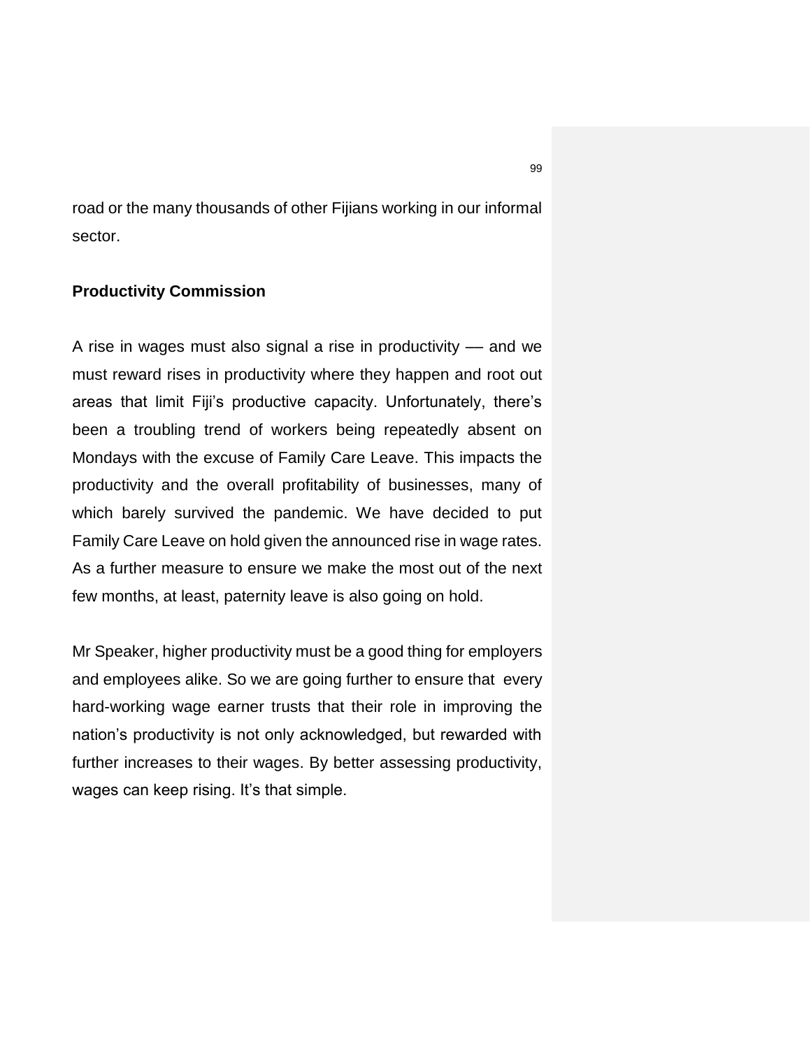road or the many thousands of other Fijians working in our informal sector.

**Productivity Commission**

A rise in wages must also signal a rise in productivity —- and we must reward rises in productivity where they happen and root out areas that limit Fiji's productive capacity. Unfortunately, there's been a troubling trend of workers being repeatedly absent on Mondays with the excuse of Family Care Leave. This impacts the productivity and the overall profitability of businesses, many of which barely survived the pandemic. We have decided to put Family Care Leave on hold given the announced rise in wage rates. As a further measure to ensure we make the most out of the next few months, at least, paternity leave is also going on hold.

Mr Speaker, higher productivity must be a good thing for employers and employees alike. So we are going further to ensure that every hard-working wage earner trusts that their role in improving the nation's productivity is not only acknowledged, but rewarded with further increases to their wages. By better assessing productivity, wages can keep rising. It's that simple.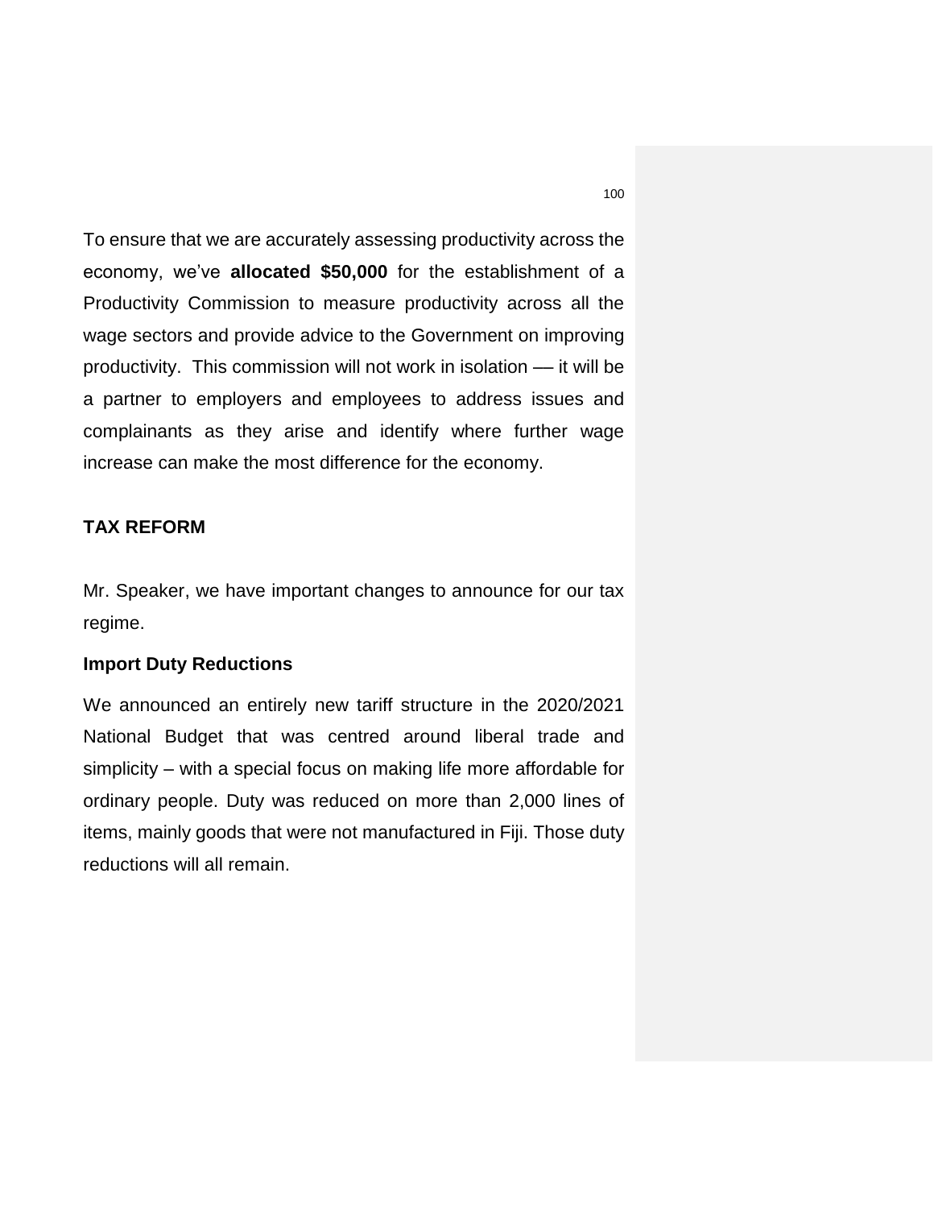To ensure that we are accurately assessing productivity across the economy, we've **allocated $50,000** for the establishment of a Productivity Commission to measure productivity across all the wage sectors and provide advice to the Government on improving productivity. This commission will not work in isolation — it will be a partner to employers and employees to address issues and complainants as they arise and identify where further wage increase can make the most difference for the economy.

## TAX REFORM

Mr. Speaker, we have important changes to announce for our tax regime.

### Import Duty Reductions

We announced an entirely new tariff structure in the 2020/2021 National Budget that was centred around liberal trade and simplicity – with a special focus on making life more affordable for ordinary people. Duty was reduced on more than 2,000 lines of items, mainly goods that were not manufactured in Fiji. Those duty reductions will all remain.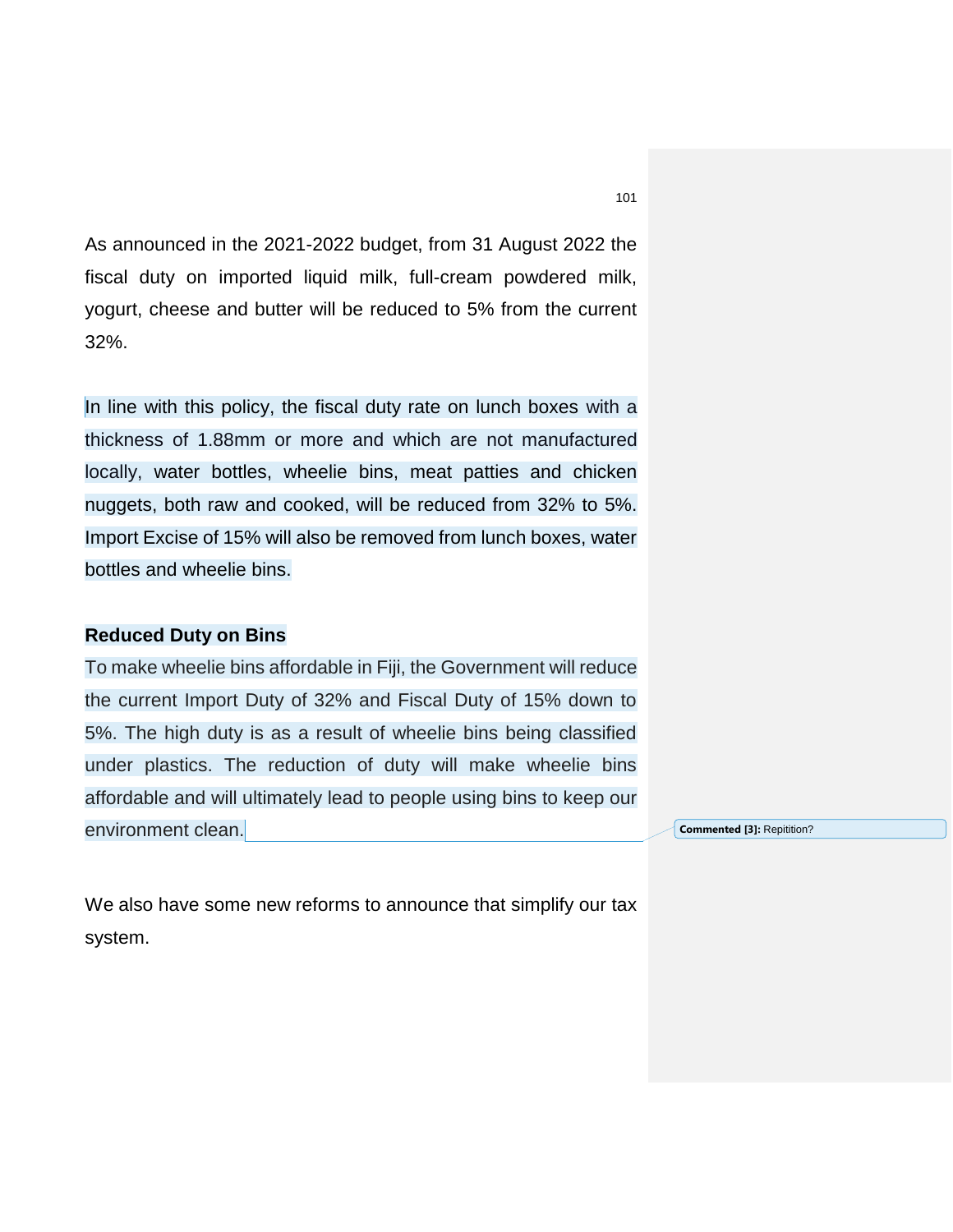As announced in the 2021-2022 budget, from 31 August 2022 the fiscal duty on imported liquid milk, full-cream powdered milk, yogurt, cheese and butter will be reduced to 5% from the current 32%.

In line with this policy, the fiscal duty rate on lunch boxes with a thickness of 1.88mm or more and which are not manufactured locally, water bottles, wheelie bins, meat patties and chicken nuggets, both raw and cooked, will be reduced from 32% to 5%. Import Excise of 15% will also be removed from lunch boxes, water bottles and wheelie bins.

**Reduced Duty on Bins**

To make wheelie bins affordable in Fiji, the Government will reduce the current Import Duty of 32% and Fiscal Duty of 15% down to 5%. The high duty is as a result of wheelie bins being classified under plastics. The reduction of duty will make wheelie bins affordable and will ultimately lead to people using bins to keep our environment clean.

**Commented [3]:** Repitition?

We also have some new reforms to announce that simplify our tax system.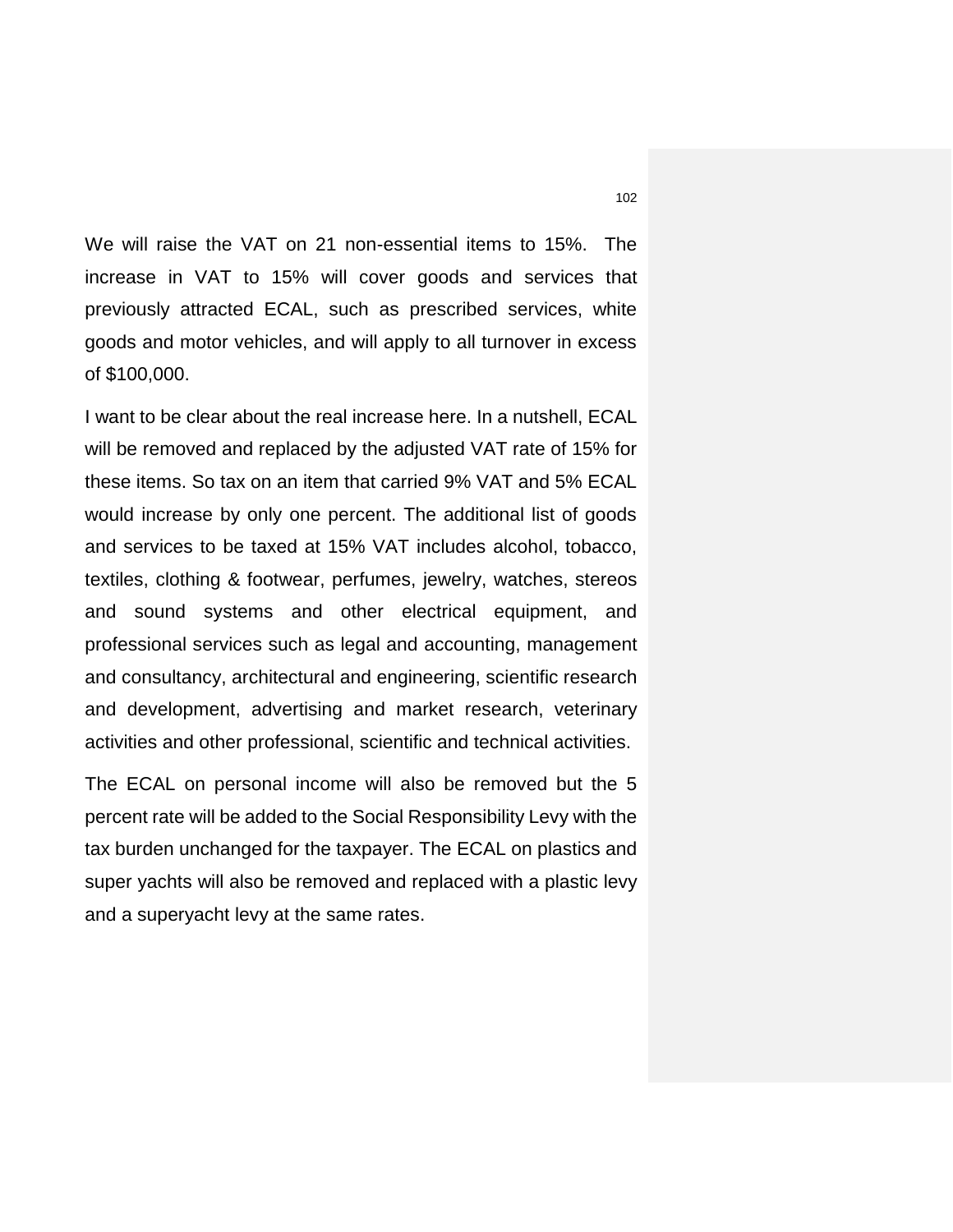We will raise the VAT on 21 non-essential items to 15%. The increase in VAT to 15% will cover goods and services that previously attracted ECAL, such as prescribed services, white goods and motor vehicles, and will apply to all turnover in excess of $100,000.

I want to be clear about the real increase here. In a nutshell, ECAL will be removed and replaced by the adjusted VAT rate of 15% for these items. So tax on an item that carried 9% VAT and 5% ECAL would increase by only one percent. The additional list of goods and services to be taxed at 15% VAT includes alcohol, tobacco, textiles, clothing & footwear, perfumes, jewelry, watches, stereos and sound systems and other electrical equipment, and professional services such as legal and accounting, management and consultancy, architectural and engineering, scientific research and development, advertising and market research, veterinary activities and other professional, scientific and technical activities.

The ECAL on personal income will also be removed but the 5 percent rate will be added to the Social Responsibility Levy with the tax burden unchanged for the taxpayer. The ECAL on plastics and super yachts will also be removed and replaced with a plastic levy and a superyacht levy at the same rates.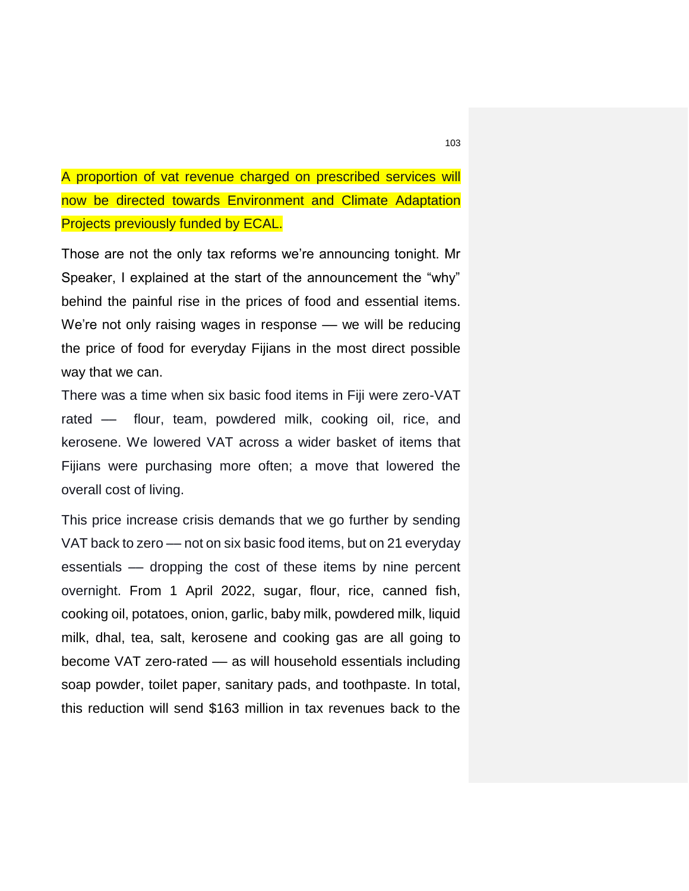A proportion of vat revenue charged on prescribed services will now be directed towards Environment and Climate Adaptation Projects previously funded by ECAL.

Those are not the only tax reforms we're announcing tonight. Mr Speaker, I explained at the start of the announcement the "why" behind the painful rise in the prices of food and essential items. We're not only raising wages in response — we will be reducing the price of food for everyday Fijians in the most direct possible way that we can.

There was a time when six basic food items in Fiji were zero-VAT rated — flour, team, powdered milk, cooking oil, rice, and kerosene. We lowered VAT across a wider basket of items that Fijians were purchasing more often; a move that lowered the overall cost of living.

This price increase crisis demands that we go further by sending VAT back to zero — not on six basic food items, but on 21 everyday essentials — dropping the cost of these items by nine percent overnight. From 1 April 2022, sugar, flour, rice, canned fish, cooking oil, potatoes, onion, garlic, baby milk, powdered milk, liquid milk, dhal, tea, salt, kerosene and cooking gas are all going to become VAT zero-rated — as will household essentials including soap powder, toilet paper, sanitary pads, and toothpaste. In total, this reduction will send $163 million in tax revenues back to the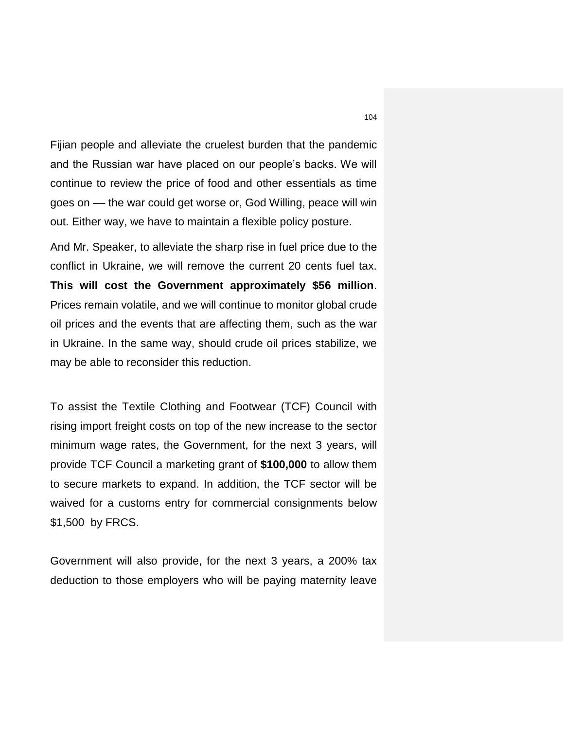Fijian people and alleviate the cruelest burden that the pandemic and the Russian war have placed on our people's backs. We will continue to review the price of food and other essentials as time goes on — the war could get worse or, God Willing, peace will win out. Either way, we have to maintain a flexible policy posture.

And Mr. Speaker, to alleviate the sharp rise in fuel price due to the conflict in Ukraine, we will remove the current 20 cents fuel tax. **This will cost the Government approximately $56 million**. Prices remain volatile, and we will continue to monitor global crude oil prices and the events that are affecting them, such as the war in Ukraine. In the same way, should crude oil prices stabilize, we may be able to reconsider this reduction.

To assist the Textile Clothing and Footwear (TCF) Council with rising import freight costs on top of the new increase to the sector minimum wage rates, the Government, for the next 3 years, will provide TCF Council a marketing grant of **$100,000** to allow them to secure markets to expand. In addition, the TCF sector will be waived for a customs entry for commercial consignments below $1,500 by FRCS.

Government will also provide, for the next 3 years, a 200% tax deduction to those employers who will be paying maternity leave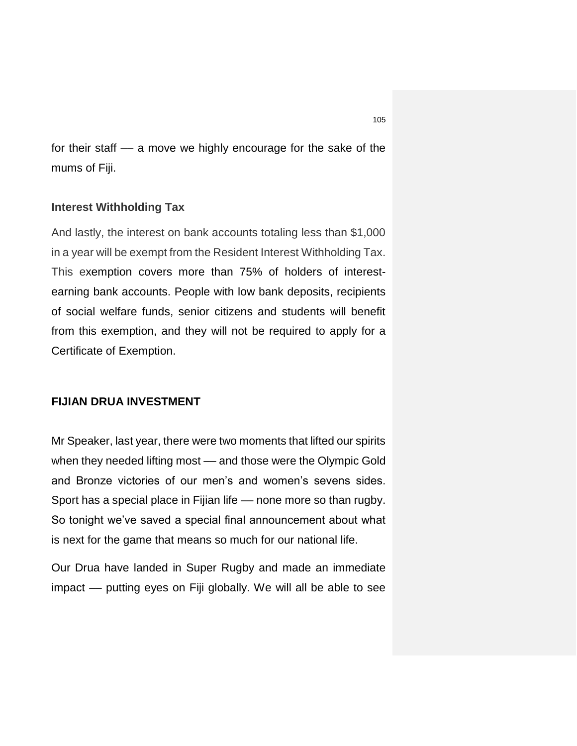for their staff –– a move we highly encourage for the sake of the mums of Fiji.

### Interest Withholding Tax

And lastly, the interest on bank accounts totaling less than $1,000 in a year will be exempt from the Resident Interest Withholding Tax. This exemption covers more than 75% of holders of interest-earning bank accounts. People with low bank deposits, recipients of social welfare funds, senior citizens and students will benefit from this exemption, and they will not be required to apply for a Certificate of Exemption.

## FIJIAN DRUA INVESTMENT

Mr Speaker, last year, there were two moments that lifted our spirits when they needed lifting most — and those were the Olympic Gold and Bronze victories of our men's and women's sevens sides. Sport has a special place in Fijian life — none more so than rugby. So tonight we've saved a special final announcement about what is next for the game that means so much for our national life.

Our Drua have landed in Super Rugby and made an immediate impact — putting eyes on Fiji globally. We will all be able to see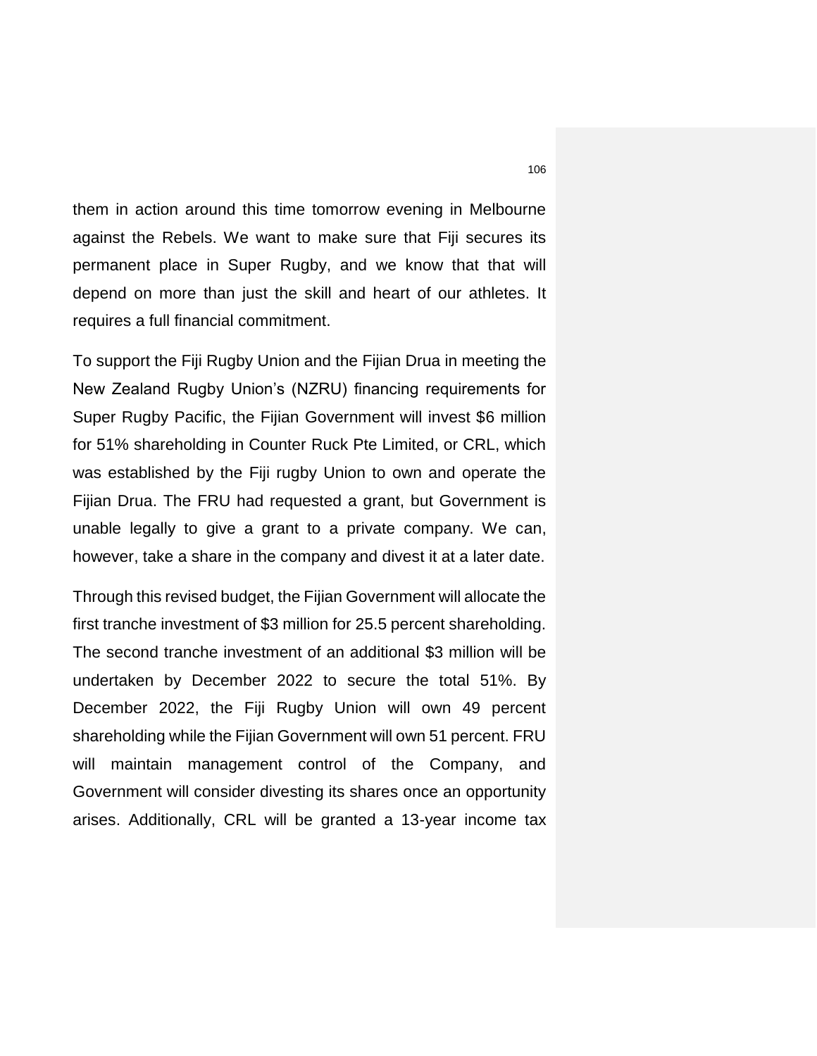them in action around this time tomorrow evening in Melbourne against the Rebels. We want to make sure that Fiji secures its permanent place in Super Rugby, and we know that that will depend on more than just the skill and heart of our athletes. It requires a full financial commitment.

To support the Fiji Rugby Union and the Fijian Drua in meeting the New Zealand Rugby Union's (NZRU) financing requirements for Super Rugby Pacific, the Fijian Government will invest $6 million for 51% shareholding in Counter Ruck Pte Limited, or CRL, which was established by the Fiji rugby Union to own and operate the Fijian Drua. The FRU had requested a grant, but Government is unable legally to give a grant to a private company. We can, however, take a share in the company and divest it at a later date.

Through this revised budget, the Fijian Government will allocate the first tranche investment of $3 million for 25.5 percent shareholding. The second tranche investment of an additional $3 million will be undertaken by December 2022 to secure the total 51%. By December 2022, the Fiji Rugby Union will own 49 percent shareholding while the Fijian Government will own 51 percent. FRU will maintain management control of the Company, and Government will consider divesting its shares once an opportunity arises. Additionally, CRL will be granted a 13-year income tax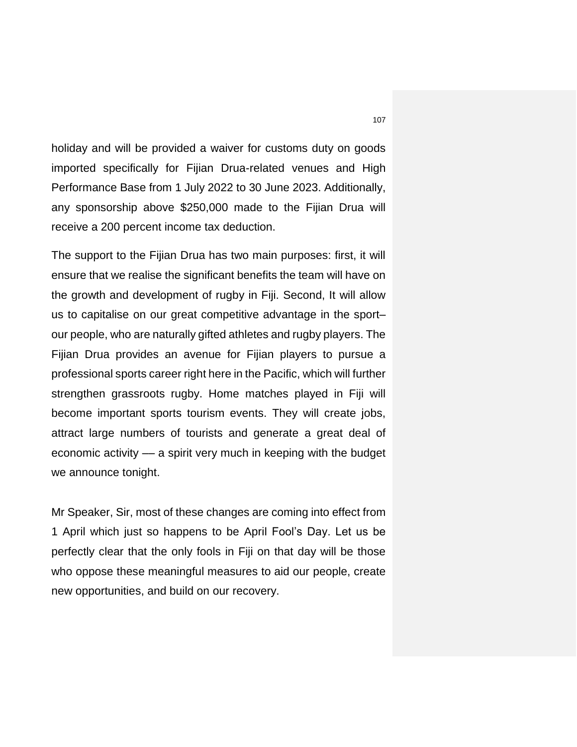holiday and will be provided a waiver for customs duty on goods imported specifically for Fijian Drua-related venues and High Performance Base from 1 July 2022 to 30 June 2023. Additionally, any sponsorship above $250,000 made to the Fijian Drua will receive a 200 percent income tax deduction.

The support to the Fijian Drua has two main purposes: first, it will ensure that we realise the significant benefits the team will have on the growth and development of rugby in Fiji. Second, It will allow us to capitalise on our great competitive advantage in the sport– our people, who are naturally gifted athletes and rugby players. The Fijian Drua provides an avenue for Fijian players to pursue a professional sports career right here in the Pacific, which will further strengthen grassroots rugby. Home matches played in Fiji will become important sports tourism events. They will create jobs, attract large numbers of tourists and generate a great deal of economic activity — a spirit very much in keeping with the budget we announce tonight.

Mr Speaker, Sir, most of these changes are coming into effect from 1 April which just so happens to be April Fool's Day. Let us be perfectly clear that the only fools in Fiji on that day will be those who oppose these meaningful measures to aid our people, create new opportunities, and build on our recovery.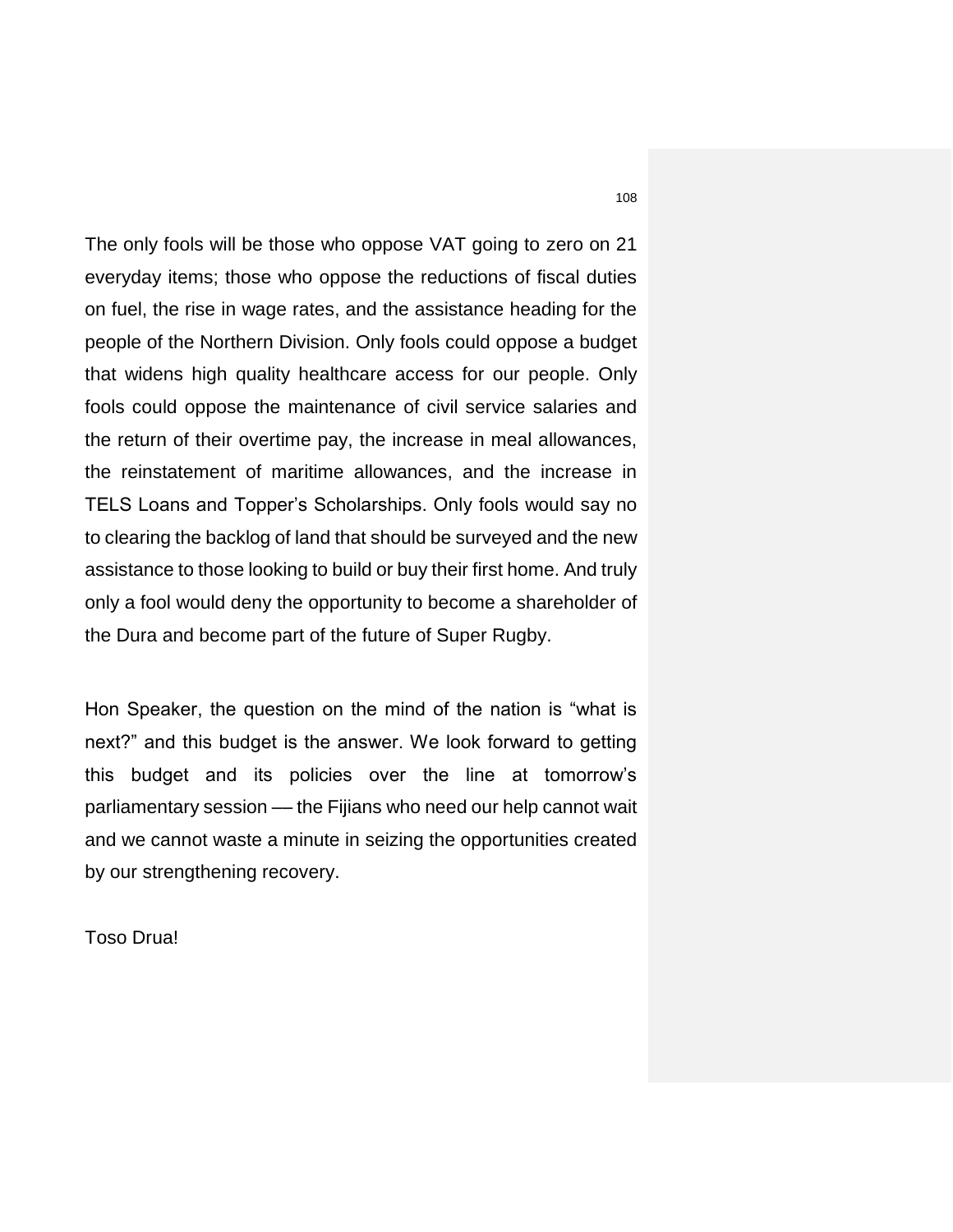The only fools will be those who oppose VAT going to zero on 21 everyday items; those who oppose the reductions of fiscal duties on fuel, the rise in wage rates, and the assistance heading for the people of the Northern Division. Only fools could oppose a budget that widens high quality healthcare access for our people. Only fools could oppose the maintenance of civil service salaries and the return of their overtime pay, the increase in meal allowances, the reinstatement of maritime allowances, and the increase in TELS Loans and Topper's Scholarships. Only fools would say no to clearing the backlog of land that should be surveyed and the new assistance to those looking to build or buy their first home. And truly only a fool would deny the opportunity to become a shareholder of the Dura and become part of the future of Super Rugby.

Hon Speaker, the question on the mind of the nation is "what is next?" and this budget is the answer. We look forward to getting this budget and its policies over the line at tomorrow's parliamentary session — the Fijians who need our help cannot wait and we cannot waste a minute in seizing the opportunities created by our strengthening recovery.

Toso Drua!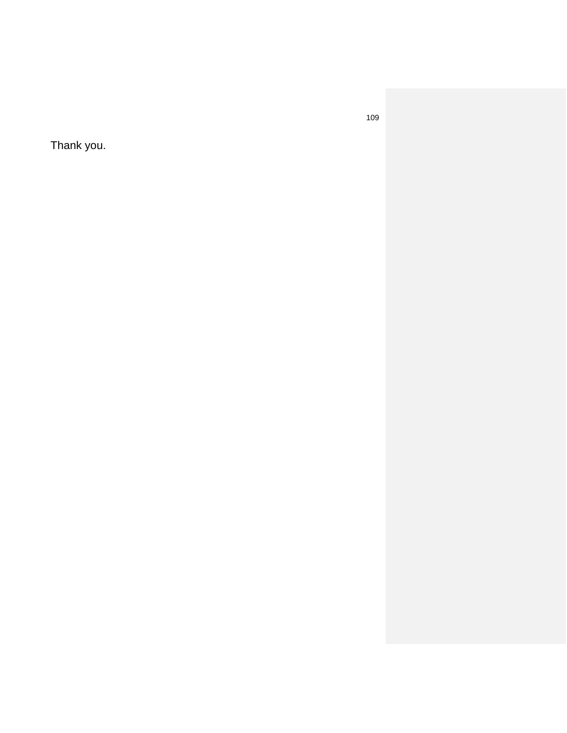Thank you.